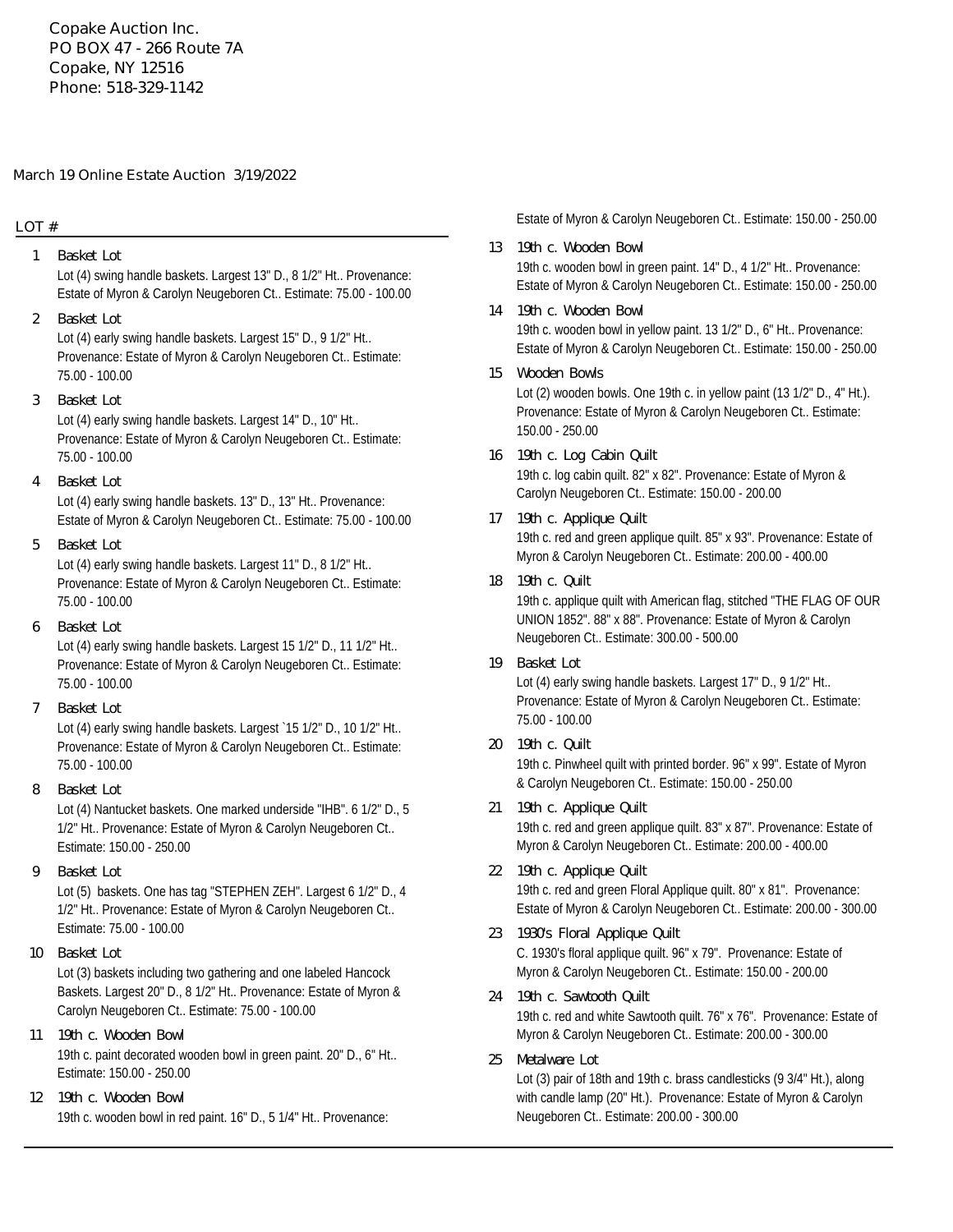Copake Auction Inc.
PO BOX 47 - 266 Route 7A
Copake, NY 12516
Phone: 518-329-1142

March 19 Online Estate Auction 3/19/2022

LOT #

**1 Basket Lot**
Lot (4) swing handle baskets. Largest 13" D., 8 1/2" Ht.. Provenance: Estate of Myron & Carolyn Neugeboren Ct.. Estimate: 75.00 - 100.00

**2 Basket Lot**
Lot (4) early swing handle baskets. Largest 15" D., 9 1/2" Ht.. Provenance: Estate of Myron & Carolyn Neugeboren Ct.. Estimate: 75.00 - 100.00

**3 Basket Lot**
Lot (4) early swing handle baskets. Largest 14" D., 10" Ht.. Provenance: Estate of Myron & Carolyn Neugeboren Ct.. Estimate: 75.00 - 100.00

**4 Basket Lot**
Lot (4) early swing handle baskets. 13" D., 13" Ht.. Provenance: Estate of Myron & Carolyn Neugeboren Ct.. Estimate: 75.00 - 100.00

**5 Basket Lot**
Lot (4) early swing handle baskets. Largest 11" D., 8 1/2" Ht.. Provenance: Estate of Myron & Carolyn Neugeboren Ct.. Estimate: 75.00 - 100.00

**6 Basket Lot**
Lot (4) early swing handle baskets. Largest 15 1/2" D., 11 1/2" Ht.. Provenance: Estate of Myron & Carolyn Neugeboren Ct.. Estimate: 75.00 - 100.00

**7 Basket Lot**
Lot (4) early swing handle baskets. Largest `15 1/2" D., 10 1/2" Ht.. Provenance: Estate of Myron & Carolyn Neugeboren Ct.. Estimate: 75.00 - 100.00

**8 Basket Lot**
Lot (4) Nantucket baskets. One marked underside "IHB". 6 1/2" D., 5 1/2" Ht.. Provenance: Estate of Myron & Carolyn Neugeboren Ct.. Estimate: 150.00 - 250.00

**9 Basket Lot**
Lot (5) baskets. One has tag "STEPHEN ZEH". Largest 6 1/2" D., 4 1/2" Ht.. Provenance: Estate of Myron & Carolyn Neugeboren Ct.. Estimate: 75.00 - 100.00

**10 Basket Lot**
Lot (3) baskets including two gathering and one labeled Hancock Baskets. Largest 20" D., 8 1/2" Ht.. Provenance: Estate of Myron & Carolyn Neugeboren Ct.. Estimate: 75.00 - 100.00

**11 19th c. Wooden Bowl**
19th c. paint decorated wooden bowl in green paint. 20" D., 6" Ht.. Estimate: 150.00 - 250.00

**12 19th c. Wooden Bowl**
19th c. wooden bowl in red paint. 16" D., 5 1/4" Ht.. Provenance: Estate of Myron & Carolyn Neugeboren Ct.. Estimate: 150.00 - 250.00

**13 19th c. Wooden Bowl**
19th c. wooden bowl in green paint. 14" D., 4 1/2" Ht.. Provenance: Estate of Myron & Carolyn Neugeboren Ct.. Estimate: 150.00 - 250.00

**14 19th c. Wooden Bowl**
19th c. wooden bowl in yellow paint. 13 1/2" D., 6" Ht.. Provenance: Estate of Myron & Carolyn Neugeboren Ct.. Estimate: 150.00 - 250.00

**15 Wooden Bowls**
Lot (2) wooden bowls. One 19th c. in yellow paint (13 1/2" D., 4" Ht.). Provenance: Estate of Myron & Carolyn Neugeboren Ct.. Estimate: 150.00 - 250.00

**16 19th c. Log Cabin Quilt**
19th c. log cabin quilt. 82" x 82". Provenance: Estate of Myron & Carolyn Neugeboren Ct.. Estimate: 150.00 - 200.00

**17 19th c. Applique Quilt**
19th c. red and green applique quilt. 85" x 93". Provenance: Estate of Myron & Carolyn Neugeboren Ct.. Estimate: 200.00 - 400.00

**18 19th c. Quilt**
19th c. applique quilt with American flag, stitched "THE FLAG OF OUR UNION 1852". 88" x 88". Provenance: Estate of Myron & Carolyn Neugeboren Ct.. Estimate: 300.00 - 500.00

**19 Basket Lot**
Lot (4) early swing handle baskets. Largest 17" D., 9 1/2" Ht.. Provenance: Estate of Myron & Carolyn Neugeboren Ct.. Estimate: 75.00 - 100.00

**20 19th c. Quilt**
19th c. Pinwheel quilt with printed border. 96" x 99". Estate of Myron & Carolyn Neugeboren Ct.. Estimate: 150.00 - 250.00

**21 19th c. Applique Quilt**
19th c. red and green applique quilt. 83" x 87". Provenance: Estate of Myron & Carolyn Neugeboren Ct.. Estimate: 200.00 - 400.00

**22 19th c. Applique Quilt**
19th c. red and green Floral Applique quilt. 80" x 81". Provenance: Estate of Myron & Carolyn Neugeboren Ct.. Estimate: 200.00 - 300.00

**23 1930's Floral Applique Quilt**
C. 1930's floral applique quilt. 96" x 79". Provenance: Estate of Myron & Carolyn Neugeboren Ct.. Estimate: 150.00 - 200.00

**24 19th c. Sawtooth Quilt**
19th c. red and white Sawtooth quilt. 76" x 76". Provenance: Estate of Myron & Carolyn Neugeboren Ct.. Estimate: 200.00 - 300.00

**25 Metalware Lot**
Lot (3) pair of 18th and 19th c. brass candlesticks (9 3/4" Ht.), along with candle lamp (20" Ht.). Provenance: Estate of Myron & Carolyn Neugeboren Ct.. Estimate: 200.00 - 300.00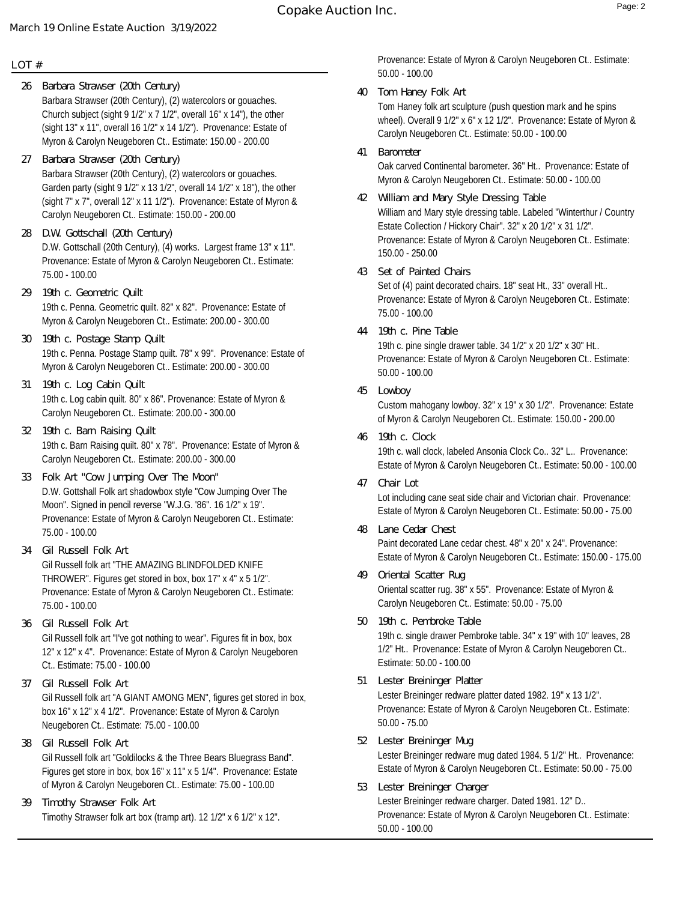March 19 Online Estate Auction 3/19/2022

LOT #

**26 Barbara Strawser (20th Century)**
Barbara Strawser (20th Century), (2) watercolors or gouaches. Church subject (sight 9 1/2" x 7 1/2", overall 16" x 14"), the other (sight 13" x 11", overall 16 1/2" x 14 1/2"). Provenance: Estate of Myron & Carolyn Neugeboren Ct.. Estimate: 150.00 - 200.00

**27 Barbara Strawser (20th Century)**
Barbara Strawser (20th Century), (2) watercolors or gouaches. Garden party (sight 9 1/2" x 13 1/2", overall 14 1/2" x 18"), the other (sight 7" x 7", overall 12" x 11 1/2"). Provenance: Estate of Myron & Carolyn Neugeboren Ct.. Estimate: 150.00 - 200.00

**28 D.W. Gottschall (20th Century)**
D.W. Gottschall (20th Century), (4) works. Largest frame 13" x 11". Provenance: Estate of Myron & Carolyn Neugeboren Ct.. Estimate: 75.00 - 100.00

**29 19th c. Geometric Quilt**
19th c. Penna. Geometric quilt. 82" x 82". Provenance: Estate of Myron & Carolyn Neugeboren Ct.. Estimate: 200.00 - 300.00

**30 19th c. Postage Stamp Quilt**
19th c. Penna. Postage Stamp quilt. 78" x 99". Provenance: Estate of Myron & Carolyn Neugeboren Ct.. Estimate: 200.00 - 300.00

**31 19th c. Log Cabin Quilt**
19th c. Log cabin quilt. 80" x 86". Provenance: Estate of Myron & Carolyn Neugeboren Ct.. Estimate: 200.00 - 300.00

**32 19th c. Barn Raising Quilt**
19th c. Barn Raising quilt. 80" x 78". Provenance: Estate of Myron & Carolyn Neugeboren Ct.. Estimate: 200.00 - 300.00

**33 Folk Art "Cow Jumping Over The Moon"**
D.W. Gottshall Folk art shadowbox style "Cow Jumping Over The Moon". Signed in pencil reverse "W.J.G. '86". 16 1/2" x 19". Provenance: Estate of Myron & Carolyn Neugeboren Ct.. Estimate: 75.00 - 100.00

**34 Gil Russell Folk Art**
Gil Russell folk art "THE AMAZING BLINDFOLDED KNIFE THROWER". Figures get stored in box, box 17" x 4" x 5 1/2". Provenance: Estate of Myron & Carolyn Neugeboren Ct.. Estimate: 75.00 - 100.00

**36 Gil Russell Folk Art**
Gil Russell folk art "I've got nothing to wear". Figures fit in box, box 12" x 12" x 4". Provenance: Estate of Myron & Carolyn Neugeboren Ct.. Estimate: 75.00 - 100.00

**37 Gil Russell Folk Art**
Gil Russell folk art "A GIANT AMONG MEN", figures get stored in box, box 16" x 12" x 4 1/2". Provenance: Estate of Myron & Carolyn Neugeboren Ct.. Estimate: 75.00 - 100.00

**38 Gil Russell Folk Art**
Gil Russell folk art "Goldilocks & the Three Bears Bluegrass Band". Figures get store in box, box 16" x 11" x 5 1/4". Provenance: Estate of Myron & Carolyn Neugeboren Ct.. Estimate: 75.00 - 100.00

**39 Timothy Strawser Folk Art**
Timothy Strawser folk art box (tramp art). 12 1/2" x 6 1/2" x 12". Provenance: Estate of Myron & Carolyn Neugeboren Ct.. Estimate: 50.00 - 100.00

**40 Tom Haney Folk Art**
Tom Haney folk art sculpture (push question mark and he spins wheel). Overall 9 1/2" x 6" x 12 1/2". Provenance: Estate of Myron & Carolyn Neugeboren Ct.. Estimate: 50.00 - 100.00

**41 Barometer**
Oak carved Continental barometer. 36" Ht.. Provenance: Estate of Myron & Carolyn Neugeboren Ct.. Estimate: 50.00 - 100.00

**42 William and Mary Style Dressing Table**
William and Mary style dressing table. Labeled "Winterthur / Country Estate Collection / Hickory Chair". 32" x 20 1/2" x 31 1/2". Provenance: Estate of Myron & Carolyn Neugeboren Ct.. Estimate: 150.00 - 250.00

**43 Set of Painted Chairs**
Set of (4) paint decorated chairs. 18" seat Ht., 33" overall Ht.. Provenance: Estate of Myron & Carolyn Neugeboren Ct.. Estimate: 75.00 - 100.00

**44 19th c. Pine Table**
19th c. pine single drawer table. 34 1/2" x 20 1/2" x 30" Ht.. Provenance: Estate of Myron & Carolyn Neugeboren Ct.. Estimate: 50.00 - 100.00

**45 Lowboy**
Custom mahogany lowboy. 32" x 19" x 30 1/2". Provenance: Estate of Myron & Carolyn Neugeboren Ct.. Estimate: 150.00 - 200.00

**46 19th c. Clock**
19th c. wall clock, labeled Ansonia Clock Co.. 32" L.. Provenance: Estate of Myron & Carolyn Neugeboren Ct.. Estimate: 50.00 - 100.00

**47 Chair Lot**
Lot including cane seat side chair and Victorian chair. Provenance: Estate of Myron & Carolyn Neugeboren Ct.. Estimate: 50.00 - 75.00

**48 Lane Cedar Chest**
Paint decorated Lane cedar chest. 48" x 20" x 24". Provenance: Estate of Myron & Carolyn Neugeboren Ct.. Estimate: 150.00 - 175.00

**49 Oriental Scatter Rug**
Oriental scatter rug. 38" x 55". Provenance: Estate of Myron & Carolyn Neugeboren Ct.. Estimate: 50.00 - 75.00

**50 19th c. Pembroke Table**
19th c. single drawer Pembroke table. 34" x 19" with 10" leaves, 28 1/2" Ht.. Provenance: Estate of Myron & Carolyn Neugeboren Ct.. Estimate: 50.00 - 100.00

**51 Lester Breininger Platter**
Lester Breininger redware platter dated 1982. 19" x 13 1/2". Provenance: Estate of Myron & Carolyn Neugeboren Ct.. Estimate: 50.00 - 75.00

**52 Lester Breininger Mug**
Lester Breininger redware mug dated 1984. 5 1/2" Ht.. Provenance: Estate of Myron & Carolyn Neugeboren Ct.. Estimate: 50.00 - 75.00

**53 Lester Breininger Charger**
Lester Breininger redware charger. Dated 1981. 12" D.. Provenance: Estate of Myron & Carolyn Neugeboren Ct.. Estimate: 50.00 - 100.00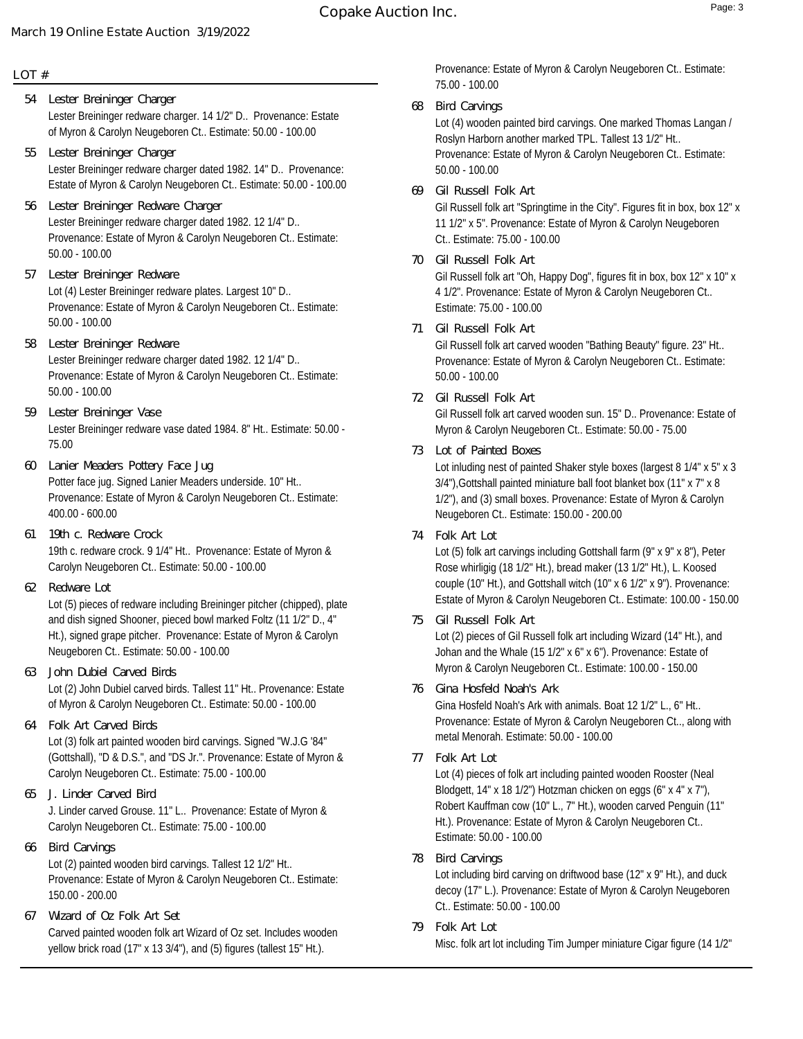March 19 Online Estate Auction 3/19/2022

LOT #

**54 Lester Breininger Charger**
Lester Breininger redware charger. 14 1/2" D.. Provenance: Estate of Myron & Carolyn Neugeboren Ct.. Estimate: 50.00 - 100.00

**55 Lester Breininger Charger**
Lester Breininger redware charger dated 1982. 14" D.. Provenance: Estate of Myron & Carolyn Neugeboren Ct.. Estimate: 50.00 - 100.00

**56 Lester Breininger Redware Charger**
Lester Breininger redware charger dated 1982. 12 1/4" D.. Provenance: Estate of Myron & Carolyn Neugeboren Ct.. Estimate: 50.00 - 100.00

**57 Lester Breininger Redware**
Lot (4) Lester Breininger redware plates. Largest 10" D.. Provenance: Estate of Myron & Carolyn Neugeboren Ct.. Estimate: 50.00 - 100.00

**58 Lester Breininger Redware**
Lester Breininger redware charger dated 1982. 12 1/4" D.. Provenance: Estate of Myron & Carolyn Neugeboren Ct.. Estimate: 50.00 - 100.00

**59 Lester Breininger Vase**
Lester Breininger redware vase dated 1984. 8" Ht.. Estimate: 50.00 - 75.00

**60 Lanier Meaders Pottery Face Jug**
Potter face jug. Signed Lanier Meaders underside. 10" Ht.. Provenance: Estate of Myron & Carolyn Neugeboren Ct.. Estimate: 400.00 - 600.00

**61 19th c. Redware Crock**
19th c. redware crock. 9 1/4" Ht.. Provenance: Estate of Myron & Carolyn Neugeboren Ct.. Estimate: 50.00 - 100.00

**62 Redware Lot**
Lot (5) pieces of redware including Breininger pitcher (chipped), plate and dish signed Shooner, pieced bowl marked Foltz (11 1/2" D., 4" Ht.), signed grape pitcher. Provenance: Estate of Myron & Carolyn Neugeboren Ct.. Estimate: 50.00 - 100.00

**63 John Dubiel Carved Birds**
Lot (2) John Dubiel carved birds. Tallest 11" Ht.. Provenance: Estate of Myron & Carolyn Neugeboren Ct.. Estimate: 50.00 - 100.00

**64 Folk Art Carved Birds**
Lot (3) folk art painted wooden bird carvings. Signed "W.J.G '84" (Gottshall), "D & D.S.", and "DS Jr.". Provenance: Estate of Myron & Carolyn Neugeboren Ct.. Estimate: 75.00 - 100.00

**65 J. Linder Carved Bird**
J. Linder carved Grouse. 11" L.. Provenance: Estate of Myron & Carolyn Neugeboren Ct.. Estimate: 75.00 - 100.00

**66 Bird Carvings**
Lot (2) painted wooden bird carvings. Tallest 12 1/2" Ht.. Provenance: Estate of Myron & Carolyn Neugeboren Ct.. Estimate: 150.00 - 200.00

**67 Wizard of Oz Folk Art Set**
Carved painted wooden folk art Wizard of Oz set. Includes wooden yellow brick road (17" x 13 3/4"), and (5) figures (tallest 15" Ht.). Provenance: Estate of Myron & Carolyn Neugeboren Ct.. Estimate: 75.00 - 100.00

**68 Bird Carvings**
Lot (4) wooden painted bird carvings. One marked Thomas Langan / Roslyn Harborn another marked TPL. Tallest 13 1/2" Ht.. Provenance: Estate of Myron & Carolyn Neugeboren Ct.. Estimate: 50.00 - 100.00

**69 Gil Russell Folk Art**
Gil Russell folk art "Springtime in the City". Figures fit in box, box 12" x 11 1/2" x 5". Provenance: Estate of Myron & Carolyn Neugeboren Ct.. Estimate: 75.00 - 100.00

**70 Gil Russell Folk Art**
Gil Russell folk art "Oh, Happy Dog", figures fit in box, box 12" x 10" x 4 1/2". Provenance: Estate of Myron & Carolyn Neugeboren Ct.. Estimate: 75.00 - 100.00

**71 Gil Russell Folk Art**
Gil Russell folk art carved wooden "Bathing Beauty" figure. 23" Ht.. Provenance: Estate of Myron & Carolyn Neugeboren Ct.. Estimate: 50.00 - 100.00

**72 Gil Russell Folk Art**
Gil Russell folk art carved wooden sun. 15" D.. Provenance: Estate of Myron & Carolyn Neugeboren Ct.. Estimate: 50.00 - 75.00

**73 Lot of Painted Boxes**
Lot inluding nest of painted Shaker style boxes (largest 8 1/4" x 5" x 3 3/4"),Gottshall painted miniature ball foot blanket box (11" x 7" x 8 1/2"), and (3) small boxes. Provenance: Estate of Myron & Carolyn Neugeboren Ct.. Estimate: 150.00 - 200.00

**74 Folk Art Lot**
Lot (5) folk art carvings including Gottshall farm (9" x 9" x 8"), Peter Rose whirligig (18 1/2" Ht.), bread maker (13 1/2" Ht.), L. Koosed couple (10" Ht.), and Gottshall witch (10" x 6 1/2" x 9"). Provenance: Estate of Myron & Carolyn Neugeboren Ct.. Estimate: 100.00 - 150.00

**75 Gil Russell Folk Art**
Lot (2) pieces of Gil Russell folk art including Wizard (14" Ht.), and Johan and the Whale (15 1/2" x 6" x 6"). Provenance: Estate of Myron & Carolyn Neugeboren Ct.. Estimate: 100.00 - 150.00

**76 Gina Hosfeld Noah's Ark**
Gina Hosfeld Noah's Ark with animals. Boat 12 1/2" L., 6" Ht.. Provenance: Estate of Myron & Carolyn Neugeboren Ct.., along with metal Menorah. Estimate: 50.00 - 100.00

**77 Folk Art Lot**
Lot (4) pieces of folk art including painted wooden Rooster (Neal Blodgett, 14" x 18 1/2") Hotzman chicken on eggs (6" x 4" x 7"), Robert Kauffman cow (10" L., 7" Ht.), wooden carved Penguin (11" Ht.). Provenance: Estate of Myron & Carolyn Neugeboren Ct.. Estimate: 50.00 - 100.00

**78 Bird Carvings**
Lot including bird carving on driftwood base (12" x 9" Ht.), and duck decoy (17" L.). Provenance: Estate of Myron & Carolyn Neugeboren Ct.. Estimate: 50.00 - 100.00

**79 Folk Art Lot**
Misc. folk art lot including Tim Jumper miniature Cigar figure (14 1/2"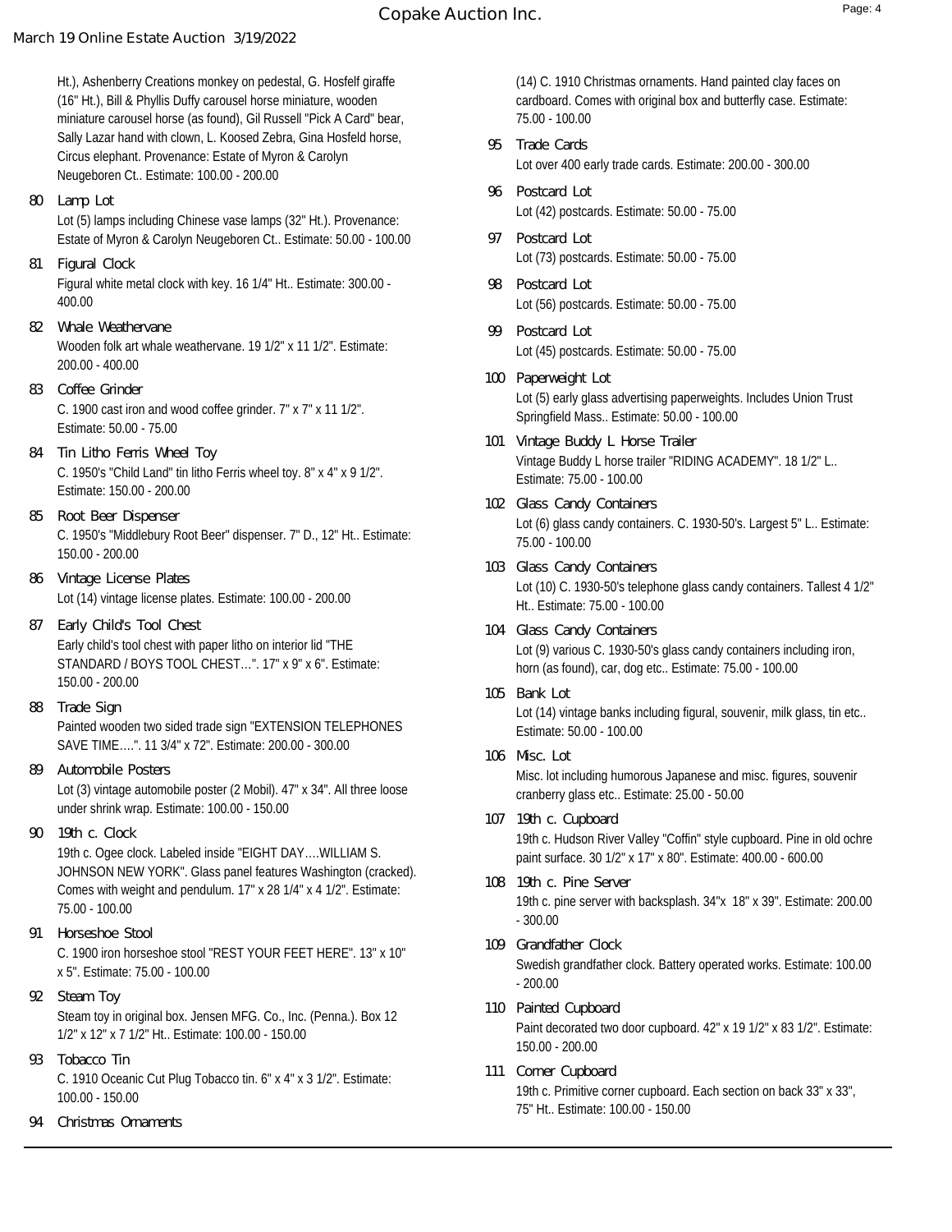Ht.), Ashenberry Creations monkey on pedestal, G. Hosfelf giraffe (16" Ht.), Bill & Phyllis Duffy carousel horse miniature, wooden miniature carousel horse (as found), Gil Russell "Pick A Card" bear, Sally Lazar hand with clown, L. Koosed Zebra, Gina Hosfeld horse, Circus elephant. Provenance: Estate of Myron & Carolyn Neugeboren Ct.. Estimate: 100.00 - 200.00

**80 Lamp Lot**
Lot (5) lamps including Chinese vase lamps (32" Ht.). Provenance: Estate of Myron & Carolyn Neugeboren Ct.. Estimate: 50.00 - 100.00

**81 Figural Clock**
Figural white metal clock with key. 16 1/4" Ht.. Estimate: 300.00 - 400.00

**82 Whale Weathervane**
Wooden folk art whale weathervane. 19 1/2" x 11 1/2". Estimate: 200.00 - 400.00

**83 Coffee Grinder**
C. 1900 cast iron and wood coffee grinder. 7" x 7" x 11 1/2". Estimate: 50.00 - 75.00

**84 Tin Litho Ferris Wheel Toy**
C. 1950's "Child Land" tin litho Ferris wheel toy. 8" x 4" x 9 1/2". Estimate: 150.00 - 200.00

**85 Root Beer Dispenser**
C. 1950's "Middlebury Root Beer" dispenser. 7" D., 12" Ht.. Estimate: 150.00 - 200.00

**86 Vintage License Plates**
Lot (14) vintage license plates. Estimate: 100.00 - 200.00

**87 Early Child's Tool Chest**
Early child's tool chest with paper litho on interior lid "THE STANDARD / BOYS TOOL CHEST…". 17" x 9" x 6". Estimate: 150.00 - 200.00

**88 Trade Sign**
Painted wooden two sided trade sign "EXTENSION TELEPHONES SAVE TIME….". 11 3/4" x 72". Estimate: 200.00 - 300.00

**89 Automobile Posters**
Lot (3) vintage automobile poster (2 Mobil). 47" x 34". All three loose under shrink wrap. Estimate: 100.00 - 150.00

**90 19th c. Clock**
19th c. Ogee clock. Labeled inside "EIGHT DAY….WILLIAM S. JOHNSON NEW YORK". Glass panel features Washington (cracked). Comes with weight and pendulum. 17" x 28 1/4" x 4 1/2". Estimate: 75.00 - 100.00

**91 Horseshoe Stool**
C. 1900 iron horseshoe stool "REST YOUR FEET HERE". 13" x 10" x 5". Estimate: 75.00 - 100.00

**92 Steam Toy**
Steam toy in original box. Jensen MFG. Co., Inc. (Penna.). Box 12 1/2" x 12" x 7 1/2" Ht.. Estimate: 100.00 - 150.00

**93 Tobacco Tin**
C. 1910 Oceanic Cut Plug Tobacco tin. 6" x 4" x 3 1/2". Estimate: 100.00 - 150.00

**94 Christmas Ornaments**
(14) C. 1910 Christmas ornaments. Hand painted clay faces on cardboard. Comes with original box and butterfly case. Estimate: 75.00 - 100.00

**95 Trade Cards**
Lot over 400 early trade cards. Estimate: 200.00 - 300.00

**96 Postcard Lot**
Lot (42) postcards. Estimate: 50.00 - 75.00

**97 Postcard Lot**
Lot (73) postcards. Estimate: 50.00 - 75.00

**98 Postcard Lot**
Lot (56) postcards. Estimate: 50.00 - 75.00

**99 Postcard Lot**
Lot (45) postcards. Estimate: 50.00 - 75.00

**100 Paperweight Lot**
Lot (5) early glass advertising paperweights. Includes Union Trust Springfield Mass.. Estimate: 50.00 - 100.00

**101 Vintage Buddy L Horse Trailer**
Vintage Buddy L horse trailer "RIDING ACADEMY". 18 1/2" L.. Estimate: 75.00 - 100.00

**102 Glass Candy Containers**
Lot (6) glass candy containers. C. 1930-50's. Largest 5" L.. Estimate: 75.00 - 100.00

**103 Glass Candy Containers**
Lot (10) C. 1930-50's telephone glass candy containers. Tallest 4 1/2" Ht.. Estimate: 75.00 - 100.00

**104 Glass Candy Containers**
Lot (9) various C. 1930-50's glass candy containers including iron, horn (as found), car, dog etc.. Estimate: 75.00 - 100.00

**105 Bank Lot**
Lot (14) vintage banks including figural, souvenir, milk glass, tin etc.. Estimate: 50.00 - 100.00

**106 Misc. Lot**
Misc. lot including humorous Japanese and misc. figures, souvenir cranberry glass etc.. Estimate: 25.00 - 50.00

**107 19th c. Cupboard**
19th c. Hudson River Valley "Coffin" style cupboard. Pine in old ochre paint surface. 30 1/2" x 17" x 80". Estimate: 400.00 - 600.00

**108 19th c. Pine Server**
19th c. pine server with backsplash. 34"x 18" x 39". Estimate: 200.00 - 300.00

**109 Grandfather Clock**
Swedish grandfather clock. Battery operated works. Estimate: 100.00 - 200.00

**110 Painted Cupboard**
Paint decorated two door cupboard. 42" x 19 1/2" x 83 1/2". Estimate: 150.00 - 200.00

**111 Corner Cupboard**
19th c. Primitive corner cupboard. Each section on back 33" x 33", 75" Ht.. Estimate: 100.00 - 150.00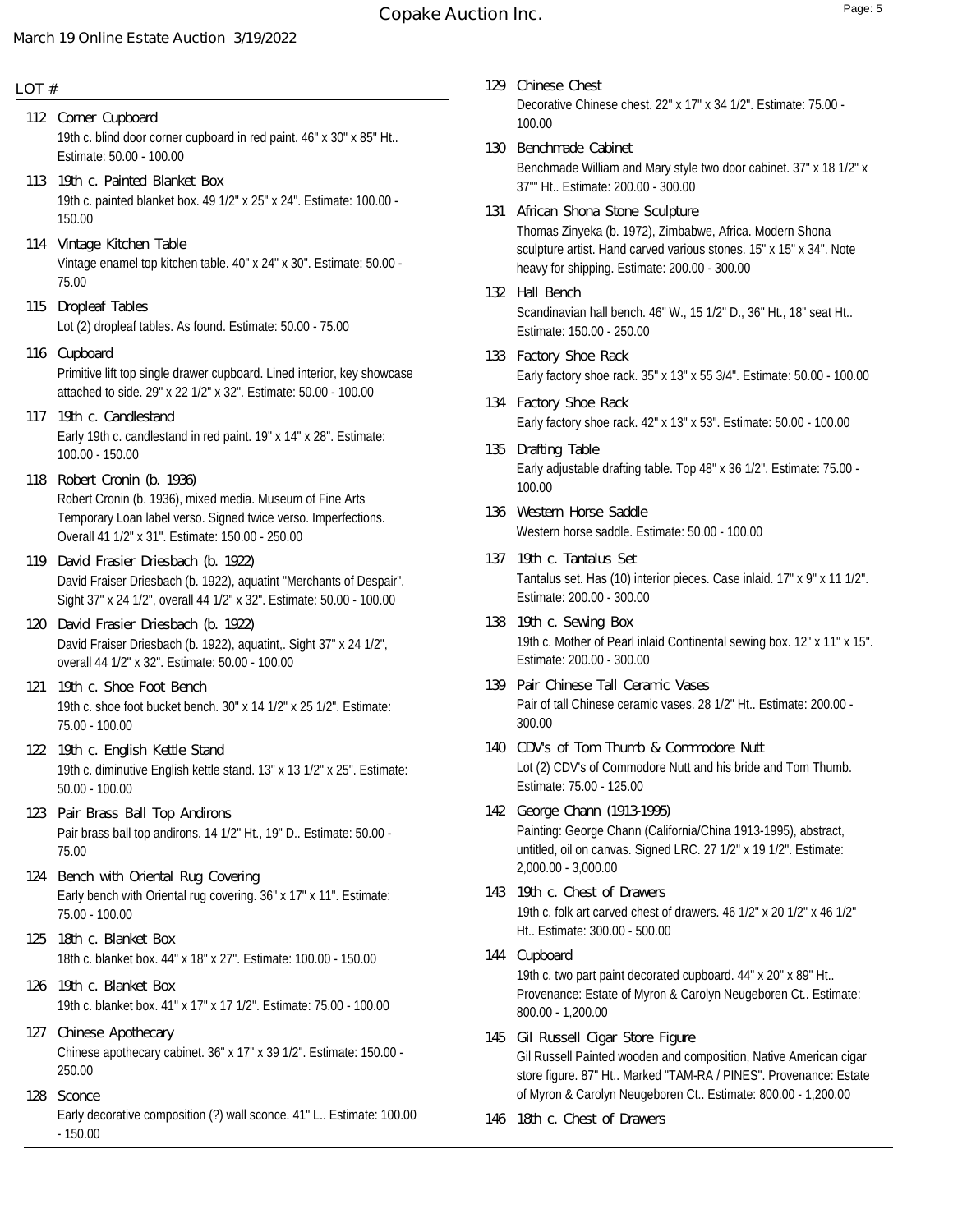LOT #

**112 Corner Cupboard**
19th c. blind door corner cupboard in red paint. 46" x 30" x 85" Ht.. Estimate: 50.00 - 100.00

**113 19th c. Painted Blanket Box**
19th c. painted blanket box. 49 1/2" x 25" x 24". Estimate: 100.00 - 150.00

**114 Vintage Kitchen Table**
Vintage enamel top kitchen table. 40" x 24" x 30". Estimate: 50.00 - 75.00

**115 Dropleaf Tables**
Lot (2) dropleaf tables. As found. Estimate: 50.00 - 75.00

**116 Cupboard**
Primitive lift top single drawer cupboard. Lined interior, key showcase attached to side. 29" x 22 1/2" x 32". Estimate: 50.00 - 100.00

**117 19th c. Candlestand**
Early 19th c. candlestand in red paint. 19" x 14" x 28". Estimate: 100.00 - 150.00

**118 Robert Cronin (b. 1936)**
Robert Cronin (b. 1936), mixed media. Museum of Fine Arts Temporary Loan label verso. Signed twice verso. Imperfections. Overall 41 1/2" x 31". Estimate: 150.00 - 250.00

**119 David Frasier Driesbach (b. 1922)**
David Fraiser Driesbach (b. 1922), aquatint "Merchants of Despair". Sight 37" x 24 1/2", overall 44 1/2" x 32". Estimate: 50.00 - 100.00

**120 David Frasier Driesbach (b. 1922)**
David Fraiser Driesbach (b. 1922), aquatint,. Sight 37" x 24 1/2", overall 44 1/2" x 32". Estimate: 50.00 - 100.00

**121 19th c. Shoe Foot Bench**
19th c. shoe foot bucket bench. 30" x 14 1/2" x 25 1/2". Estimate: 75.00 - 100.00

**122 19th c. English Kettle Stand**
19th c. diminutive English kettle stand. 13" x 13 1/2" x 25". Estimate: 50.00 - 100.00

**123 Pair Brass Ball Top Andirons**
Pair brass ball top andirons. 14 1/2" Ht., 19" D.. Estimate: 50.00 - 75.00

**124 Bench with Oriental Rug Covering**
Early bench with Oriental rug covering. 36" x 17" x 11". Estimate: 75.00 - 100.00

**125 18th c. Blanket Box**
18th c. blanket box. 44" x 18" x 27". Estimate: 100.00 - 150.00

**126 19th c. Blanket Box**
19th c. blanket box. 41" x 17" x 17 1/2". Estimate: 75.00 - 100.00

**127 Chinese Apothecary**
Chinese apothecary cabinet. 36" x 17" x 39 1/2". Estimate: 150.00 - 250.00

**128 Sconce**
Early decorative composition (?) wall sconce. 41" L.. Estimate: 100.00 - 150.00

**129 Chinese Chest**
Decorative Chinese chest. 22" x 17" x 34 1/2". Estimate: 75.00 - 100.00

**130 Benchmade Cabinet**
Benchmade William and Mary style two door cabinet. 37" x 18 1/2" x 37"" Ht.. Estimate: 200.00 - 300.00

**131 African Shona Stone Sculpture**
Thomas Zinyeka (b. 1972), Zimbabwe, Africa. Modern Shona sculpture artist. Hand carved various stones. 15" x 15" x 34". Note heavy for shipping. Estimate: 200.00 - 300.00

**132 Hall Bench**
Scandinavian hall bench. 46" W., 15 1/2" D., 36" Ht., 18" seat Ht.. Estimate: 150.00 - 250.00

**133 Factory Shoe Rack**
Early factory shoe rack. 35" x 13" x 55 3/4". Estimate: 50.00 - 100.00

**134 Factory Shoe Rack**
Early factory shoe rack. 42" x 13" x 53". Estimate: 50.00 - 100.00

**135 Drafting Table**
Early adjustable drafting table. Top 48" x 36 1/2". Estimate: 75.00 - 100.00

**136 Western Horse Saddle**
Western horse saddle. Estimate: 50.00 - 100.00

**137 19th c. Tantalus Set**
Tantalus set. Has (10) interior pieces. Case inlaid. 17" x 9" x 11 1/2". Estimate: 200.00 - 300.00

**138 19th c. Sewing Box**
19th c. Mother of Pearl inlaid Continental sewing box. 12" x 11" x 15". Estimate: 200.00 - 300.00

**139 Pair Chinese Tall Ceramic Vases**
Pair of tall Chinese ceramic vases. 28 1/2" Ht.. Estimate: 200.00 - 300.00

**140 CDV's of Tom Thumb & Commodore Nutt**
Lot (2) CDV's of Commodore Nutt and his bride and Tom Thumb. Estimate: 75.00 - 125.00

**142 George Chann (1913-1995)**
Painting: George Chann (California/China 1913-1995), abstract, untitled, oil on canvas. Signed LRC. 27 1/2" x 19 1/2". Estimate: 2,000.00 - 3,000.00

**143 19th c. Chest of Drawers**
19th c. folk art carved chest of drawers. 46 1/2" x 20 1/2" x 46 1/2" Ht.. Estimate: 300.00 - 500.00

**144 Cupboard**
19th c. two part paint decorated cupboard. 44" x 20" x 89" Ht.. Provenance: Estate of Myron & Carolyn Neugeboren Ct.. Estimate: 800.00 - 1,200.00

**145 Gil Russell Cigar Store Figure**
Gil Russell Painted wooden and composition, Native American cigar store figure. 87" Ht.. Marked "TAM-RA / PINES". Provenance: Estate of Myron & Carolyn Neugeboren Ct.. Estimate: 800.00 - 1,200.00

**146 18th c. Chest of Drawers**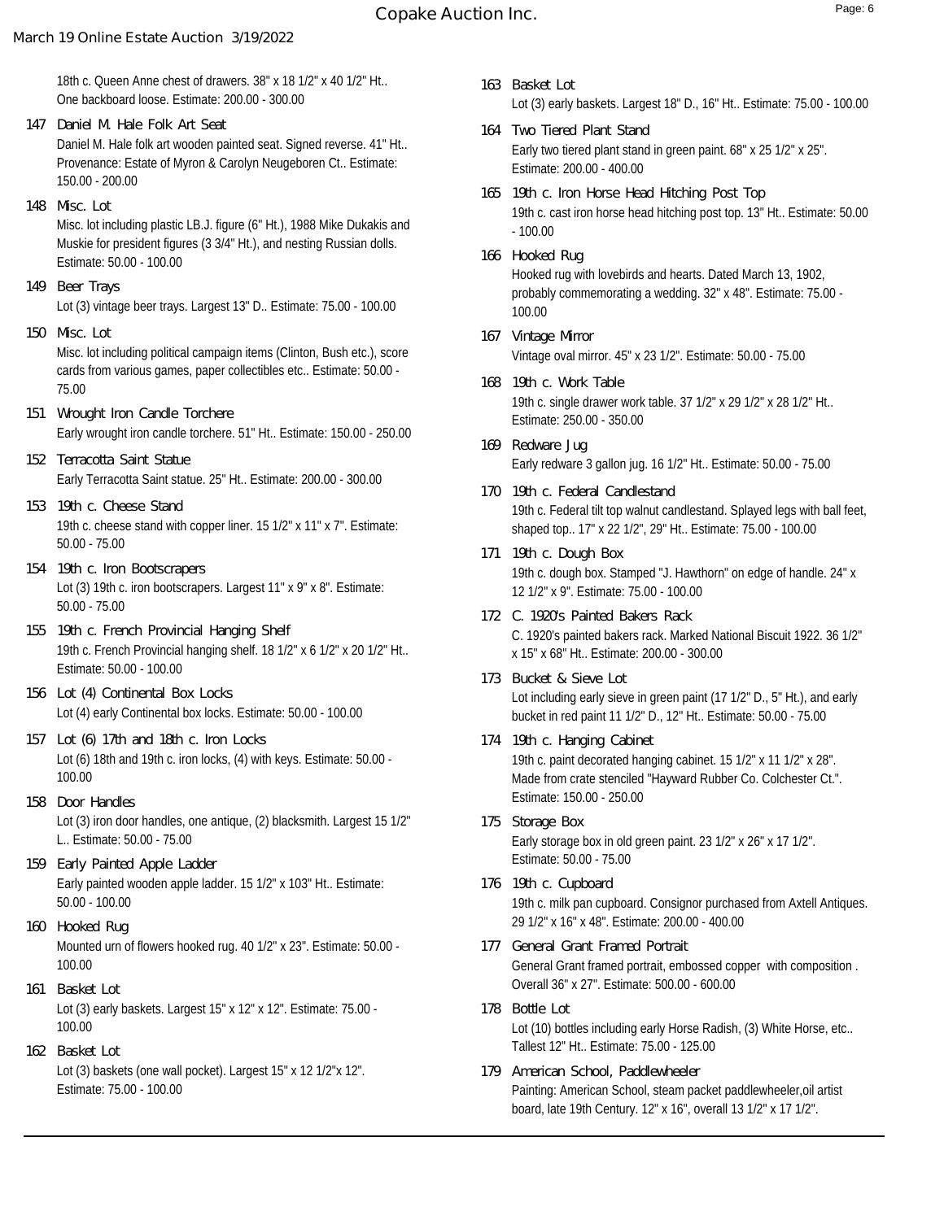18th c. Queen Anne chest of drawers. 38" x 18 1/2" x 40 1/2" Ht.. One backboard loose. Estimate: 200.00 - 300.00

**147 Daniel M. Hale Folk Art Seat**
Daniel M. Hale folk art wooden painted seat. Signed reverse. 41" Ht.. Provenance: Estate of Myron & Carolyn Neugeboren Ct.. Estimate: 150.00 - 200.00

**148 Misc. Lot**
Misc. lot including plastic LB.J. figure (6" Ht.), 1988 Mike Dukakis and Muskie for president figures (3 3/4" Ht.), and nesting Russian dolls. Estimate: 50.00 - 100.00

**149 Beer Trays**
Lot (3) vintage beer trays. Largest 13" D.. Estimate: 75.00 - 100.00

**150 Misc. Lot**
Misc. lot including political campaign items (Clinton, Bush etc.), score cards from various games, paper collectibles etc.. Estimate: 50.00 - 75.00

**151 Wrought Iron Candle Torchere**
Early wrought iron candle torchere. 51" Ht.. Estimate: 150.00 - 250.00

**152 Terracotta Saint Statue**
Early Terracotta Saint statue. 25" Ht.. Estimate: 200.00 - 300.00

**153 19th c. Cheese Stand**
19th c. cheese stand with copper liner. 15 1/2" x 11" x 7". Estimate: 50.00 - 75.00

**154 19th c. Iron Bootscrapers**
Lot (3) 19th c. iron bootscrapers. Largest 11" x 9" x 8". Estimate: 50.00 - 75.00

**155 19th c. French Provincial Hanging Shelf**
19th c. French Provincial hanging shelf. 18 1/2" x 6 1/2" x 20 1/2" Ht.. Estimate: 50.00 - 100.00

**156 Lot (4) Continental Box Locks**
Lot (4) early Continental box locks. Estimate: 50.00 - 100.00

**157 Lot (6) 17th and 18th c. Iron Locks**
Lot (6) 18th and 19th c. iron locks, (4) with keys. Estimate: 50.00 - 100.00

**158 Door Handles**
Lot (3) iron door handles, one antique, (2) blacksmith. Largest 15 1/2" L.. Estimate: 50.00 - 75.00

**159 Early Painted Apple Ladder**
Early painted wooden apple ladder. 15 1/2" x 103" Ht.. Estimate: 50.00 - 100.00

**160 Hooked Rug**
Mounted urn of flowers hooked rug. 40 1/2" x 23". Estimate: 50.00 - 100.00

**161 Basket Lot**
Lot (3) early baskets. Largest 15" x 12" x 12". Estimate: 75.00 - 100.00

**162 Basket Lot**
Lot (3) baskets (one wall pocket). Largest 15" x 12 1/2"x 12". Estimate: 75.00 - 100.00

**163 Basket Lot**
Lot (3) early baskets. Largest 18" D., 16" Ht.. Estimate: 75.00 - 100.00

**164 Two Tiered Plant Stand**
Early two tiered plant stand in green paint. 68" x 25 1/2" x 25". Estimate: 200.00 - 400.00

**165 19th c. Iron Horse Head Hitching Post Top**
19th c. cast iron horse head hitching post top. 13" Ht.. Estimate: 50.00 - 100.00

**166 Hooked Rug**
Hooked rug with lovebirds and hearts. Dated March 13, 1902, probably commemorating a wedding. 32" x 48". Estimate: 75.00 - 100.00

**167 Vintage Mirror**
Vintage oval mirror. 45" x 23 1/2". Estimate: 50.00 - 75.00

**168 19th c. Work Table**
19th c. single drawer work table. 37 1/2" x 29 1/2" x 28 1/2" Ht.. Estimate: 250.00 - 350.00

**169 Redware Jug**
Early redware 3 gallon jug. 16 1/2" Ht.. Estimate: 50.00 - 75.00

**170 19th c. Federal Candlestand**
19th c. Federal tilt top walnut candlestand. Splayed legs with ball feet, shaped top.. 17" x 22 1/2", 29" Ht.. Estimate: 75.00 - 100.00

**171 19th c. Dough Box**
19th c. dough box. Stamped "J. Hawthorn" on edge of handle. 24" x 12 1/2" x 9". Estimate: 75.00 - 100.00

**172 C. 1920's Painted Bakers Rack**
C. 1920's painted bakers rack. Marked National Biscuit 1922. 36 1/2" x 15" x 68" Ht.. Estimate: 200.00 - 300.00

**173 Bucket & Sieve Lot**
Lot including early sieve in green paint (17 1/2" D., 5" Ht.), and early bucket in red paint 11 1/2" D., 12" Ht.. Estimate: 50.00 - 75.00

**174 19th c. Hanging Cabinet**
19th c. paint decorated hanging cabinet. 15 1/2" x 11 1/2" x 28". Made from crate stenciled "Hayward Rubber Co. Colchester Ct.". Estimate: 150.00 - 250.00

**175 Storage Box**
Early storage box in old green paint. 23 1/2" x 26" x 17 1/2". Estimate: 50.00 - 75.00

**176 19th c. Cupboard**
19th c. milk pan cupboard. Consignor purchased from Axtell Antiques. 29 1/2" x 16" x 48". Estimate: 200.00 - 400.00

**177 General Grant Framed Portrait**
General Grant framed portrait, embossed copper with composition . Overall 36" x 27". Estimate: 500.00 - 600.00

**178 Bottle Lot**
Lot (10) bottles including early Horse Radish, (3) White Horse, etc.. Tallest 12" Ht.. Estimate: 75.00 - 125.00

**179 American School, Paddlewheeler**
Painting: American School, steam packet paddlewheeler,oil artist board, late 19th Century. 12" x 16", overall 13 1/2" x 17 1/2".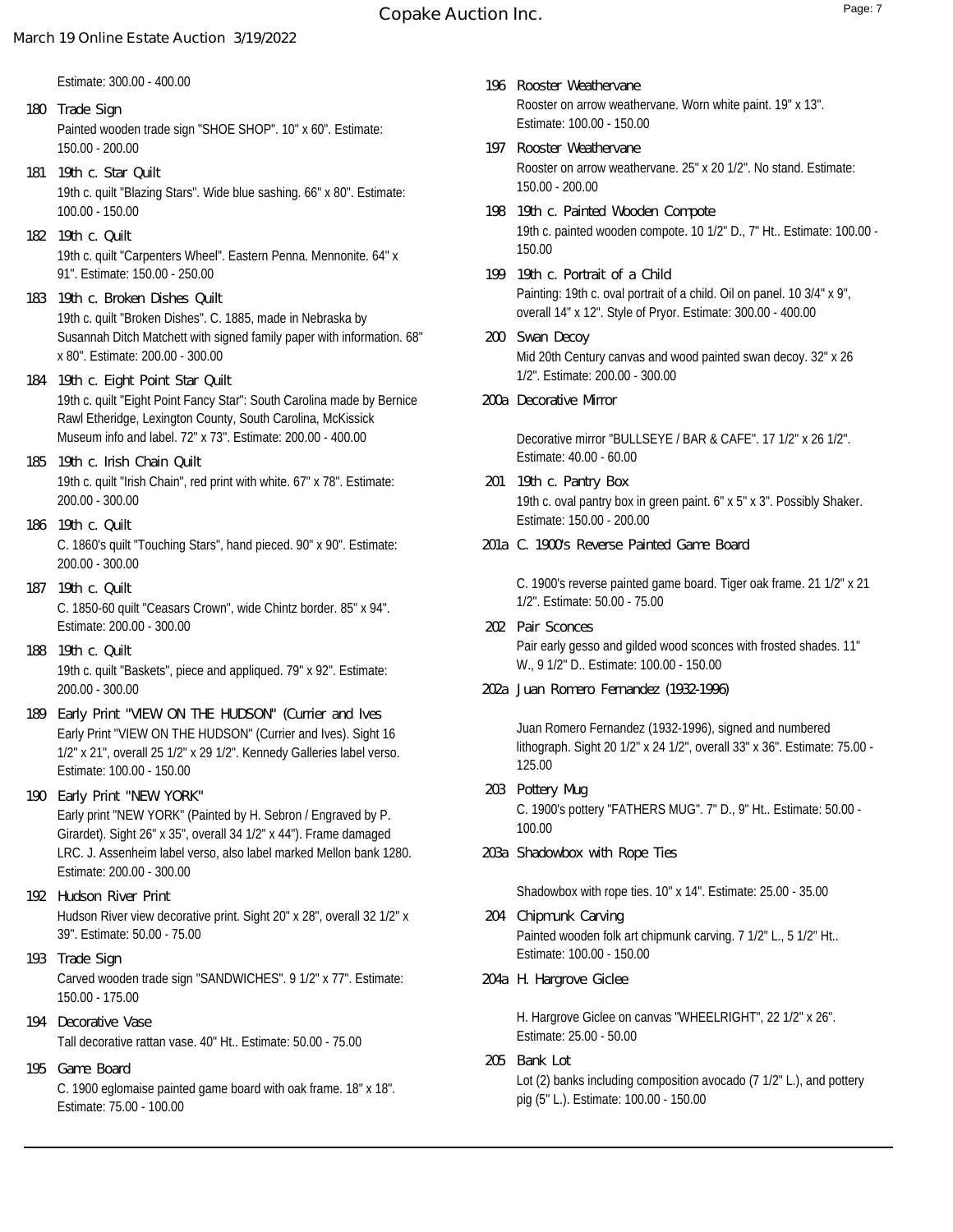Estimate: 300.00 - 400.00

**180 Trade Sign**
Painted wooden trade sign "SHOE SHOP". 10" x 60". Estimate: 150.00 - 200.00

**181 19th c. Star Quilt**
19th c. quilt "Blazing Stars". Wide blue sashing. 66" x 80". Estimate: 100.00 - 150.00

**182 19th c. Quilt**
19th c. quilt "Carpenters Wheel". Eastern Penna. Mennonite. 64" x 91". Estimate: 150.00 - 250.00

**183 19th c. Broken Dishes Quilt**
19th c. quilt "Broken Dishes". C. 1885, made in Nebraska by Susannah Ditch Matchett with signed family paper with information. 68" x 80". Estimate: 200.00 - 300.00

**184 19th c. Eight Point Star Quilt**
19th c. quilt "Eight Point Fancy Star": South Carolina made by Bernice Rawl Etheridge, Lexington County, South Carolina, McKissick Museum info and label. 72" x 73". Estimate: 200.00 - 400.00

**185 19th c. Irish Chain Quilt**
19th c. quilt "Irish Chain", red print with white. 67" x 78". Estimate: 200.00 - 300.00

**186 19th c. Quilt**
C. 1860's quilt "Touching Stars", hand pieced. 90" x 90". Estimate: 200.00 - 300.00

**187 19th c. Quilt**
C. 1850-60 quilt "Ceasars Crown", wide Chintz border. 85" x 94". Estimate: 200.00 - 300.00

**188 19th c. Quilt**
19th c. quilt "Baskets", piece and appliqued. 79" x 92". Estimate: 200.00 - 300.00

**189 Early Print "VIEW ON THE HUDSON" (Currier and Ives**
Early Print "VIEW ON THE HUDSON" (Currier and Ives). Sight 16 1/2" x 21", overall 25 1/2" x 29 1/2". Kennedy Galleries label verso. Estimate: 100.00 - 150.00

**190 Early Print "NEW YORK"**
Early print "NEW YORK" (Painted by H. Sebron / Engraved by P. Girardet). Sight 26" x 35", overall 34 1/2" x 44"). Frame damaged LRC. J. Assenheim label verso, also label marked Mellon bank 1280. Estimate: 200.00 - 300.00

**192 Hudson River Print**
Hudson River view decorative print. Sight 20" x 28", overall 32 1/2" x 39". Estimate: 50.00 - 75.00

**193 Trade Sign**
Carved wooden trade sign "SANDWICHES". 9 1/2" x 77". Estimate: 150.00 - 175.00

**194 Decorative Vase**
Tall decorative rattan vase. 40" Ht.. Estimate: 50.00 - 75.00

**195 Game Board**
C. 1900 eglomaise painted game board with oak frame. 18" x 18". Estimate: 75.00 - 100.00

**196 Rooster Weathervane**
Rooster on arrow weathervane. Worn white paint. 19" x 13". Estimate: 100.00 - 150.00

**197 Rooster Weathervane**
Rooster on arrow weathervane. 25" x 20 1/2". No stand. Estimate: 150.00 - 200.00

**198 19th c. Painted Wooden Compote**
19th c. painted wooden compote. 10 1/2" D., 7" Ht.. Estimate: 100.00 - 150.00

**199 19th c. Portrait of a Child**
Painting: 19th c. oval portrait of a child. Oil on panel. 10 3/4" x 9", overall 14" x 12". Style of Pryor. Estimate: 300.00 - 400.00

**200 Swan Decoy**
Mid 20th Century canvas and wood painted swan decoy. 32" x 26 1/2". Estimate: 200.00 - 300.00

**200a Decorative Mirror**
Decorative mirror "BULLSEYE / BAR & CAFE". 17 1/2" x 26 1/2". Estimate: 40.00 - 60.00

**201 19th c. Pantry Box**
19th c. oval pantry box in green paint. 6" x 5" x 3". Possibly Shaker. Estimate: 150.00 - 200.00

**201a C. 1900's Reverse Painted Game Board**
C. 1900's reverse painted game board. Tiger oak frame. 21 1/2" x 21 1/2". Estimate: 50.00 - 75.00

**202 Pair Sconces**
Pair early gesso and gilded wood sconces with frosted shades. 11" W., 9 1/2" D.. Estimate: 100.00 - 150.00

**202a Juan Romero Fernandez (1932-1996)**
Juan Romero Fernandez (1932-1996), signed and numbered lithograph. Sight 20 1/2" x 24 1/2", overall 33" x 36". Estimate: 75.00 - 125.00

**203 Pottery Mug**
C. 1900's pottery "FATHERS MUG". 7" D., 9" Ht.. Estimate: 50.00 - 100.00

**203a Shadowbox with Rope Ties**
Shadowbox with rope ties. 10" x 14". Estimate: 25.00 - 35.00

**204 Chipmunk Carving**
Painted wooden folk art chipmunk carving. 7 1/2" L., 5 1/2" Ht.. Estimate: 100.00 - 150.00

**204a H. Hargrove Giclee**
H. Hargrove Giclee on canvas "WHEELRIGHT", 22 1/2" x 26". Estimate: 25.00 - 50.00

**205 Bank Lot**
Lot (2) banks including composition avocado (7 1/2" L.), and pottery pig (5" L.). Estimate: 100.00 - 150.00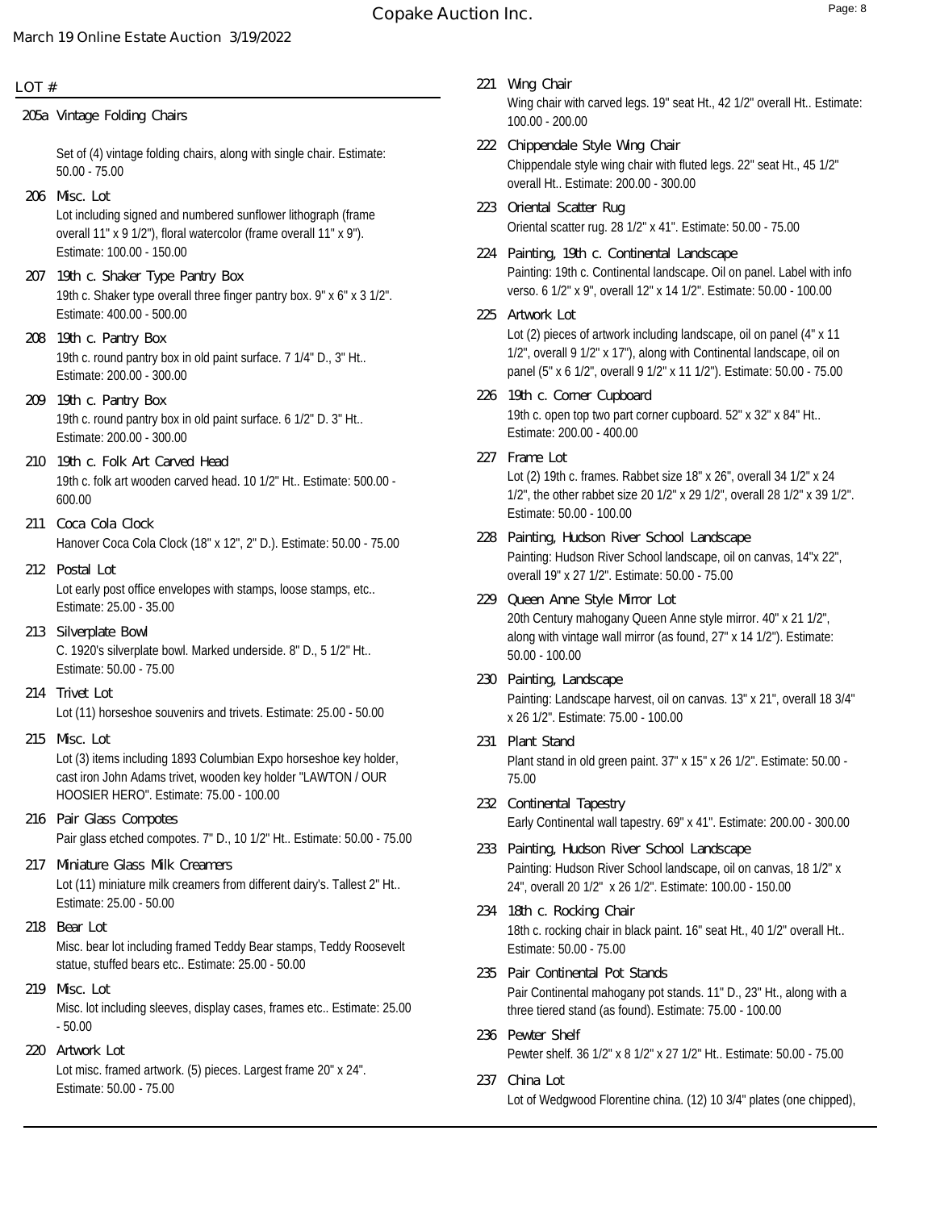Copake Auction Inc.

March 19 Online Estate Auction 3/19/2022

LOT #

**205a Vintage Folding Chairs**

Set of (4) vintage folding chairs, along with single chair. Estimate: 50.00 - 75.00

**206 Misc. Lot**
Lot including signed and numbered sunflower lithograph (frame overall 11" x 9 1/2"), floral watercolor (frame overall 11" x 9"). Estimate: 100.00 - 150.00

**207 19th c. Shaker Type Pantry Box**
19th c. Shaker type overall three finger pantry box. 9" x 6" x 3 1/2". Estimate: 400.00 - 500.00

**208 19th c. Pantry Box**
19th c. round pantry box in old paint surface. 7 1/4" D., 3" Ht.. Estimate: 200.00 - 300.00

**209 19th c. Pantry Box**
19th c. round pantry box in old paint surface. 6 1/2" D. 3" Ht.. Estimate: 200.00 - 300.00

**210 19th c. Folk Art Carved Head**
19th c. folk art wooden carved head. 10 1/2" Ht.. Estimate: 500.00 - 600.00

**211 Coca Cola Clock**
Hanover Coca Cola Clock (18" x 12", 2" D.). Estimate: 50.00 - 75.00

**212 Postal Lot**
Lot early post office envelopes with stamps, loose stamps, etc.. Estimate: 25.00 - 35.00

**213 Silverplate Bowl**
C. 1920's silverplate bowl. Marked underside. 8" D., 5 1/2" Ht.. Estimate: 50.00 - 75.00

**214 Trivet Lot**
Lot (11) horseshoe souvenirs and trivets. Estimate: 25.00 - 50.00

**215 Misc. Lot**
Lot (3) items including 1893 Columbian Expo horseshoe key holder, cast iron John Adams trivet, wooden key holder "LAWTON / OUR HOOSIER HERO". Estimate: 75.00 - 100.00

**216 Pair Glass Compotes**
Pair glass etched compotes. 7" D., 10 1/2" Ht.. Estimate: 50.00 - 75.00

**217 Miniature Glass Milk Creamers**
Lot (11) miniature milk creamers from different dairy's. Tallest 2" Ht.. Estimate: 25.00 - 50.00

**218 Bear Lot**
Misc. bear lot including framed Teddy Bear stamps, Teddy Roosevelt statue, stuffed bears etc.. Estimate: 25.00 - 50.00

**219 Misc. Lot**
Misc. lot including sleeves, display cases, frames etc.. Estimate: 25.00 - 50.00

**220 Artwork Lot**
Lot misc. framed artwork. (5) pieces. Largest frame 20" x 24". Estimate: 50.00 - 75.00

**221 Wing Chair**
Wing chair with carved legs. 19" seat Ht., 42 1/2" overall Ht.. Estimate: 100.00 - 200.00

**222 Chippendale Style Wing Chair**
Chippendale style wing chair with fluted legs. 22" seat Ht., 45 1/2" overall Ht.. Estimate: 200.00 - 300.00

**223 Oriental Scatter Rug**
Oriental scatter rug. 28 1/2" x 41". Estimate: 50.00 - 75.00

**224 Painting, 19th c. Continental Landscape**
Painting: 19th c. Continental landscape. Oil on panel. Label with info verso. 6 1/2" x 9", overall 12" x 14 1/2". Estimate: 50.00 - 100.00

**225 Artwork Lot**
Lot (2) pieces of artwork including landscape, oil on panel (4" x 11 1/2", overall 9 1/2" x 17"), along with Continental landscape, oil on panel (5" x 6 1/2", overall 9 1/2" x 11 1/2"). Estimate: 50.00 - 75.00

**226 19th c. Corner Cupboard**
19th c. open top two part corner cupboard. 52" x 32" x 84" Ht.. Estimate: 200.00 - 400.00

**227 Frame Lot**
Lot (2) 19th c. frames. Rabbet size 18" x 26", overall 34 1/2" x 24 1/2", the other rabbet size 20 1/2" x 29 1/2", overall 28 1/2" x 39 1/2". Estimate: 50.00 - 100.00

**228 Painting, Hudson River School Landscape**
Painting: Hudson River School landscape, oil on canvas, 14"x 22", overall 19" x 27 1/2". Estimate: 50.00 - 75.00

**229 Queen Anne Style Mirror Lot**
20th Century mahogany Queen Anne style mirror. 40" x 21 1/2", along with vintage wall mirror (as found, 27" x 14 1/2"). Estimate: 50.00 - 100.00

**230 Painting, Landscape**
Painting: Landscape harvest, oil on canvas. 13" x 21", overall 18 3/4" x 26 1/2". Estimate: 75.00 - 100.00

**231 Plant Stand**
Plant stand in old green paint. 37" x 15" x 26 1/2". Estimate: 50.00 - 75.00

**232 Continental Tapestry**
Early Continental wall tapestry. 69" x 41". Estimate: 200.00 - 300.00

**233 Painting, Hudson River School Landscape**
Painting: Hudson River School landscape, oil on canvas, 18 1/2" x 24", overall 20 1/2" x 26 1/2". Estimate: 100.00 - 150.00

**234 18th c. Rocking Chair**
18th c. rocking chair in black paint. 16" seat Ht., 40 1/2" overall Ht.. Estimate: 50.00 - 75.00

**235 Pair Continental Pot Stands**
Pair Continental mahogany pot stands. 11" D., 23" Ht., along with a three tiered stand (as found). Estimate: 75.00 - 100.00

**236 Pewter Shelf**
Pewter shelf. 36 1/2" x 8 1/2" x 27 1/2" Ht.. Estimate: 50.00 - 75.00

**237 China Lot**
Lot of Wedgwood Florentine china. (12) 10 3/4" plates (one chipped),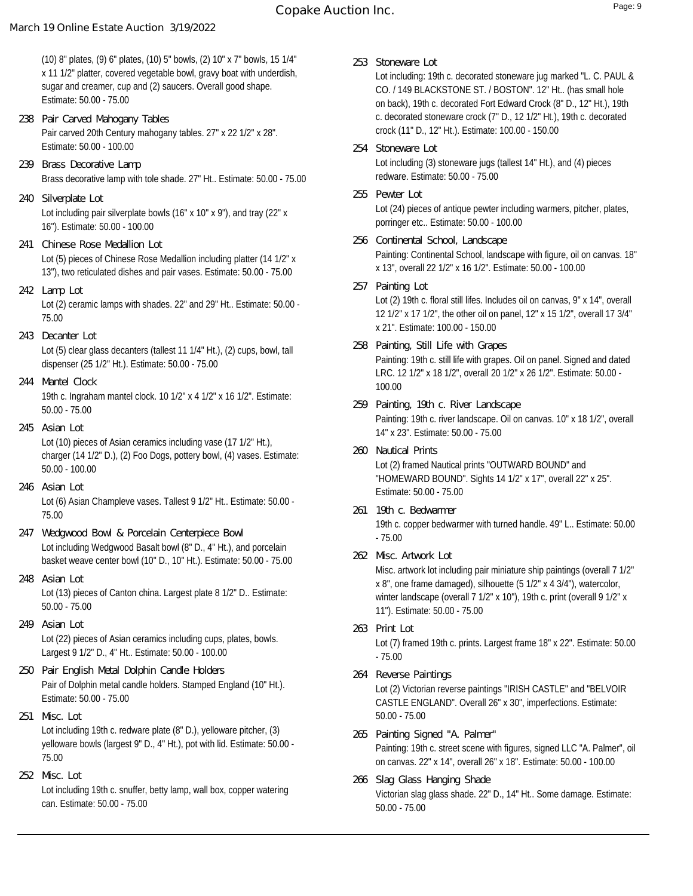(10) 8" plates, (9) 6" plates, (10) 5" bowls, (2) 10" x 7" bowls, 15 1/4" x 11 1/2" platter, covered vegetable bowl, gravy boat with underdish, sugar and creamer, cup and (2) saucers. Overall good shape. Estimate: 50.00 - 75.00

**238 Pair Carved Mahogany Tables**
Pair carved 20th Century mahogany tables. 27" x 22 1/2" x 28". Estimate: 50.00 - 100.00

**239 Brass Decorative Lamp**
Brass decorative lamp with tole shade. 27" Ht.. Estimate: 50.00 - 75.00

**240 Silverplate Lot**
Lot including pair silverplate bowls (16" x 10" x 9"), and tray (22" x 16"). Estimate: 50.00 - 100.00

**241 Chinese Rose Medallion Lot**
Lot (5) pieces of Chinese Rose Medallion including platter (14 1/2" x 13"), two reticulated dishes and pair vases. Estimate: 50.00 - 75.00

**242 Lamp Lot**
Lot (2) ceramic lamps with shades. 22" and 29" Ht.. Estimate: 50.00 - 75.00

**243 Decanter Lot**
Lot (5) clear glass decanters (tallest 11 1/4" Ht.), (2) cups, bowl, tall dispenser (25 1/2" Ht.). Estimate: 50.00 - 75.00

**244 Mantel Clock**
19th c. Ingraham mantel clock. 10 1/2" x 4 1/2" x 16 1/2". Estimate: 50.00 - 75.00

**245 Asian Lot**
Lot (10) pieces of Asian ceramics including vase (17 1/2" Ht.), charger (14 1/2" D.), (2) Foo Dogs, pottery bowl, (4) vases. Estimate: 50.00 - 100.00

**246 Asian Lot**
Lot (6) Asian Champleve vases. Tallest 9 1/2" Ht.. Estimate: 50.00 - 75.00

**247 Wedgwood Bowl & Porcelain Centerpiece Bowl**
Lot including Wedgwood Basalt bowl (8" D., 4" Ht.), and porcelain basket weave center bowl (10" D., 10" Ht.). Estimate: 50.00 - 75.00

**248 Asian Lot**
Lot (13) pieces of Canton china. Largest plate 8 1/2" D.. Estimate: 50.00 - 75.00

**249 Asian Lot**
Lot (22) pieces of Asian ceramics including cups, plates, bowls. Largest 9 1/2" D., 4" Ht.. Estimate: 50.00 - 100.00

**250 Pair English Metal Dolphin Candle Holders**
Pair of Dolphin metal candle holders. Stamped England (10" Ht.). Estimate: 50.00 - 75.00

**251 Misc. Lot**
Lot including 19th c. redware plate (8" D.), yelloware pitcher, (3) yelloware bowls (largest 9" D., 4" Ht.), pot with lid. Estimate: 50.00 - 75.00

**252 Misc. Lot**
Lot including 19th c. snuffer, betty lamp, wall box, copper watering can. Estimate: 50.00 - 75.00

**253 Stoneware Lot**
Lot including: 19th c. decorated stoneware jug marked "L. C. PAUL & CO. / 149 BLACKSTONE ST. / BOSTON". 12" Ht.. (has small hole on back), 19th c. decorated Fort Edward Crock (8" D., 12" Ht.), 19th c. decorated stoneware crock (7" D., 12 1/2" Ht.), 19th c. decorated crock (11" D., 12" Ht.). Estimate: 100.00 - 150.00

**254 Stoneware Lot**
Lot including (3) stoneware jugs (tallest 14" Ht.), and (4) pieces redware. Estimate: 50.00 - 75.00

**255 Pewter Lot**
Lot (24) pieces of antique pewter including warmers, pitcher, plates, porringer etc.. Estimate: 50.00 - 100.00

**256 Continental School, Landscape**
Painting: Continental School, landscape with figure, oil on canvas. 18" x 13", overall 22 1/2" x 16 1/2". Estimate: 50.00 - 100.00

**257 Painting Lot**
Lot (2) 19th c. floral still lifes. Includes oil on canvas, 9" x 14", overall 12 1/2" x 17 1/2", the other oil on panel, 12" x 15 1/2", overall 17 3/4" x 21". Estimate: 100.00 - 150.00

**258 Painting, Still Life with Grapes**
Painting: 19th c. still life with grapes. Oil on panel. Signed and dated LRC. 12 1/2" x 18 1/2", overall 20 1/2" x 26 1/2". Estimate: 50.00 - 100.00

**259 Painting, 19th c. River Landscape**
Painting: 19th c. river landscape. Oil on canvas. 10" x 18 1/2", overall 14" x 23". Estimate: 50.00 - 75.00

**260 Nautical Prints**
Lot (2) framed Nautical prints "OUTWARD BOUND" and "HOMEWARD BOUND". Sights 14 1/2" x 17", overall 22" x 25". Estimate: 50.00 - 75.00

**261 19th c. Bedwarmer**
19th c. copper bedwarmer with turned handle. 49" L.. Estimate: 50.00 - 75.00

**262 Misc. Artwork Lot**
Misc. artwork lot including pair miniature ship paintings (overall 7 1/2" x 8", one frame damaged), silhouette (5 1/2" x 4 3/4"), watercolor, winter landscape (overall 7 1/2" x 10"), 19th c. print (overall 9 1/2" x 11"). Estimate: 50.00 - 75.00

**263 Print Lot**
Lot (7) framed 19th c. prints. Largest frame 18" x 22". Estimate: 50.00 - 75.00

**264 Reverse Paintings**
Lot (2) Victorian reverse paintings "IRISH CASTLE" and "BELVOIR CASTLE ENGLAND". Overall 26" x 30", imperfections. Estimate: 50.00 - 75.00

**265 Painting Signed "A. Palmer"**
Painting: 19th c. street scene with figures, signed LLC "A. Palmer", oil on canvas. 22" x 14", overall 26" x 18". Estimate: 50.00 - 100.00

**266 Slag Glass Hanging Shade**
Victorian slag glass shade. 22" D., 14" Ht.. Some damage. Estimate: 50.00 - 75.00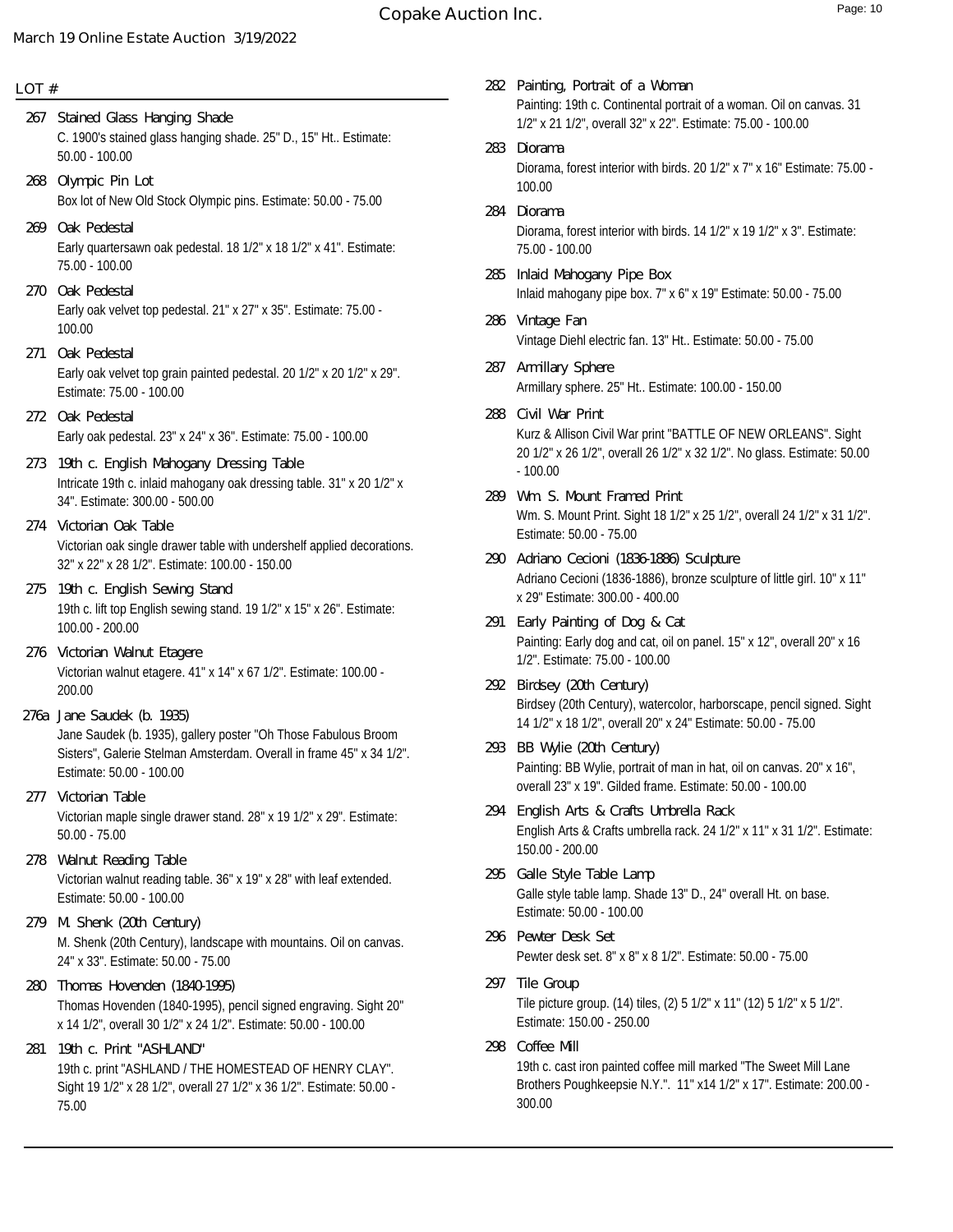March 19 Online Estate Auction 3/19/2022

LOT #

**267 Stained Glass Hanging Shade**
C. 1900's stained glass hanging shade. 25" D., 15" Ht.. Estimate: 50.00 - 100.00

**268 Olympic Pin Lot**
Box lot of New Old Stock Olympic pins. Estimate: 50.00 - 75.00

**269 Oak Pedestal**
Early quartersawn oak pedestal. 18 1/2" x 18 1/2" x 41". Estimate: 75.00 - 100.00

**270 Oak Pedestal**
Early oak velvet top pedestal. 21" x 27" x 35". Estimate: 75.00 - 100.00

**271 Oak Pedestal**
Early oak velvet top grain painted pedestal. 20 1/2" x 20 1/2" x 29". Estimate: 75.00 - 100.00

**272 Oak Pedestal**
Early oak pedestal. 23" x 24" x 36". Estimate: 75.00 - 100.00

**273 19th c. English Mahogany Dressing Table**
Intricate 19th c. inlaid mahogany oak dressing table. 31" x 20 1/2" x 34". Estimate: 300.00 - 500.00

**274 Victorian Oak Table**
Victorian oak single drawer table with undershelf applied decorations. 32" x 22" x 28 1/2". Estimate: 100.00 - 150.00

**275 19th c. English Sewing Stand**
19th c. lift top English sewing stand. 19 1/2" x 15" x 26". Estimate: 100.00 - 200.00

**276 Victorian Walnut Etagere**
Victorian walnut etagere. 41" x 14" x 67 1/2". Estimate: 100.00 - 200.00

**276a Jane Saudek (b. 1935)**
Jane Saudek (b. 1935), gallery poster "Oh Those Fabulous Broom Sisters", Galerie Stelman Amsterdam. Overall in frame 45" x 34 1/2". Estimate: 50.00 - 100.00

**277 Victorian Table**
Victorian maple single drawer stand. 28" x 19 1/2" x 29". Estimate: 50.00 - 75.00

**278 Walnut Reading Table**
Victorian walnut reading table. 36" x 19" x 28" with leaf extended. Estimate: 50.00 - 100.00

**279 M. Shenk (20th Century)**
M. Shenk (20th Century), landscape with mountains. Oil on canvas. 24" x 33". Estimate: 50.00 - 75.00

**280 Thomas Hovenden (1840-1995)**
Thomas Hovenden (1840-1995), pencil signed engraving. Sight 20" x 14 1/2", overall 30 1/2" x 24 1/2". Estimate: 50.00 - 100.00

**281 19th c. Print "ASHLAND"**
19th c. print "ASHLAND / THE HOMESTEAD OF HENRY CLAY". Sight 19 1/2" x 28 1/2", overall 27 1/2" x 36 1/2". Estimate: 50.00 - 75.00

**282 Painting, Portrait of a Woman**
Painting: 19th c. Continental portrait of a woman. Oil on canvas. 31 1/2" x 21 1/2", overall 32" x 22". Estimate: 75.00 - 100.00

**283 Diorama**
Diorama, forest interior with birds. 20 1/2" x 7" x 16" Estimate: 75.00 - 100.00

**284 Diorama**
Diorama, forest interior with birds. 14 1/2" x 19 1/2" x 3". Estimate: 75.00 - 100.00

**285 Inlaid Mahogany Pipe Box**
Inlaid mahogany pipe box. 7" x 6" x 19" Estimate: 50.00 - 75.00

**286 Vintage Fan**
Vintage Diehl electric fan. 13" Ht.. Estimate: 50.00 - 75.00

**287 Armillary Sphere**
Armillary sphere. 25" Ht.. Estimate: 100.00 - 150.00

**288 Civil War Print**
Kurz & Allison Civil War print "BATTLE OF NEW ORLEANS". Sight 20 1/2" x 26 1/2", overall 26 1/2" x 32 1/2". No glass. Estimate: 50.00 - 100.00

**289 Wm. S. Mount Framed Print**
Wm. S. Mount Print. Sight 18 1/2" x 25 1/2", overall 24 1/2" x 31 1/2". Estimate: 50.00 - 75.00

**290 Adriano Cecioni (1836-1886) Sculpture**
Adriano Cecioni (1836-1886), bronze sculpture of little girl. 10" x 11" x 29" Estimate: 300.00 - 400.00

**291 Early Painting of Dog & Cat**
Painting: Early dog and cat, oil on panel. 15" x 12", overall 20" x 16 1/2". Estimate: 75.00 - 100.00

**292 Birdsey (20th Century)**
Birdsey (20th Century), watercolor, harborscape, pencil signed. Sight 14 1/2" x 18 1/2", overall 20" x 24" Estimate: 50.00 - 75.00

**293 BB Wylie (20th Century)**
Painting: BB Wylie, portrait of man in hat, oil on canvas. 20" x 16", overall 23" x 19". Gilded frame. Estimate: 50.00 - 100.00

**294 English Arts & Crafts Umbrella Rack**
English Arts & Crafts umbrella rack. 24 1/2" x 11" x 31 1/2". Estimate: 150.00 - 200.00

**295 Galle Style Table Lamp**
Galle style table lamp. Shade 13" D., 24" overall Ht. on base. Estimate: 50.00 - 100.00

**296 Pewter Desk Set**
Pewter desk set. 8" x 8" x 8 1/2". Estimate: 50.00 - 75.00

**297 Tile Group**
Tile picture group. (14) tiles, (2) 5 1/2" x 11" (12) 5 1/2" x 5 1/2". Estimate: 150.00 - 250.00

**298 Coffee Mill**
19th c. cast iron painted coffee mill marked "The Sweet Mill Lane Brothers Poughkeepsie N.Y.". 11" x14 1/2" x 17". Estimate: 200.00 - 300.00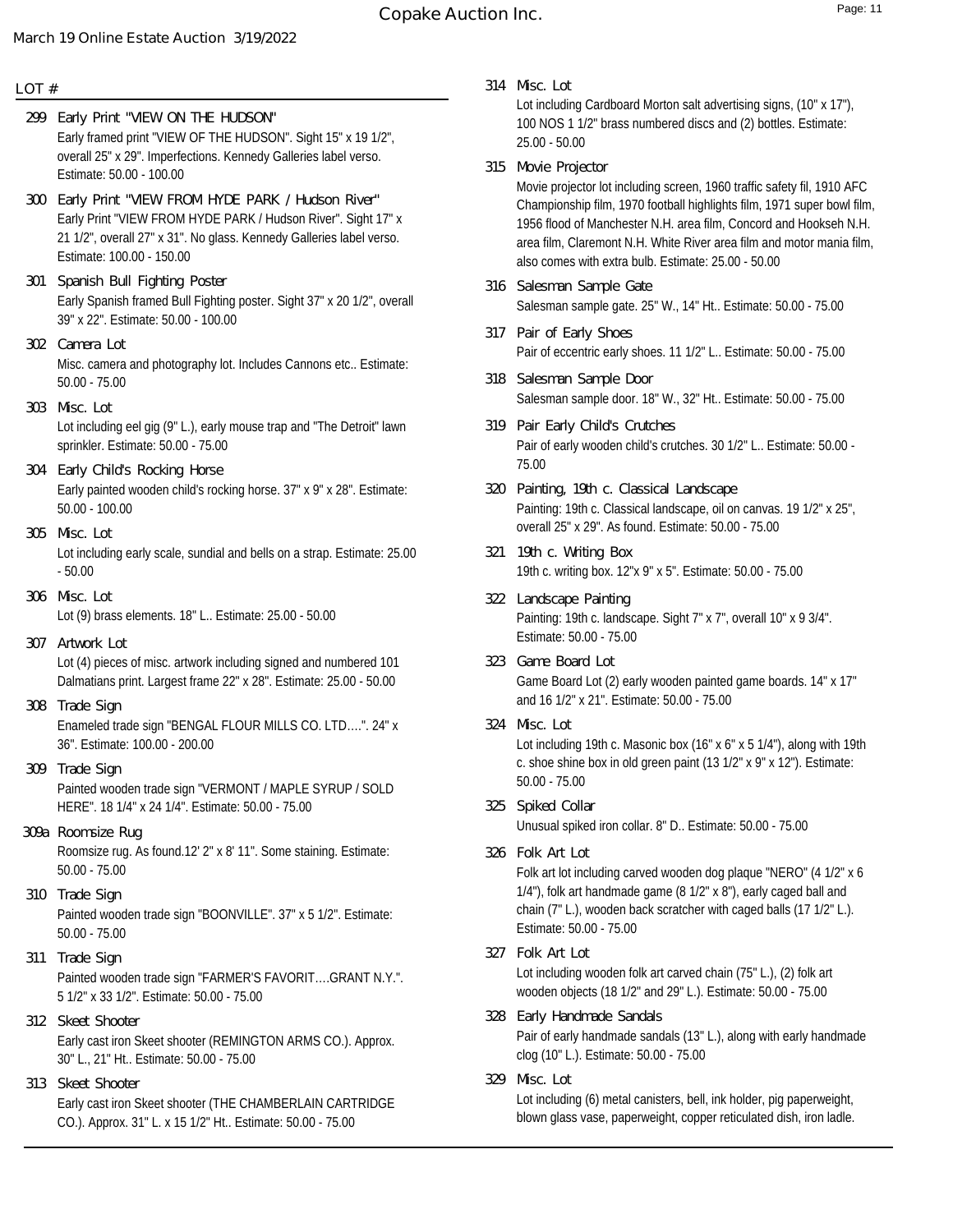LOT #

**299 Early Print "VIEW ON THE HUDSON"**
Early framed print "VIEW OF THE HUDSON". Sight 15" x 19 1/2", overall 25" x 29". Imperfections. Kennedy Galleries label verso. Estimate: 50.00 - 100.00

**300 Early Print "VIEW FROM HYDE PARK / Hudson River"**
Early Print "VIEW FROM HYDE PARK / Hudson River". Sight 17" x 21 1/2", overall 27" x 31". No glass. Kennedy Galleries label verso. Estimate: 100.00 - 150.00

**301 Spanish Bull Fighting Poster**
Early Spanish framed Bull Fighting poster. Sight 37" x 20 1/2", overall 39" x 22". Estimate: 50.00 - 100.00

**302 Camera Lot**
Misc. camera and photography lot. Includes Cannons etc.. Estimate: 50.00 - 75.00

**303 Misc. Lot**
Lot including eel gig (9" L.), early mouse trap and "The Detroit" lawn sprinkler. Estimate: 50.00 - 75.00

**304 Early Child's Rocking Horse**
Early painted wooden child's rocking horse. 37" x 9" x 28". Estimate: 50.00 - 100.00

**305 Misc. Lot**
Lot including early scale, sundial and bells on a strap. Estimate: 25.00 - 50.00

**306 Misc. Lot**
Lot (9) brass elements. 18" L.. Estimate: 25.00 - 50.00

**307 Artwork Lot**
Lot (4) pieces of misc. artwork including signed and numbered 101 Dalmatians print. Largest frame 22" x 28". Estimate: 25.00 - 50.00

**308 Trade Sign**
Enameled trade sign "BENGAL FLOUR MILLS CO. LTD….". 24" x 36". Estimate: 100.00 - 200.00

**309 Trade Sign**
Painted wooden trade sign "VERMONT / MAPLE SYRUP / SOLD HERE". 18 1/4" x 24 1/4". Estimate: 50.00 - 75.00

**309a Roomsize Rug**
Roomsize rug. As found.12' 2" x 8' 11". Some staining. Estimate: 50.00 - 75.00

**310 Trade Sign**
Painted wooden trade sign "BOONVILLE". 37" x 5 1/2". Estimate: 50.00 - 75.00

**311 Trade Sign**
Painted wooden trade sign "FARMER'S FAVORIT….GRANT N.Y.". 5 1/2" x 33 1/2". Estimate: 50.00 - 75.00

**312 Skeet Shooter**
Early cast iron Skeet shooter (REMINGTON ARMS CO.). Approx. 30" L., 21" Ht.. Estimate: 50.00 - 75.00

**313 Skeet Shooter**
Early cast iron Skeet shooter (THE CHAMBERLAIN CARTRIDGE CO.). Approx. 31" L. x 15 1/2" Ht.. Estimate: 50.00 - 75.00

**314 Misc. Lot**
Lot including Cardboard Morton salt advertising signs, (10" x 17"), 100 NOS 1 1/2" brass numbered discs and (2) bottles. Estimate: 25.00 - 50.00

**315 Movie Projector**
Movie projector lot including screen, 1960 traffic safety fil, 1910 AFC Championship film, 1970 football highlights film, 1971 super bowl film, 1956 flood of Manchester N.H. area film, Concord and Hookseh N.H. area film, Claremont N.H. White River area film and motor mania film, also comes with extra bulb. Estimate: 25.00 - 50.00

**316 Salesman Sample Gate**
Salesman sample gate. 25" W., 14" Ht.. Estimate: 50.00 - 75.00

**317 Pair of Early Shoes**
Pair of eccentric early shoes. 11 1/2" L.. Estimate: 50.00 - 75.00

**318 Salesman Sample Door**
Salesman sample door. 18" W., 32" Ht.. Estimate: 50.00 - 75.00

**319 Pair Early Child's Crutches**
Pair of early wooden child's crutches. 30 1/2" L.. Estimate: 50.00 - 75.00

**320 Painting, 19th c. Classical Landscape**
Painting: 19th c. Classical landscape, oil on canvas. 19 1/2" x 25", overall 25" x 29". As found. Estimate: 50.00 - 75.00

**321 19th c. Writing Box**
19th c. writing box. 12"x 9" x 5". Estimate: 50.00 - 75.00

**322 Landscape Painting**
Painting: 19th c. landscape. Sight 7" x 7", overall 10" x 9 3/4". Estimate: 50.00 - 75.00

**323 Game Board Lot**
Game Board Lot (2) early wooden painted game boards. 14" x 17" and 16 1/2" x 21". Estimate: 50.00 - 75.00

**324 Misc. Lot**
Lot including 19th c. Masonic box (16" x 6" x 5 1/4"), along with 19th c. shoe shine box in old green paint (13 1/2" x 9" x 12"). Estimate: 50.00 - 75.00

**325 Spiked Collar**
Unusual spiked iron collar. 8" D.. Estimate: 50.00 - 75.00

**326 Folk Art Lot**
Folk art lot including carved wooden dog plaque "NERO" (4 1/2" x 6 1/4"), folk art handmade game (8 1/2" x 8"), early caged ball and chain (7" L.), wooden back scratcher with caged balls (17 1/2" L.). Estimate: 50.00 - 75.00

**327 Folk Art Lot**
Lot including wooden folk art carved chain (75" L.), (2) folk art wooden objects (18 1/2" and 29" L.). Estimate: 50.00 - 75.00

**328 Early Handmade Sandals**
Pair of early handmade sandals (13" L.), along with early handmade clog (10" L.). Estimate: 50.00 - 75.00

**329 Misc. Lot**
Lot including (6) metal canisters, bell, ink holder, pig paperweight, blown glass vase, paperweight, copper reticulated dish, iron ladle.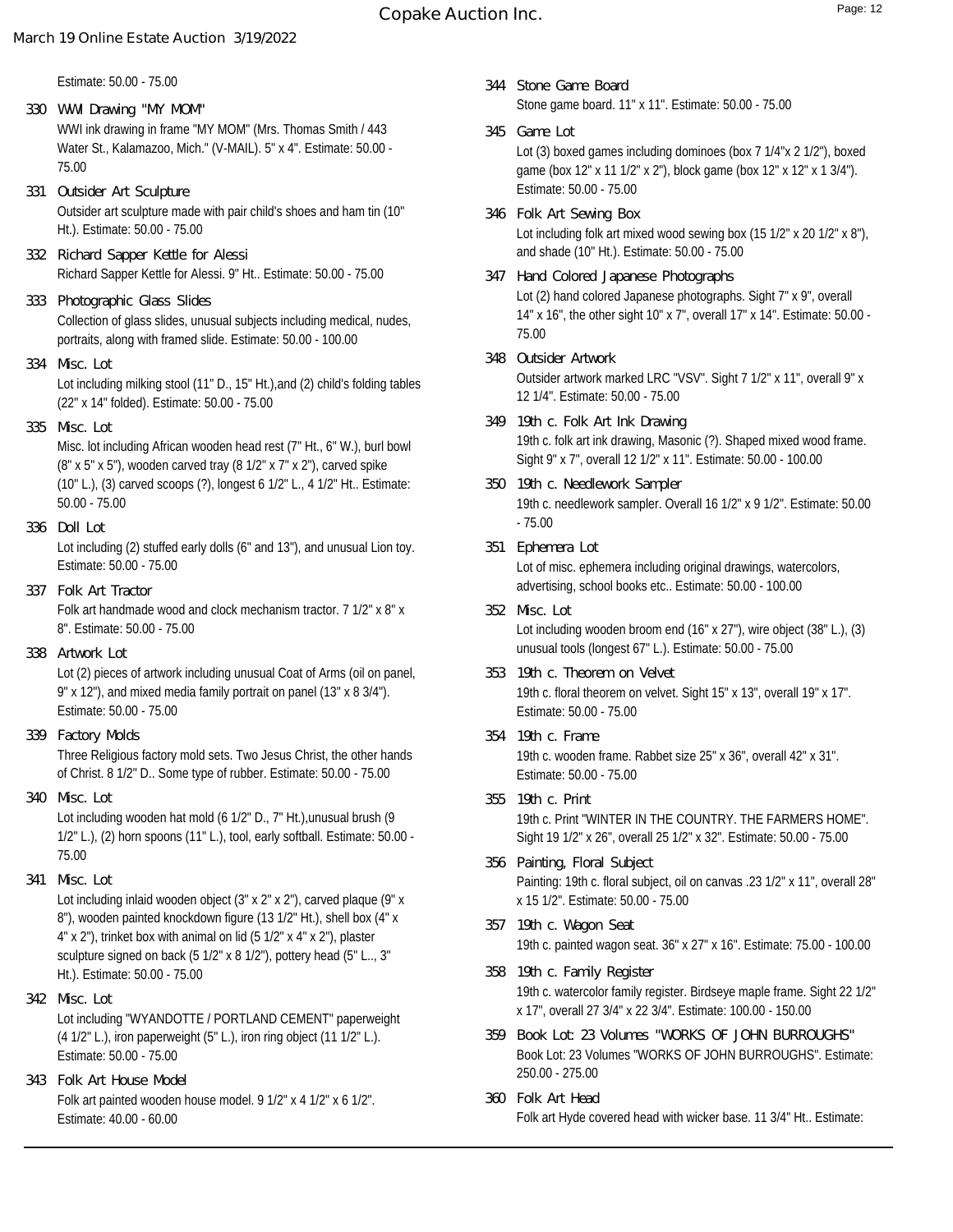Estimate: 50.00 - 75.00

**330 WWI Drawing "MY MOM"**
WWI ink drawing in frame "MY MOM" (Mrs. Thomas Smith / 443 Water St., Kalamazoo, Mich." (V-MAIL). 5" x 4". Estimate: 50.00 - 75.00

**331 Outsider Art Sculpture**
Outsider art sculpture made with pair child's shoes and ham tin (10" Ht.). Estimate: 50.00 - 75.00

**332 Richard Sapper Kettle for Alessi**
Richard Sapper Kettle for Alessi. 9" Ht.. Estimate: 50.00 - 75.00

**333 Photographic Glass Slides**
Collection of glass slides, unusual subjects including medical, nudes, portraits, along with framed slide. Estimate: 50.00 - 100.00

**334 Misc. Lot**
Lot including milking stool (11" D., 15" Ht.),and (2) child's folding tables (22" x 14" folded). Estimate: 50.00 - 75.00

**335 Misc. Lot**
Misc. lot including African wooden head rest (7" Ht., 6" W.), burl bowl (8" x 5" x 5"), wooden carved tray (8 1/2" x 7" x 2"), carved spike (10" L.), (3) carved scoops (?), longest 6 1/2" L., 4 1/2" Ht.. Estimate: 50.00 - 75.00

**336 Doll Lot**
Lot including (2) stuffed early dolls (6" and 13"), and unusual Lion toy. Estimate: 50.00 - 75.00

**337 Folk Art Tractor**
Folk art handmade wood and clock mechanism tractor. 7 1/2" x 8" x 8". Estimate: 50.00 - 75.00

**338 Artwork Lot**
Lot (2) pieces of artwork including unusual Coat of Arms (oil on panel, 9" x 12"), and mixed media family portrait on panel (13" x 8 3/4"). Estimate: 50.00 - 75.00

**339 Factory Molds**
Three Religious factory mold sets. Two Jesus Christ, the other hands of Christ. 8 1/2" D.. Some type of rubber. Estimate: 50.00 - 75.00

**340 Misc. Lot**
Lot including wooden hat mold (6 1/2" D., 7" Ht.),unusual brush (9 1/2" L.), (2) horn spoons (11" L.), tool, early softball. Estimate: 50.00 - 75.00

**341 Misc. Lot**
Lot including inlaid wooden object (3" x 2" x 2"), carved plaque (9" x 8"), wooden painted knockdown figure (13 1/2" Ht.), shell box (4" x 4" x 2"), trinket box with animal on lid (5 1/2" x 4" x 2"), plaster sculpture signed on back (5 1/2" x 8 1/2"), pottery head (5" L.., 3" Ht.). Estimate: 50.00 - 75.00

**342 Misc. Lot**
Lot including "WYANDOTTE / PORTLAND CEMENT" paperweight (4 1/2" L.), iron paperweight (5" L.), iron ring object (11 1/2" L.). Estimate: 50.00 - 75.00

**343 Folk Art House Model**
Folk art painted wooden house model. 9 1/2" x 4 1/2" x 6 1/2". Estimate: 40.00 - 60.00

**344 Stone Game Board**
Stone game board. 11" x 11". Estimate: 50.00 - 75.00

**345 Game Lot**
Lot (3) boxed games including dominoes (box 7 1/4"x 2 1/2"), boxed game (box 12" x 11 1/2" x 2"), block game (box 12" x 12" x 1 3/4"). Estimate: 50.00 - 75.00

**346 Folk Art Sewing Box**
Lot including folk art mixed wood sewing box (15 1/2" x 20 1/2" x 8"), and shade (10" Ht.). Estimate: 50.00 - 75.00

**347 Hand Colored Japanese Photographs**
Lot (2) hand colored Japanese photographs. Sight 7" x 9", overall 14" x 16", the other sight 10" x 7", overall 17" x 14". Estimate: 50.00 - 75.00

**348 Outsider Artwork**
Outsider artwork marked LRC "VSV". Sight 7 1/2" x 11", overall 9" x 12 1/4". Estimate: 50.00 - 75.00

**349 19th c. Folk Art Ink Drawing**
19th c. folk art ink drawing, Masonic (?). Shaped mixed wood frame. Sight 9" x 7", overall 12 1/2" x 11". Estimate: 50.00 - 100.00

**350 19th c. Needlework Sampler**
19th c. needlework sampler. Overall 16 1/2" x 9 1/2". Estimate: 50.00 - 75.00

**351 Ephemera Lot**
Lot of misc. ephemera including original drawings, watercolors, advertising, school books etc.. Estimate: 50.00 - 100.00

**352 Misc. Lot**
Lot including wooden broom end (16" x 27"), wire object (38" L.), (3) unusual tools (longest 67" L.). Estimate: 50.00 - 75.00

**353 19th c. Theorem on Velvet**
19th c. floral theorem on velvet. Sight 15" x 13", overall 19" x 17". Estimate: 50.00 - 75.00

**354 19th c. Frame**
19th c. wooden frame. Rabbet size 25" x 36", overall 42" x 31". Estimate: 50.00 - 75.00

**355 19th c. Print**
19th c. Print "WINTER IN THE COUNTRY. THE FARMERS HOME". Sight 19 1/2" x 26", overall 25 1/2" x 32". Estimate: 50.00 - 75.00

**356 Painting, Floral Subject**
Painting: 19th c. floral subject, oil on canvas .23 1/2" x 11", overall 28" x 15 1/2". Estimate: 50.00 - 75.00

**357 19th c. Wagon Seat**
19th c. painted wagon seat. 36" x 27" x 16". Estimate: 75.00 - 100.00

**358 19th c. Family Register**
19th c. watercolor family register. Birdseye maple frame. Sight 22 1/2" x 17", overall 27 3/4" x 22 3/4". Estimate: 100.00 - 150.00

**359 Book Lot: 23 Volumes "WORKS OF JOHN BURROUGHS"**
Book Lot: 23 Volumes "WORKS OF JOHN BURROUGHS". Estimate: 250.00 - 275.00

**360 Folk Art Head**
Folk art Hyde covered head with wicker base. 11 3/4" Ht.. Estimate: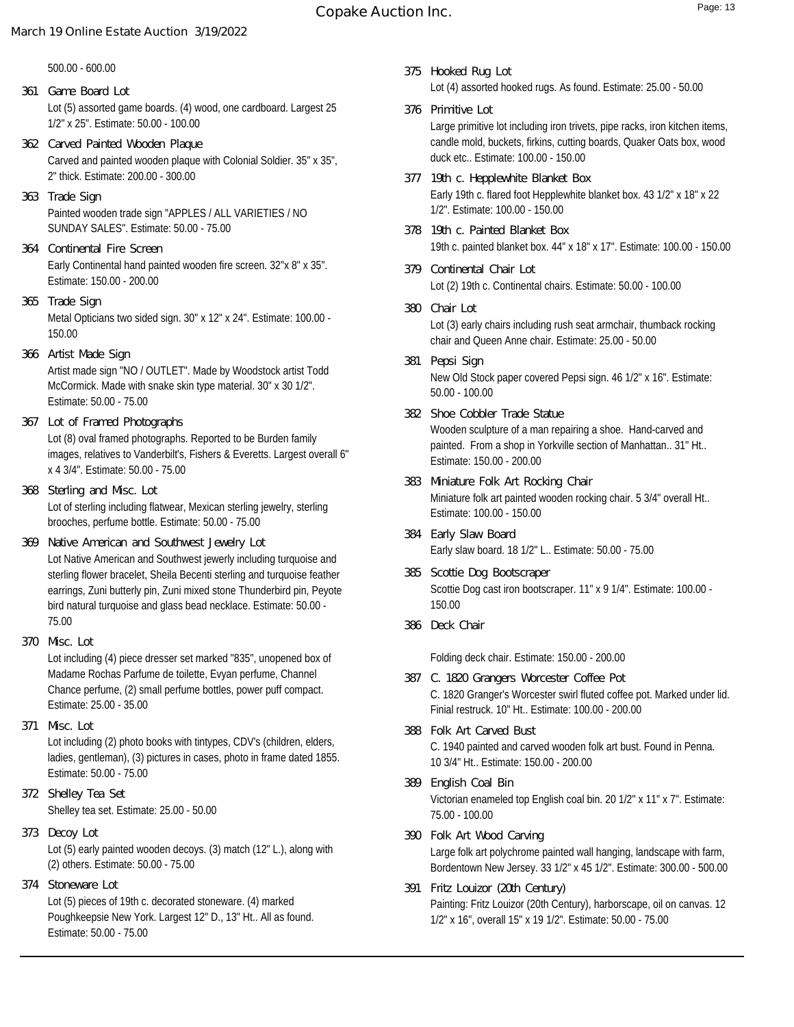500.00 - 600.00

**361 Game Board Lot**
Lot (5) assorted game boards. (4) wood, one cardboard. Largest 25 1/2" x 25". Estimate: 50.00 - 100.00

**362 Carved Painted Wooden Plaque**
Carved and painted wooden plaque with Colonial Soldier. 35" x 35", 2" thick. Estimate: 200.00 - 300.00

**363 Trade Sign**
Painted wooden trade sign "APPLES / ALL VARIETIES / NO SUNDAY SALES". Estimate: 50.00 - 75.00

**364 Continental Fire Screen**
Early Continental hand painted wooden fire screen. 32"x 8" x 35". Estimate: 150.00 - 200.00

**365 Trade Sign**
Metal Opticians two sided sign. 30" x 12" x 24". Estimate: 100.00 - 150.00

**366 Artist Made Sign**
Artist made sign "NO / OUTLET". Made by Woodstock artist Todd McCormick. Made with snake skin type material. 30" x 30 1/2". Estimate: 50.00 - 75.00

**367 Lot of Framed Photographs**
Lot (8) oval framed photographs. Reported to be Burden family images, relatives to Vanderbilt's, Fishers & Everetts. Largest overall 6" x 4 3/4". Estimate: 50.00 - 75.00

**368 Sterling and Misc. Lot**
Lot of sterling including flatwear, Mexican sterling jewelry, sterling brooches, perfume bottle. Estimate: 50.00 - 75.00

**369 Native American and Southwest Jewelry Lot**
Lot Native American and Southwest jewerly including turquoise and sterling flower bracelet, Sheila Becenti sterling and turquoise feather earrings, Zuni butterly pin, Zuni mixed stone Thunderbird pin, Peyote bird natural turquoise and glass bead necklace. Estimate: 50.00 - 75.00

**370 Misc. Lot**
Lot including (4) piece dresser set marked "835", unopened box of Madame Rochas Parfume de toilette, Evyan perfume, Channel Chance perfume, (2) small perfume bottles, power puff compact. Estimate: 25.00 - 35.00

**371 Misc. Lot**
Lot including (2) photo books with tintypes, CDV's (children, elders, ladies, gentleman), (3) pictures in cases, photo in frame dated 1855. Estimate: 50.00 - 75.00

**372 Shelley Tea Set**
Shelley tea set. Estimate: 25.00 - 50.00

**373 Decoy Lot**
Lot (5) early painted wooden decoys. (3) match (12" L.), along with (2) others. Estimate: 50.00 - 75.00

**374 Stoneware Lot**
Lot (5) pieces of 19th c. decorated stoneware. (4) marked Poughkeepsie New York. Largest 12" D., 13" Ht.. All as found. Estimate: 50.00 - 75.00

**375 Hooked Rug Lot**
Lot (4) assorted hooked rugs. As found. Estimate: 25.00 - 50.00

**376 Primitive Lot**
Large primitive lot including iron trivets, pipe racks, iron kitchen items, candle mold, buckets, firkins, cutting boards, Quaker Oats box, wood duck etc.. Estimate: 100.00 - 150.00

**377 19th c. Hepplewhite Blanket Box**
Early 19th c. flared foot Hepplewhite blanket box. 43 1/2" x 18" x 22 1/2". Estimate: 100.00 - 150.00

**378 19th c. Painted Blanket Box**
19th c. painted blanket box. 44" x 18" x 17". Estimate: 100.00 - 150.00

**379 Continental Chair Lot**
Lot (2) 19th c. Continental chairs. Estimate: 50.00 - 100.00

**380 Chair Lot**
Lot (3) early chairs including rush seat armchair, thumback rocking chair and Queen Anne chair. Estimate: 25.00 - 50.00

**381 Pepsi Sign**
New Old Stock paper covered Pepsi sign. 46 1/2" x 16". Estimate: 50.00 - 100.00

**382 Shoe Cobbler Trade Statue**
Wooden sculpture of a man repairing a shoe. Hand-carved and painted. From a shop in Yorkville section of Manhattan.. 31" Ht.. Estimate: 150.00 - 200.00

**383 Miniature Folk Art Rocking Chair**
Miniature folk art painted wooden rocking chair. 5 3/4" overall Ht.. Estimate: 100.00 - 150.00

**384 Early Slaw Board**
Early slaw board. 18 1/2" L.. Estimate: 50.00 - 75.00

**385 Scottie Dog Bootscraper**
Scottie Dog cast iron bootscraper. 11" x 9 1/4". Estimate: 100.00 - 150.00

**386 Deck Chair**
Folding deck chair. Estimate: 150.00 - 200.00

**387 C. 1820 Grangers Worcester Coffee Pot**
C. 1820 Granger's Worcester swirl fluted coffee pot. Marked under lid. Finial restruck. 10" Ht.. Estimate: 100.00 - 200.00

**388 Folk Art Carved Bust**
C. 1940 painted and carved wooden folk art bust. Found in Penna. 10 3/4" Ht.. Estimate: 150.00 - 200.00

**389 English Coal Bin**
Victorian enameled top English coal bin. 20 1/2" x 11" x 7". Estimate: 75.00 - 100.00

**390 Folk Art Wood Carving**
Large folk art polychrome painted wall hanging, landscape with farm, Bordentown New Jersey. 33 1/2" x 45 1/2". Estimate: 300.00 - 500.00

**391 Fritz Louizor (20th Century)**
Painting: Fritz Louizor (20th Century), harborscape, oil on canvas. 12 1/2" x 16", overall 15" x 19 1/2". Estimate: 50.00 - 75.00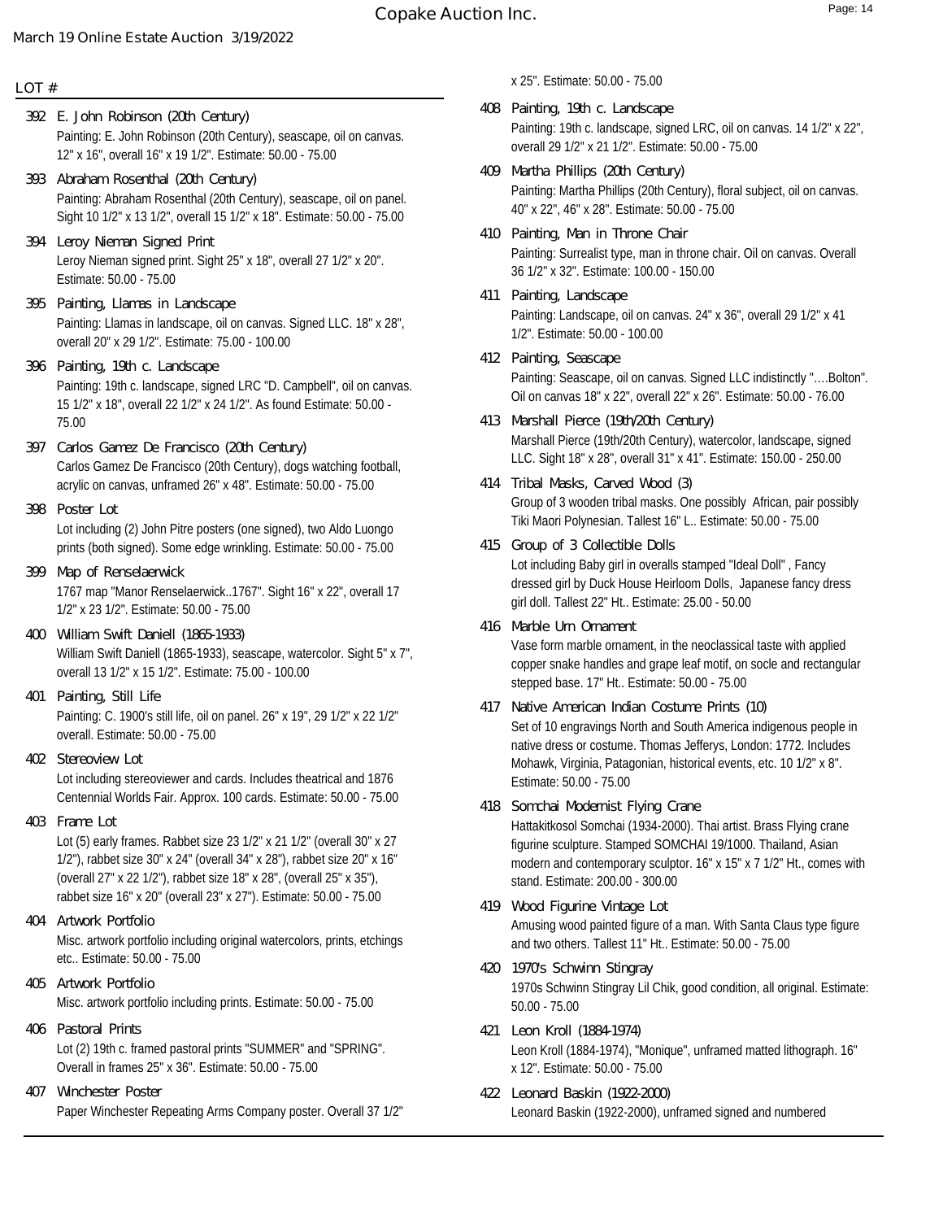LOT #

**392 E. John Robinson (20th Century)**
Painting: E. John Robinson (20th Century), seascape, oil on canvas. 12" x 16", overall 16" x 19 1/2". Estimate: 50.00 - 75.00

**393 Abraham Rosenthal (20th Century)**
Painting: Abraham Rosenthal (20th Century), seascape, oil on panel. Sight 10 1/2" x 13 1/2", overall 15 1/2" x 18". Estimate: 50.00 - 75.00

**394 Leroy Nieman Signed Print**
Leroy Nieman signed print. Sight 25" x 18", overall 27 1/2" x 20". Estimate: 50.00 - 75.00

**395 Painting, Llamas in Landscape**
Painting: Llamas in landscape, oil on canvas. Signed LLC. 18" x 28", overall 20" x 29 1/2". Estimate: 75.00 - 100.00

**396 Painting, 19th c. Landscape**
Painting: 19th c. landscape, signed LRC "D. Campbell", oil on canvas. 15 1/2" x 18", overall 22 1/2" x 24 1/2". As found Estimate: 50.00 - 75.00

**397 Carlos Gamez De Francisco (20th Century)**
Carlos Gamez De Francisco (20th Century), dogs watching football, acrylic on canvas, unframed 26" x 48". Estimate: 50.00 - 75.00

**398 Poster Lot**
Lot including (2) John Pitre posters (one signed), two Aldo Luongo prints (both signed). Some edge wrinkling. Estimate: 50.00 - 75.00

**399 Map of Renselaerwick**
1767 map "Manor Renselaerwick..1767". Sight 16" x 22", overall 17 1/2" x 23 1/2". Estimate: 50.00 - 75.00

**400 William Swift Daniell (1865-1933)**
William Swift Daniell (1865-1933), seascape, watercolor. Sight 5" x 7", overall 13 1/2" x 15 1/2". Estimate: 75.00 - 100.00

**401 Painting, Still Life**
Painting: C. 1900's still life, oil on panel. 26" x 19", 29 1/2" x 22 1/2" overall. Estimate: 50.00 - 75.00

**402 Stereoview Lot**
Lot including stereoviewer and cards. Includes theatrical and 1876 Centennial Worlds Fair. Approx. 100 cards. Estimate: 50.00 - 75.00

**403 Frame Lot**
Lot (5) early frames. Rabbet size 23 1/2" x 21 1/2" (overall 30" x 27 1/2"), rabbet size 30" x 24" (overall 34" x 28"), rabbet size 20" x 16" (overall 27" x 22 1/2"), rabbet size 18" x 28", (overall 25" x 35"), rabbet size 16" x 20" (overall 23" x 27"). Estimate: 50.00 - 75.00

**404 Artwork Portfolio**
Misc. artwork portfolio including original watercolors, prints, etchings etc.. Estimate: 50.00 - 75.00

**405 Artwork Portfolio**
Misc. artwork portfolio including prints. Estimate: 50.00 - 75.00

**406 Pastoral Prints**
Lot (2) 19th c. framed pastoral prints "SUMMER" and "SPRING". Overall in frames 25" x 36". Estimate: 50.00 - 75.00

**407 Winchester Poster**
Paper Winchester Repeating Arms Company poster. Overall 37 1/2" x 25". Estimate: 50.00 - 75.00

**408 Painting, 19th c. Landscape**
Painting: 19th c. landscape, signed LRC, oil on canvas. 14 1/2" x 22", overall 29 1/2" x 21 1/2". Estimate: 50.00 - 75.00

**409 Martha Phillips (20th Century)**
Painting: Martha Phillips (20th Century), floral subject, oil on canvas. 40" x 22", 46" x 28". Estimate: 50.00 - 75.00

**410 Painting, Man in Throne Chair**
Painting: Surrealist type, man in throne chair. Oil on canvas. Overall 36 1/2" x 32". Estimate: 100.00 - 150.00

**411 Painting, Landscape**
Painting: Landscape, oil on canvas. 24" x 36", overall 29 1/2" x 41 1/2". Estimate: 50.00 - 100.00

**412 Painting, Seascape**
Painting: Seascape, oil on canvas. Signed LLC indistinctly "….Bolton". Oil on canvas 18" x 22", overall 22" x 26". Estimate: 50.00 - 76.00

**413 Marshall Pierce (19th/20th Century)**
Marshall Pierce (19th/20th Century), watercolor, landscape, signed LLC. Sight 18" x 28", overall 31" x 41". Estimate: 150.00 - 250.00

**414 Tribal Masks, Carved Wood (3)**
Group of 3 wooden tribal masks. One possibly African, pair possibly Tiki Maori Polynesian. Tallest 16" L.. Estimate: 50.00 - 75.00

**415 Group of 3 Collectible Dolls**
Lot including Baby girl in overalls stamped "Ideal Doll" , Fancy dressed girl by Duck House Heirloom Dolls, Japanese fancy dress girl doll. Tallest 22" Ht.. Estimate: 25.00 - 50.00

**416 Marble Urn Ornament**
Vase form marble ornament, in the neoclassical taste with applied copper snake handles and grape leaf motif, on socle and rectangular stepped base. 17" Ht.. Estimate: 50.00 - 75.00

**417 Native American Indian Costume Prints (10)**
Set of 10 engravings North and South America indigenous people in native dress or costume. Thomas Jefferys, London: 1772. Includes Mohawk, Virginia, Patagonian, historical events, etc. 10 1/2" x 8". Estimate: 50.00 - 75.00

**418 Somchai Modernist Flying Crane**
Hattakitkosol Somchai (1934-2000). Thai artist. Brass Flying crane figurine sculpture. Stamped SOMCHAI 19/1000. Thailand, Asian modern and contemporary sculptor. 16" x 15" x 7 1/2" Ht., comes with stand. Estimate: 200.00 - 300.00

**419 Wood Figurine Vintage Lot**
Amusing wood painted figure of a man. With Santa Claus type figure and two others. Tallest 11" Ht.. Estimate: 50.00 - 75.00

**420 1970's Schwinn Stingray**
1970s Schwinn Stingray Lil Chik, good condition, all original. Estimate: 50.00 - 75.00

**421 Leon Kroll (1884-1974)**
Leon Kroll (1884-1974), "Monique", unframed matted lithograph. 16" x 12". Estimate: 50.00 - 75.00

**422 Leonard Baskin (1922-2000)**
Leonard Baskin (1922-2000), unframed signed and numbered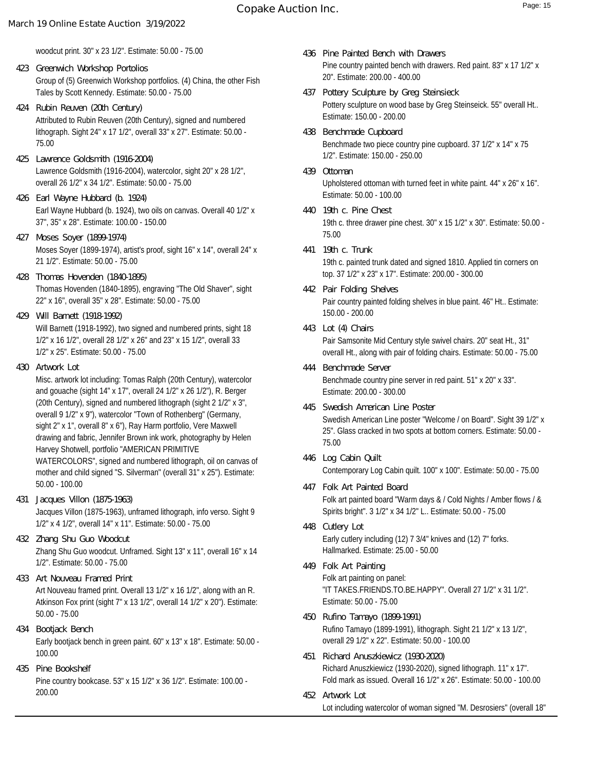woodcut print. 30" x 23 1/2". Estimate: 50.00 - 75.00

**423 Greenwich Workshop Portolios**
Group of (5) Greenwich Workshop portfolios. (4) China, the other Fish Tales by Scott Kennedy. Estimate: 50.00 - 75.00

**424 Rubin Reuven (20th Century)**
Attributed to Rubin Reuven (20th Century), signed and numbered lithograph. Sight 24" x 17 1/2", overall 33" x 27". Estimate: 50.00 - 75.00

**425 Lawrence Goldsmith (1916-2004)**
Lawrence Goldsmith (1916-2004), watercolor, sight 20" x 28 1/2", overall 26 1/2" x 34 1/2". Estimate: 50.00 - 75.00

**426 Earl Wayne Hubbard (b. 1924)**
Earl Wayne Hubbard (b. 1924), two oils on canvas. Overall 40 1/2" x 37", 35" x 28". Estimate: 100.00 - 150.00

**427 Moses Soyer (1899-1974)**
Moses Soyer (1899-1974), artist's proof, sight 16" x 14", overall 24" x 21 1/2". Estimate: 50.00 - 75.00

**428 Thomas Hovenden (1840-1895)**
Thomas Hovenden (1840-1895), engraving "The Old Shaver", sight 22" x 16", overall 35" x 28". Estimate: 50.00 - 75.00

**429 Will Barnett (1918-1992)**
Will Barnett (1918-1992), two signed and numbered prints, sight 18 1/2" x 16 1/2", overall 28 1/2" x 26" and 23" x 15 1/2", overall 33 1/2" x 25". Estimate: 50.00 - 75.00

**430 Artwork Lot**
Misc. artwork lot including: Tomas Ralph (20th Century), watercolor and gouache (sight 14" x 17", overall 24 1/2" x 26 1/2"), R. Berger (20th Century), signed and numbered lithograph (sight 2 1/2" x 3", overall 9 1/2" x 9"), watercolor "Town of Rothenberg" (Germany, sight 2" x 1", overall 8" x 6"), Ray Harm portfolio, Vere Maxwell drawing and fabric, Jennifer Brown ink work, photography by Helen Harvey Shotwell, portfolio "AMERICAN PRIMITIVE WATERCOLORS", signed and numbered lithograph, oil on canvas of mother and child signed "S. Silverman" (overall 31" x 25"). Estimate: 50.00 - 100.00

**431 Jacques Villon (1875-1963)**
Jacques Villon (1875-1963), unframed lithograph, info verso. Sight 9 1/2" x 4 1/2", overall 14" x 11". Estimate: 50.00 - 75.00

**432 Zhang Shu Guo Woodcut**
Zhang Shu Guo woodcut. Unframed. Sight 13" x 11", overall 16" x 14 1/2". Estimate: 50.00 - 75.00

**433 Art Nouveau Framed Print**
Art Nouveau framed print. Overall 13 1/2" x 16 1/2", along with an R. Atkinson Fox print (sight 7" x 13 1/2", overall 14 1/2" x 20"). Estimate: 50.00 - 75.00

**434 Bootjack Bench**
Early bootjack bench in green paint. 60" x 13" x 18". Estimate: 50.00 - 100.00

**435 Pine Bookshelf**
Pine country bookcase. 53" x 15 1/2" x 36 1/2". Estimate: 100.00 - 200.00

**436 Pine Painted Bench with Drawers**
Pine country painted bench with drawers. Red paint. 83" x 17 1/2" x 20". Estimate: 200.00 - 400.00

**437 Pottery Sculpture by Greg Steinsieck**
Pottery sculpture on wood base by Greg Steinseick. 55" overall Ht.. Estimate: 150.00 - 200.00

**438 Benchmade Cupboard**
Benchmade two piece country pine cupboard. 37 1/2" x 14" x 75 1/2". Estimate: 150.00 - 250.00

**439 Ottoman**
Upholstered ottoman with turned feet in white paint. 44" x 26" x 16". Estimate: 50.00 - 100.00

**440 19th c. Pine Chest**
19th c. three drawer pine chest. 30" x 15 1/2" x 30". Estimate: 50.00 - 75.00

**441 19th c. Trunk**
19th c. painted trunk dated and signed 1810. Applied tin corners on top. 37 1/2" x 23" x 17". Estimate: 200.00 - 300.00

**442 Pair Folding Shelves**
Pair country painted folding shelves in blue paint. 46" Ht.. Estimate: 150.00 - 200.00

**443 Lot (4) Chairs**
Pair Samsonite Mid Century style swivel chairs. 20" seat Ht., 31" overall Ht., along with pair of folding chairs. Estimate: 50.00 - 75.00

**444 Benchmade Server**
Benchmade country pine server in red paint. 51" x 20" x 33". Estimate: 200.00 - 300.00

**445 Swedish American Line Poster**
Swedish American Line poster "Welcome / on Board". Sight 39 1/2" x 25". Glass cracked in two spots at bottom corners. Estimate: 50.00 - 75.00

**446 Log Cabin Quilt**
Contemporary Log Cabin quilt. 100" x 100". Estimate: 50.00 - 75.00

**447 Folk Art Painted Board**
Folk art painted board "Warm days & / Cold Nights / Amber flows / & Spirits bright". 3 1/2" x 34 1/2" L.. Estimate: 50.00 - 75.00

**448 Cutlery Lot**
Early cutlery including (12) 7 3/4" knives and (12) 7" forks. Hallmarked. Estimate: 25.00 - 50.00

**449 Folk Art Painting**
Folk art painting on panel:
"IT TAKES.FRIENDS.TO.BE.HAPPY". Overall 27 1/2" x 31 1/2". Estimate: 50.00 - 75.00

**450 Rufino Tamayo (1899-1991)**
Rufino Tamayo (1899-1991), lithograph. Sight 21 1/2" x 13 1/2", overall 29 1/2" x 22". Estimate: 50.00 - 100.00

**451 Richard Anuszkiewicz (1930-2020)**
Richard Anuszkiewicz (1930-2020), signed lithograph. 11" x 17". Fold mark as issued. Overall 16 1/2" x 26". Estimate: 50.00 - 100.00

**452 Artwork Lot**
Lot including watercolor of woman signed "M. Desrosiers" (overall 18"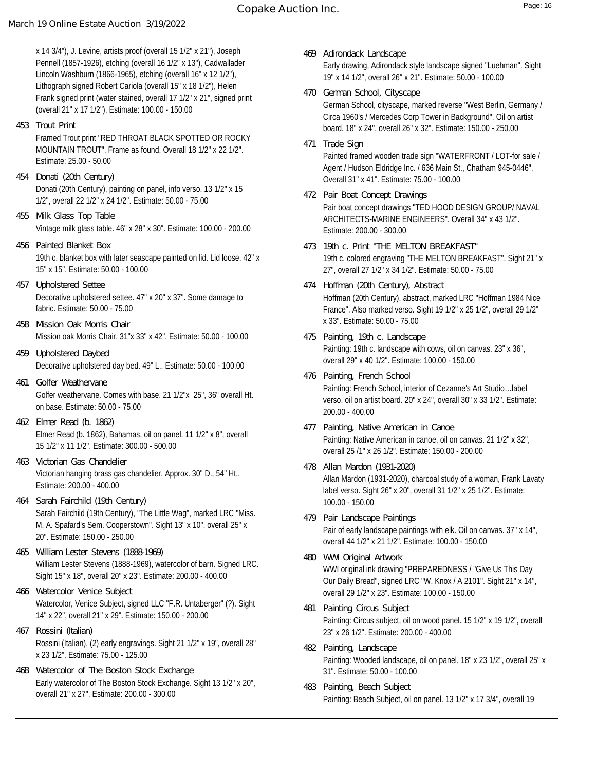x 14 3/4"), J. Levine, artists proof (overall 15 1/2" x 21"), Joseph Pennell (1857-1926), etching (overall 16 1/2" x 13"), Cadwallader Lincoln Washburn (1866-1965), etching (overall 16" x 12 1/2"), Lithograph signed Robert Cariola (overall 15" x 18 1/2"), Helen Frank signed print (water stained, overall 17 1/2" x 21", signed print (overall 21" x 17 1/2"). Estimate: 100.00 - 150.00

**453 Trout Print**
Framed Trout print "RED THROAT BLACK SPOTTED OR ROCKY MOUNTAIN TROUT". Frame as found. Overall 18 1/2" x 22 1/2". Estimate: 25.00 - 50.00

**454 Donati (20th Century)**
Donati (20th Century), painting on panel, info verso. 13 1/2" x 15 1/2", overall 22 1/2" x 24 1/2". Estimate: 50.00 - 75.00

**455 Milk Glass Top Table**
Vintage milk glass table. 46" x 28" x 30". Estimate: 100.00 - 200.00

**456 Painted Blanket Box**
19th c. blanket box with later seascape painted on lid. Lid loose. 42" x 15" x 15". Estimate: 50.00 - 100.00

**457 Upholstered Settee**
Decorative upholstered settee. 47" x 20" x 37". Some damage to fabric. Estimate: 50.00 - 75.00

**458 Mission Oak Morris Chair**
Mission oak Morris Chair. 31"x 33" x 42". Estimate: 50.00 - 100.00

**459 Upholstered Daybed**
Decorative upholstered day bed. 49" L.. Estimate: 50.00 - 100.00

**461 Golfer Weathervane**
Golfer weathervane. Comes with base. 21 1/2"x 25", 36" overall Ht. on base. Estimate: 50.00 - 75.00

**462 Elmer Read (b. 1862)**
Elmer Read (b. 1862), Bahamas, oil on panel. 11 1/2" x 8", overall 15 1/2" x 11 1/2". Estimate: 300.00 - 500.00

**463 Victorian Gas Chandelier**
Victorian hanging brass gas chandelier. Approx. 30" D., 54" Ht.. Estimate: 200.00 - 400.00

**464 Sarah Fairchild (19th Century)**
Sarah Fairchild (19th Century), "The Little Wag", marked LRC "Miss. M. A. Spafard's Sem. Cooperstown". Sight 13" x 10", overall 25" x 20". Estimate: 150.00 - 250.00

**465 William Lester Stevens (1888-1969)**
William Lester Stevens (1888-1969), watercolor of barn. Signed LRC. Sight 15" x 18", overall 20" x 23". Estimate: 200.00 - 400.00

**466 Watercolor Venice Subject**
Watercolor, Venice Subject, signed LLC "F.R. Untaberger" (?). Sight 14" x 22", overall 21" x 29". Estimate: 150.00 - 200.00

**467 Rossini (Italian)**
Rossini (Italian), (2) early engravings. Sight 21 1/2" x 19", overall 28" x 23 1/2". Estimate: 75.00 - 125.00

**468 Watercolor of The Boston Stock Exchange**
Early watercolor of The Boston Stock Exchange. Sight 13 1/2" x 20", overall 21" x 27". Estimate: 200.00 - 300.00

**469 Adirondack Landscape**
Early drawing, Adirondack style landscape signed "Luehman". Sight 19" x 14 1/2", overall 26" x 21". Estimate: 50.00 - 100.00

**470 German School, Cityscape**
German School, cityscape, marked reverse "West Berlin, Germany / Circa 1960's / Mercedes Corp Tower in Background". Oil on artist board. 18" x 24", overall 26" x 32". Estimate: 150.00 - 250.00

**471 Trade Sign**
Painted framed wooden trade sign "WATERFRONT / LOT-for sale / Agent / Hudson Eldridge Inc. / 636 Main St., Chatham 945-0446". Overall 31" x 41". Estimate: 75.00 - 100.00

**472 Pair Boat Concept Drawings**
Pair boat concept drawings "TED HOOD DESIGN GROUP/ NAVAL ARCHITECTS-MARINE ENGINEERS". Overall 34" x 43 1/2". Estimate: 200.00 - 300.00

**473 19th c. Print "THE MELTON BREAKFAST"**
19th c. colored engraving "THE MELTON BREAKFAST". Sight 21" x 27", overall 27 1/2" x 34 1/2". Estimate: 50.00 - 75.00

**474 Hoffman (20th Century), Abstract**
Hoffman (20th Century), abstract, marked LRC "Hoffman 1984 Nice France". Also marked verso. Sight 19 1/2" x 25 1/2", overall 29 1/2" x 33". Estimate: 50.00 - 75.00

**475 Painting, 19th c. Landscape**
Painting: 19th c. landscape with cows, oil on canvas. 23" x 36", overall 29" x 40 1/2". Estimate: 100.00 - 150.00

**476 Painting, French School**
Painting: French School, interior of Cezanne's Art Studio…label verso, oil on artist board. 20" x 24", overall 30" x 33 1/2". Estimate: 200.00 - 400.00

**477 Painting, Native American in Canoe**
Painting: Native American in canoe, oil on canvas. 21 1/2" x 32", overall 25 /1" x 26 1/2". Estimate: 150.00 - 200.00

**478 Allan Mardon (1931-2020)**
Allan Mardon (1931-2020), charcoal study of a woman, Frank Lavaty label verso. Sight 26" x 20", overall 31 1/2" x 25 1/2". Estimate: 100.00 - 150.00

**479 Pair Landscape Paintings**
Pair of early landscape paintings with elk. Oil on canvas. 37" x 14", overall 44 1/2" x 21 1/2". Estimate: 100.00 - 150.00

**480 WWI Original Artwork**
WWI original ink drawing "PREPAREDNESS / "Give Us This Day Our Daily Bread", signed LRC "W. Knox / A 2101". Sight 21" x 14", overall 29 1/2" x 23". Estimate: 100.00 - 150.00

**481 Painting Circus Subject**
Painting: Circus subject, oil on wood panel. 15 1/2" x 19 1/2", overall 23" x 26 1/2". Estimate: 200.00 - 400.00

**482 Painting, Landscape**
Painting: Wooded landscape, oil on panel. 18" x 23 1/2", overall 25" x 31". Estimate: 50.00 - 100.00

**483 Painting, Beach Subject**
Painting: Beach Subject, oil on panel. 13 1/2" x 17 3/4", overall 19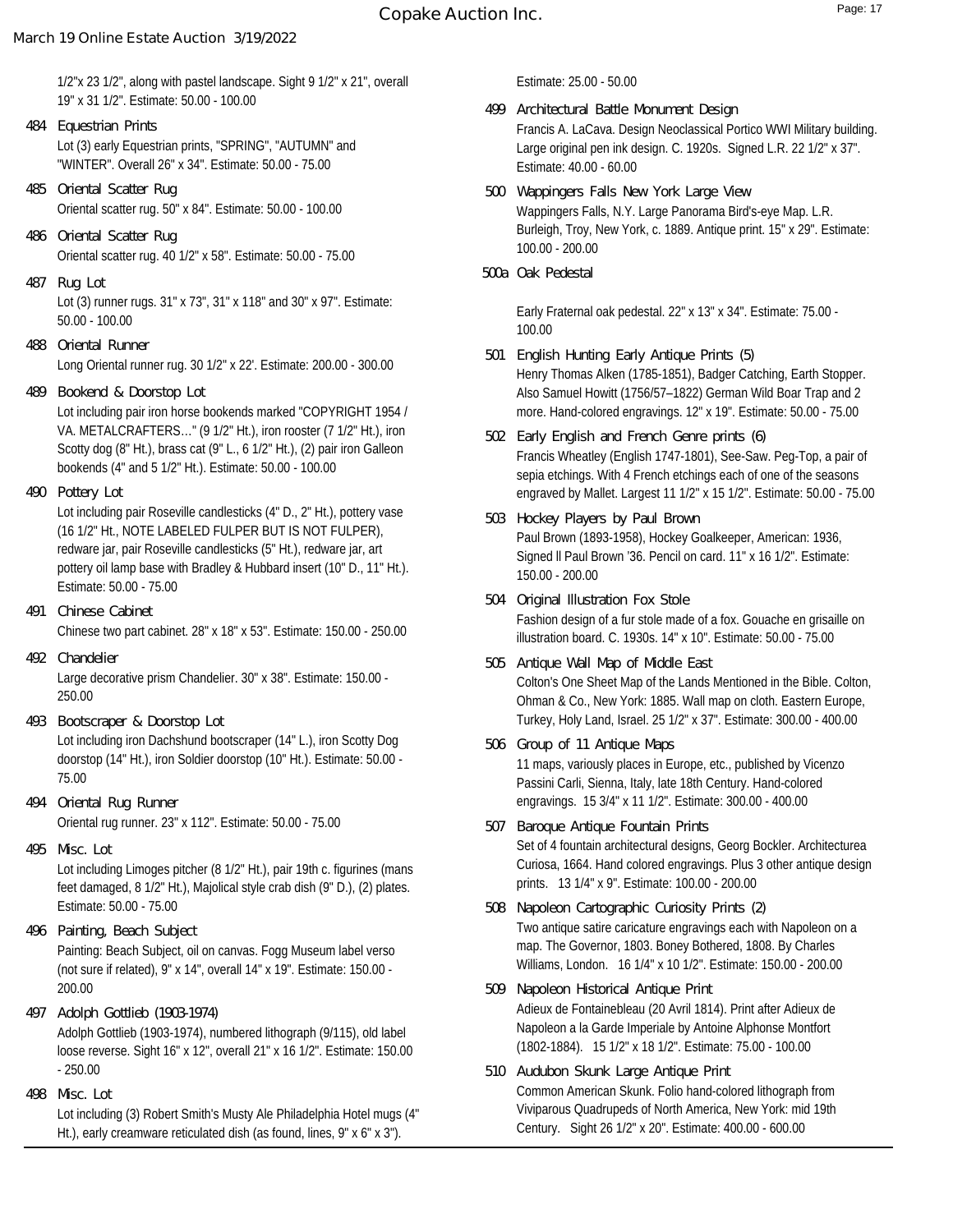1/2"x 23 1/2", along with pastel landscape. Sight 9 1/2" x 21", overall 19" x 31 1/2". Estimate: 50.00 - 100.00

**484 Equestrian Prints**
Lot (3) early Equestrian prints, "SPRING", "AUTUMN" and "WINTER". Overall 26" x 34". Estimate: 50.00 - 75.00

**485 Oriental Scatter Rug**
Oriental scatter rug. 50" x 84". Estimate: 50.00 - 100.00

**486 Oriental Scatter Rug**
Oriental scatter rug. 40 1/2" x 58". Estimate: 50.00 - 75.00

**487 Rug Lot**
Lot (3) runner rugs. 31" x 73", 31" x 118" and 30" x 97". Estimate: 50.00 - 100.00

**488 Oriental Runner**
Long Oriental runner rug. 30 1/2" x 22'. Estimate: 200.00 - 300.00

**489 Bookend & Doorstop Lot**
Lot including pair iron horse bookends marked "COPYRIGHT 1954 / VA. METALCRAFTERS..." (9 1/2" Ht.), iron rooster (7 1/2" Ht.), iron Scotty dog (8" Ht.), brass cat (9" L., 6 1/2" Ht.), (2) pair iron Galleon bookends (4" and 5 1/2" Ht.). Estimate: 50.00 - 100.00

**490 Pottery Lot**
Lot including pair Roseville candlesticks (4" D., 2" Ht.), pottery vase (16 1/2" Ht., NOTE LABELED FULPER BUT IS NOT FULPER), redware jar, pair Roseville candlesticks (5" Ht.), redware jar, art pottery oil lamp base with Bradley & Hubbard insert (10" D., 11" Ht.). Estimate: 50.00 - 75.00

**491 Chinese Cabinet**
Chinese two part cabinet. 28" x 18" x 53". Estimate: 150.00 - 250.00

**492 Chandelier**
Large decorative prism Chandelier. 30" x 38". Estimate: 150.00 - 250.00

**493 Bootscraper & Doorstop Lot**
Lot including iron Dachshund bootscraper (14" L.), iron Scotty Dog doorstop (14" Ht.), iron Soldier doorstop (10" Ht.). Estimate: 50.00 - 75.00

**494 Oriental Rug Runner**
Oriental rug runner. 23" x 112". Estimate: 50.00 - 75.00

**495 Misc. Lot**
Lot including Limoges pitcher (8 1/2" Ht.), pair 19th c. figurines (mans feet damaged, 8 1/2" Ht.), Majolical style crab dish (9" D.), (2) plates. Estimate: 50.00 - 75.00

**496 Painting, Beach Subject**
Painting: Beach Subject, oil on canvas. Fogg Museum label verso (not sure if related), 9" x 14", overall 14" x 19". Estimate: 150.00 - 200.00

**497 Adolph Gottlieb (1903-1974)**
Adolph Gottlieb (1903-1974), numbered lithograph (9/115), old label loose reverse. Sight 16" x 12", overall 21" x 16 1/2". Estimate: 150.00 - 250.00

**498 Misc. Lot**
Lot including (3) Robert Smith's Musty Ale Philadelphia Hotel mugs (4" Ht.), early creamware reticulated dish (as found, lines, 9" x 6" x 3"). Estimate: 25.00 - 50.00

**499 Architectural Battle Monument Design**
Francis A. LaCava. Design Neoclassical Portico WWI Military building. Large original pen ink design. C. 1920s. Signed L.R. 22 1/2" x 37". Estimate: 40.00 - 60.00

**500 Wappingers Falls New York Large View**
Wappingers Falls, N.Y. Large Panorama Bird's-eye Map. L.R. Burleigh, Troy, New York, c. 1889. Antique print. 15" x 29". Estimate: 100.00 - 200.00

**500a Oak Pedestal**
Early Fraternal oak pedestal. 22" x 13" x 34". Estimate: 75.00 - 100.00

**501 English Hunting Early Antique Prints (5)**
Henry Thomas Alken (1785-1851), Badger Catching, Earth Stopper. Also Samuel Howitt (1756/57–1822) German Wild Boar Trap and 2 more. Hand-colored engravings. 12" x 19". Estimate: 50.00 - 75.00

**502 Early English and French Genre prints (6)**
Francis Wheatley (English 1747-1801), See-Saw. Peg-Top, a pair of sepia etchings. With 4 French etchings each of one of the seasons engraved by Mallet. Largest 11 1/2" x 15 1/2". Estimate: 50.00 - 75.00

**503 Hockey Players by Paul Brown**
Paul Brown (1893-1958), Hockey Goalkeeper, American: 1936, Signed ll Paul Brown '36. Pencil on card. 11" x 16 1/2". Estimate: 150.00 - 200.00

**504 Original Illustration Fox Stole**
Fashion design of a fur stole made of a fox. Gouache en grisaille on illustration board. C. 1930s. 14" x 10". Estimate: 50.00 - 75.00

**505 Antique Wall Map of Middle East**
Colton's One Sheet Map of the Lands Mentioned in the Bible. Colton, Ohman & Co., New York: 1885. Wall map on cloth. Eastern Europe, Turkey, Holy Land, Israel. 25 1/2" x 37". Estimate: 300.00 - 400.00

**506 Group of 11 Antique Maps**
11 maps, variously places in Europe, etc., published by Vicenzo Passini Carli, Sienna, Italy, late 18th Century. Hand-colored engravings. 15 3/4" x 11 1/2". Estimate: 300.00 - 400.00

**507 Baroque Antique Fountain Prints**
Set of 4 fountain architectural designs, Georg Bockler. Architecturea Curiosa, 1664. Hand colored engravings. Plus 3 other antique design prints. 13 1/4" x 9". Estimate: 100.00 - 200.00

**508 Napoleon Cartographic Curiosity Prints (2)**
Two antique satire caricature engravings each with Napoleon on a map. The Governor, 1803. Boney Bothered, 1808. By Charles Williams, London. 16 1/4" x 10 1/2". Estimate: 150.00 - 200.00

**509 Napoleon Historical Antique Print**
Adieux de Fontainebleau (20 Avril 1814). Print after Adieux de Napoleon a la Garde Imperiale by Antoine Alphonse Montfort (1802-1884). 15 1/2" x 18 1/2". Estimate: 75.00 - 100.00

**510 Audubon Skunk Large Antique Print**
Common American Skunk. Folio hand-colored lithograph from Viviparous Quadrupeds of North America, New York: mid 19th Century. Sight 26 1/2" x 20". Estimate: 400.00 - 600.00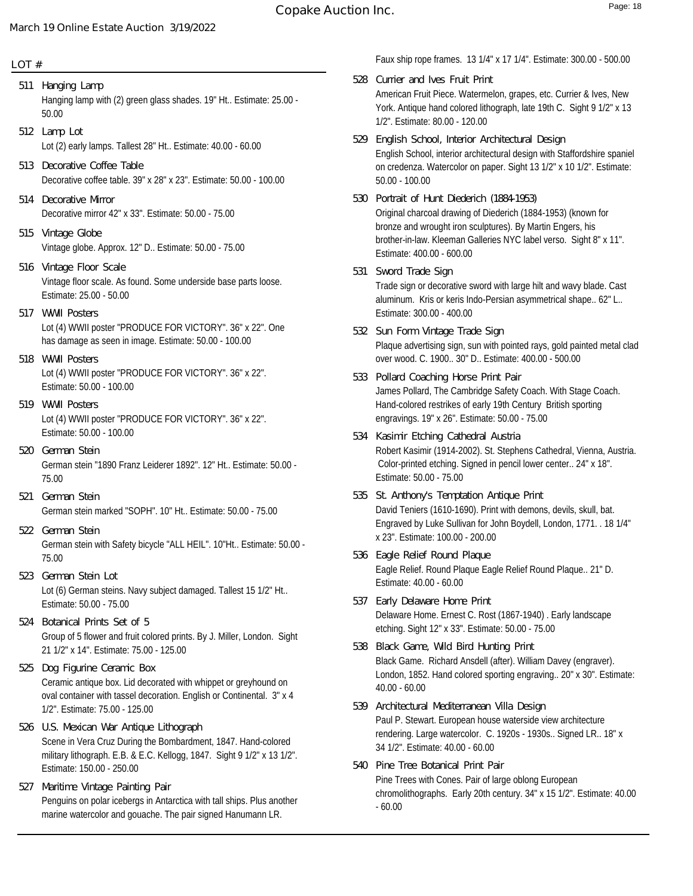LOT #

**511 Hanging Lamp**
Hanging lamp with (2) green glass shades. 19" Ht.. Estimate: 25.00 - 50.00

**512 Lamp Lot**
Lot (2) early lamps. Tallest 28" Ht.. Estimate: 40.00 - 60.00

**513 Decorative Coffee Table**
Decorative coffee table. 39" x 28" x 23". Estimate: 50.00 - 100.00

**514 Decorative Mirror**
Decorative mirror 42" x 33". Estimate: 50.00 - 75.00

**515 Vintage Globe**
Vintage globe. Approx. 12" D.. Estimate: 50.00 - 75.00

**516 Vintage Floor Scale**
Vintage floor scale. As found. Some underside base parts loose. Estimate: 25.00 - 50.00

**517 WWII Posters**
Lot (4) WWII poster "PRODUCE FOR VICTORY". 36" x 22". One has damage as seen in image. Estimate: 50.00 - 100.00

**518 WWII Posters**
Lot (4) WWII poster "PRODUCE FOR VICTORY". 36" x 22". Estimate: 50.00 - 100.00

**519 WWII Posters**
Lot (4) WWII poster "PRODUCE FOR VICTORY". 36" x 22". Estimate: 50.00 - 100.00

**520 German Stein**
German stein "1890 Franz Leiderer 1892". 12" Ht.. Estimate: 50.00 - 75.00

**521 German Stein**
German stein marked "SOPH". 10" Ht.. Estimate: 50.00 - 75.00

**522 German Stein**
German stein with Safety bicycle "ALL HEIL". 10"Ht.. Estimate: 50.00 - 75.00

**523 German Stein Lot**
Lot (6) German steins. Navy subject damaged. Tallest 15 1/2" Ht.. Estimate: 50.00 - 75.00

**524 Botanical Prints Set of 5**
Group of 5 flower and fruit colored prints. By J. Miller, London. Sight 21 1/2" x 14". Estimate: 75.00 - 125.00

**525 Dog Figurine Ceramic Box**
Ceramic antique box. Lid decorated with whippet or greyhound on oval container with tassel decoration. English or Continental. 3" x 4 1/2". Estimate: 75.00 - 125.00

**526 U.S. Mexican War Antique Lithograph**
Scene in Vera Cruz During the Bombardment, 1847. Hand-colored military lithograph. E.B. & E.C. Kellogg, 1847. Sight 9 1/2" x 13 1/2". Estimate: 150.00 - 250.00

**527 Maritime Vintage Painting Pair**
Penguins on polar icebergs in Antarctica with tall ships. Plus another marine watercolor and gouache. The pair signed Hanumann LR. Faux ship rope frames. 13 1/4" x 17 1/4". Estimate: 300.00 - 500.00

**528 Currier and Ives Fruit Print**
American Fruit Piece. Watermelon, grapes, etc. Currier & Ives, New York. Antique hand colored lithograph, late 19th C. Sight 9 1/2" x 13 1/2". Estimate: 80.00 - 120.00

**529 English School, Interior Architectural Design**
English School, interior architectural design with Staffordshire spaniel on credenza. Watercolor on paper. Sight 13 1/2" x 10 1/2". Estimate: 50.00 - 100.00

**530 Portrait of Hunt Diederich (1884-1953)**
Original charcoal drawing of Diederich (1884-1953) (known for bronze and wrought iron sculptures). By Martin Engers, his brother-in-law. Kleeman Galleries NYC label verso. Sight 8" x 11". Estimate: 400.00 - 600.00

**531 Sword Trade Sign**
Trade sign or decorative sword with large hilt and wavy blade. Cast aluminum. Kris or keris Indo-Persian asymmetrical shape.. 62" L.. Estimate: 300.00 - 400.00

**532 Sun Form Vintage Trade Sign**
Plaque advertising sign, sun with pointed rays, gold painted metal clad over wood. C. 1900.. 30" D.. Estimate: 400.00 - 500.00

**533 Pollard Coaching Horse Print Pair**
James Pollard, The Cambridge Safety Coach. With Stage Coach. Hand-colored restrikes of early 19th Century British sporting engravings. 19" x 26". Estimate: 50.00 - 75.00

**534 Kasimir Etching Cathedral Austria**
Robert Kasimir (1914-2002). St. Stephens Cathedral, Vienna, Austria. Color-printed etching. Signed in pencil lower center.. 24" x 18". Estimate: 50.00 - 75.00

**535 St. Anthony's Temptation Antique Print**
David Teniers (1610-1690). Print with demons, devils, skull, bat. Engraved by Luke Sullivan for John Boydell, London, 1771. . 18 1/4" x 23". Estimate: 100.00 - 200.00

**536 Eagle Relief Round Plaque**
Eagle Relief. Round Plaque Eagle Relief Round Plaque.. 21" D. Estimate: 40.00 - 60.00

**537 Early Delaware Home Print**
Delaware Home. Ernest C. Rost (1867-1940) . Early landscape etching. Sight 12" x 33". Estimate: 50.00 - 75.00

**538 Black Game, Wild Bird Hunting Print**
Black Game. Richard Ansdell (after). William Davey (engraver). London, 1852. Hand colored sporting engraving.. 20" x 30". Estimate: 40.00 - 60.00

**539 Architectural Mediterranean Villa Design**
Paul P. Stewart. European house waterside view architecture rendering. Large watercolor. C. 1920s - 1930s.. Signed LR.. 18" x 34 1/2". Estimate: 40.00 - 60.00

**540 Pine Tree Botanical Print Pair**
Pine Trees with Cones. Pair of large oblong European chromolithographs. Early 20th century. 34" x 15 1/2". Estimate: 40.00 - 60.00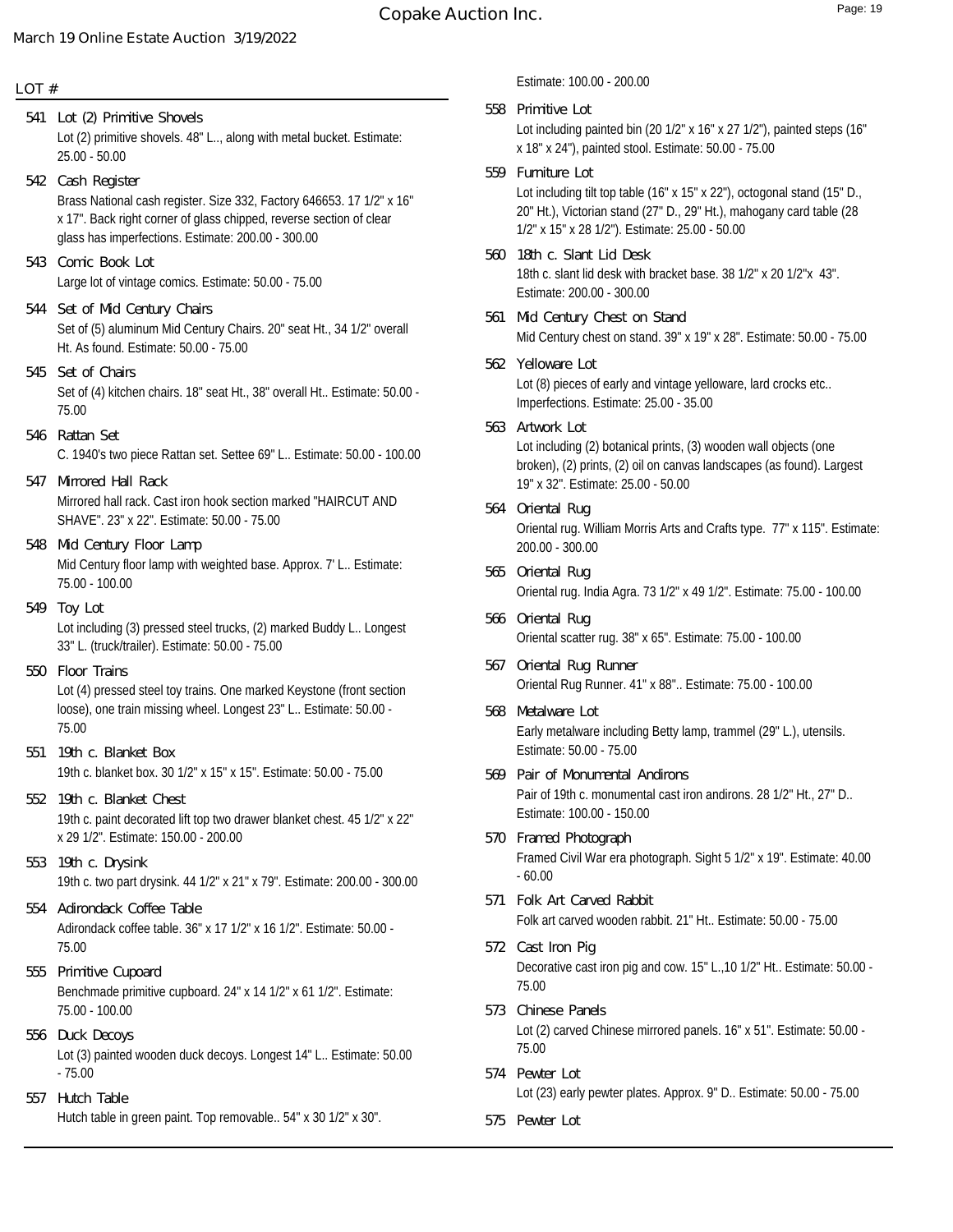LOT #

**541 Lot (2) Primitive Shovels**
Lot (2) primitive shovels. 48" L.., along with metal bucket. Estimate: 25.00 - 50.00

**542 Cash Register**
Brass National cash register. Size 332, Factory 646653. 17 1/2" x 16" x 17". Back right corner of glass chipped, reverse section of clear glass has imperfections. Estimate: 200.00 - 300.00

**543 Comic Book Lot**
Large lot of vintage comics. Estimate: 50.00 - 75.00

**544 Set of Mid Century Chairs**
Set of (5) aluminum Mid Century Chairs. 20" seat Ht., 34 1/2" overall Ht. As found. Estimate: 50.00 - 75.00

**545 Set of Chairs**
Set of (4) kitchen chairs. 18" seat Ht., 38" overall Ht.. Estimate: 50.00 - 75.00

**546 Rattan Set**
C. 1940's two piece Rattan set. Settee 69" L.. Estimate: 50.00 - 100.00

**547 Mirrored Hall Rack**
Mirrored hall rack. Cast iron hook section marked "HAIRCUT AND SHAVE". 23" x 22". Estimate: 50.00 - 75.00

**548 Mid Century Floor Lamp**
Mid Century floor lamp with weighted base. Approx. 7' L.. Estimate: 75.00 - 100.00

**549 Toy Lot**
Lot including (3) pressed steel trucks, (2) marked Buddy L.. Longest 33" L. (truck/trailer). Estimate: 50.00 - 75.00

**550 Floor Trains**
Lot (4) pressed steel toy trains. One marked Keystone (front section loose), one train missing wheel. Longest 23" L.. Estimate: 50.00 - 75.00

**551 19th c. Blanket Box**
19th c. blanket box. 30 1/2" x 15" x 15". Estimate: 50.00 - 75.00

**552 19th c. Blanket Chest**
19th c. paint decorated lift top two drawer blanket chest. 45 1/2" x 22" x 29 1/2". Estimate: 150.00 - 200.00

**553 19th c. Drysink**
19th c. two part drysink. 44 1/2" x 21" x 79". Estimate: 200.00 - 300.00

**554 Adirondack Coffee Table**
Adirondack coffee table. 36" x 17 1/2" x 16 1/2". Estimate: 50.00 - 75.00

**555 Primitive Cupoard**
Benchmade primitive cupboard. 24" x 14 1/2" x 61 1/2". Estimate: 75.00 - 100.00

**556 Duck Decoys**
Lot (3) painted wooden duck decoys. Longest 14" L.. Estimate: 50.00 - 75.00

**557 Hutch Table**
Hutch table in green paint. Top removable.. 54" x 30 1/2" x 30". Estimate: 100.00 - 200.00

**558 Primitive Lot**
Lot including painted bin (20 1/2" x 16" x 27 1/2"), painted steps (16" x 18" x 24"), painted stool. Estimate: 50.00 - 75.00

**559 Furniture Lot**
Lot including tilt top table (16" x 15" x 22"), octogonal stand (15" D., 20" Ht.), Victorian stand (27" D., 29" Ht.), mahogany card table (28 1/2" x 15" x 28 1/2"). Estimate: 25.00 - 50.00

**560 18th c. Slant Lid Desk**
18th c. slant lid desk with bracket base. 38 1/2" x 20 1/2"x 43". Estimate: 200.00 - 300.00

**561 Mid Century Chest on Stand**
Mid Century chest on stand. 39" x 19" x 28". Estimate: 50.00 - 75.00

**562 Yelloware Lot**
Lot (8) pieces of early and vintage yelloware, lard crocks etc.. Imperfections. Estimate: 25.00 - 35.00

**563 Artwork Lot**
Lot including (2) botanical prints, (3) wooden wall objects (one broken), (2) prints, (2) oil on canvas landscapes (as found). Largest 19" x 32". Estimate: 25.00 - 50.00

**564 Oriental Rug**
Oriental rug. William Morris Arts and Crafts type. 77" x 115". Estimate: 200.00 - 300.00

**565 Oriental Rug**
Oriental rug. India Agra. 73 1/2" x 49 1/2". Estimate: 75.00 - 100.00

**566 Oriental Rug**
Oriental scatter rug. 38" x 65". Estimate: 75.00 - 100.00

**567 Oriental Rug Runner**
Oriental Rug Runner. 41" x 88".. Estimate: 75.00 - 100.00

**568 Metalware Lot**
Early metalware including Betty lamp, trammel (29" L.), utensils. Estimate: 50.00 - 75.00

**569 Pair of Monumental Andirons**
Pair of 19th c. monumental cast iron andirons. 28 1/2" Ht., 27" D.. Estimate: 100.00 - 150.00

**570 Framed Photograph**
Framed Civil War era photograph. Sight 5 1/2" x 19". Estimate: 40.00 - 60.00

**571 Folk Art Carved Rabbit**
Folk art carved wooden rabbit. 21" Ht.. Estimate: 50.00 - 75.00

**572 Cast Iron Pig**
Decorative cast iron pig and cow. 15" L.,10 1/2" Ht.. Estimate: 50.00 - 75.00

**573 Chinese Panels**
Lot (2) carved Chinese mirrored panels. 16" x 51". Estimate: 50.00 - 75.00

**574 Pewter Lot**
Lot (23) early pewter plates. Approx. 9" D.. Estimate: 50.00 - 75.00

**575 Pewter Lot**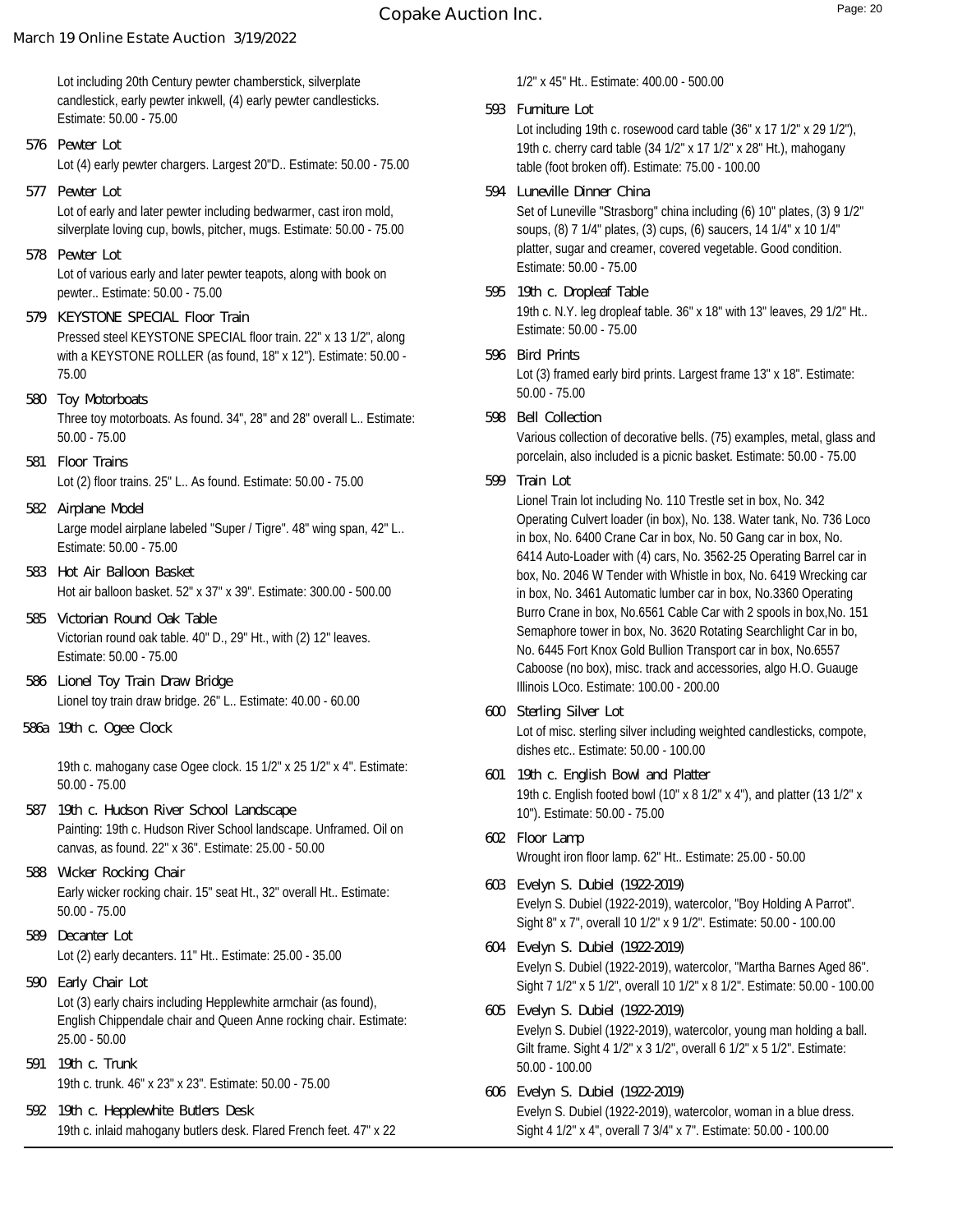Lot including 20th Century pewter chamberstick, silverplate candlestick, early pewter inkwell, (4) early pewter candlesticks. Estimate: 50.00 - 75.00

**576 Pewter Lot**
Lot (4) early pewter chargers. Largest 20"D.. Estimate: 50.00 - 75.00

**577 Pewter Lot**
Lot of early and later pewter including bedwarmer, cast iron mold, silverplate loving cup, bowls, pitcher, mugs. Estimate: 50.00 - 75.00

**578 Pewter Lot**
Lot of various early and later pewter teapots, along with book on pewter.. Estimate: 50.00 - 75.00

**579 KEYSTONE SPECIAL Floor Train**
Pressed steel KEYSTONE SPECIAL floor train. 22" x 13 1/2", along with a KEYSTONE ROLLER (as found, 18" x 12"). Estimate: 50.00 - 75.00

**580 Toy Motorboats**
Three toy motorboats. As found. 34", 28" and 28" overall L.. Estimate: 50.00 - 75.00

**581 Floor Trains**
Lot (2) floor trains. 25" L.. As found. Estimate: 50.00 - 75.00

**582 Airplane Model**
Large model airplane labeled "Super / Tigre". 48" wing span, 42" L.. Estimate: 50.00 - 75.00

**583 Hot Air Balloon Basket**
Hot air balloon basket. 52" x 37" x 39". Estimate: 300.00 - 500.00

**585 Victorian Round Oak Table**
Victorian round oak table. 40" D., 29" Ht., with (2) 12" leaves. Estimate: 50.00 - 75.00

**586 Lionel Toy Train Draw Bridge**
Lionel toy train draw bridge. 26" L.. Estimate: 40.00 - 60.00

**586a 19th c. Ogee Clock**

19th c. mahogany case Ogee clock. 15 1/2" x 25 1/2" x 4". Estimate: 50.00 - 75.00

**587 19th c. Hudson River School Landscape**
Painting: 19th c. Hudson River School landscape. Unframed. Oil on canvas, as found. 22" x 36". Estimate: 25.00 - 50.00

**588 Wicker Rocking Chair**
Early wicker rocking chair. 15" seat Ht., 32" overall Ht.. Estimate: 50.00 - 75.00

**589 Decanter Lot**
Lot (2) early decanters. 11" Ht.. Estimate: 25.00 - 35.00

**590 Early Chair Lot**
Lot (3) early chairs including Hepplewhite armchair (as found), English Chippendale chair and Queen Anne rocking chair. Estimate: 25.00 - 50.00

**591 19th c. Trunk**
19th c. trunk. 46" x 23" x 23". Estimate: 50.00 - 75.00

**592 19th c. Hepplewhite Butlers Desk**
19th c. inlaid mahogany butlers desk. Flared French feet. 47" x 22 1/2" x 45" Ht.. Estimate: 400.00 - 500.00

**593 Furniture Lot**
Lot including 19th c. rosewood card table (36" x 17 1/2" x 29 1/2"), 19th c. cherry card table (34 1/2" x 17 1/2" x 28" Ht.), mahogany table (foot broken off). Estimate: 75.00 - 100.00

**594 Luneville Dinner China**
Set of Luneville "Strasborg" china including (6) 10" plates, (3) 9 1/2" soups, (8) 7 1/4" plates, (3) cups, (6) saucers, 14 1/4" x 10 1/4" platter, sugar and creamer, covered vegetable. Good condition. Estimate: 50.00 - 75.00

**595 19th c. Dropleaf Table**
19th c. N.Y. leg dropleaf table. 36" x 18" with 13" leaves, 29 1/2" Ht.. Estimate: 50.00 - 75.00

**596 Bird Prints**
Lot (3) framed early bird prints. Largest frame 13" x 18". Estimate: 50.00 - 75.00

**598 Bell Collection**
Various collection of decorative bells. (75) examples, metal, glass and porcelain, also included is a picnic basket. Estimate: 50.00 - 75.00

**599 Train Lot**
Lionel Train lot including No. 110 Trestle set in box, No. 342 Operating Culvert loader (in box), No. 138. Water tank, No. 736 Loco in box, No. 6400 Crane Car in box, No. 50 Gang car in box, No. 6414 Auto-Loader with (4) cars, No. 3562-25 Operating Barrel car in box, No. 2046 W Tender with Whistle in box, No. 6419 Wrecking car in box, No. 3461 Automatic lumber car in box, No.3360 Operating Burro Crane in box, No.6561 Cable Car with 2 spools in box,No. 151 Semaphore tower in box, No. 3620 Rotating Searchlight Car in bo, No. 6445 Fort Knox Gold Bullion Transport car in box, No.6557 Caboose (no box), misc. track and accessories, algo H.O. Guauge Illinois LOco. Estimate: 100.00 - 200.00

**600 Sterling Silver Lot**
Lot of misc. sterling silver including weighted candlesticks, compote, dishes etc.. Estimate: 50.00 - 100.00

**601 19th c. English Bowl and Platter**
19th c. English footed bowl (10" x 8 1/2" x 4"), and platter (13 1/2" x 10"). Estimate: 50.00 - 75.00

**602 Floor Lamp**
Wrought iron floor lamp. 62" Ht.. Estimate: 25.00 - 50.00

**603 Evelyn S. Dubiel (1922-2019)**
Evelyn S. Dubiel (1922-2019), watercolor, "Boy Holding A Parrot". Sight 8" x 7", overall 10 1/2" x 9 1/2". Estimate: 50.00 - 100.00

**604 Evelyn S. Dubiel (1922-2019)**
Evelyn S. Dubiel (1922-2019), watercolor, "Martha Barnes Aged 86". Sight 7 1/2" x 5 1/2", overall 10 1/2" x 8 1/2". Estimate: 50.00 - 100.00

**605 Evelyn S. Dubiel (1922-2019)**
Evelyn S. Dubiel (1922-2019), watercolor, young man holding a ball. Gilt frame. Sight 4 1/2" x 3 1/2", overall 6 1/2" x 5 1/2". Estimate: 50.00 - 100.00

**606 Evelyn S. Dubiel (1922-2019)**
Evelyn S. Dubiel (1922-2019), watercolor, woman in a blue dress. Sight 4 1/2" x 4", overall 7 3/4" x 7". Estimate: 50.00 - 100.00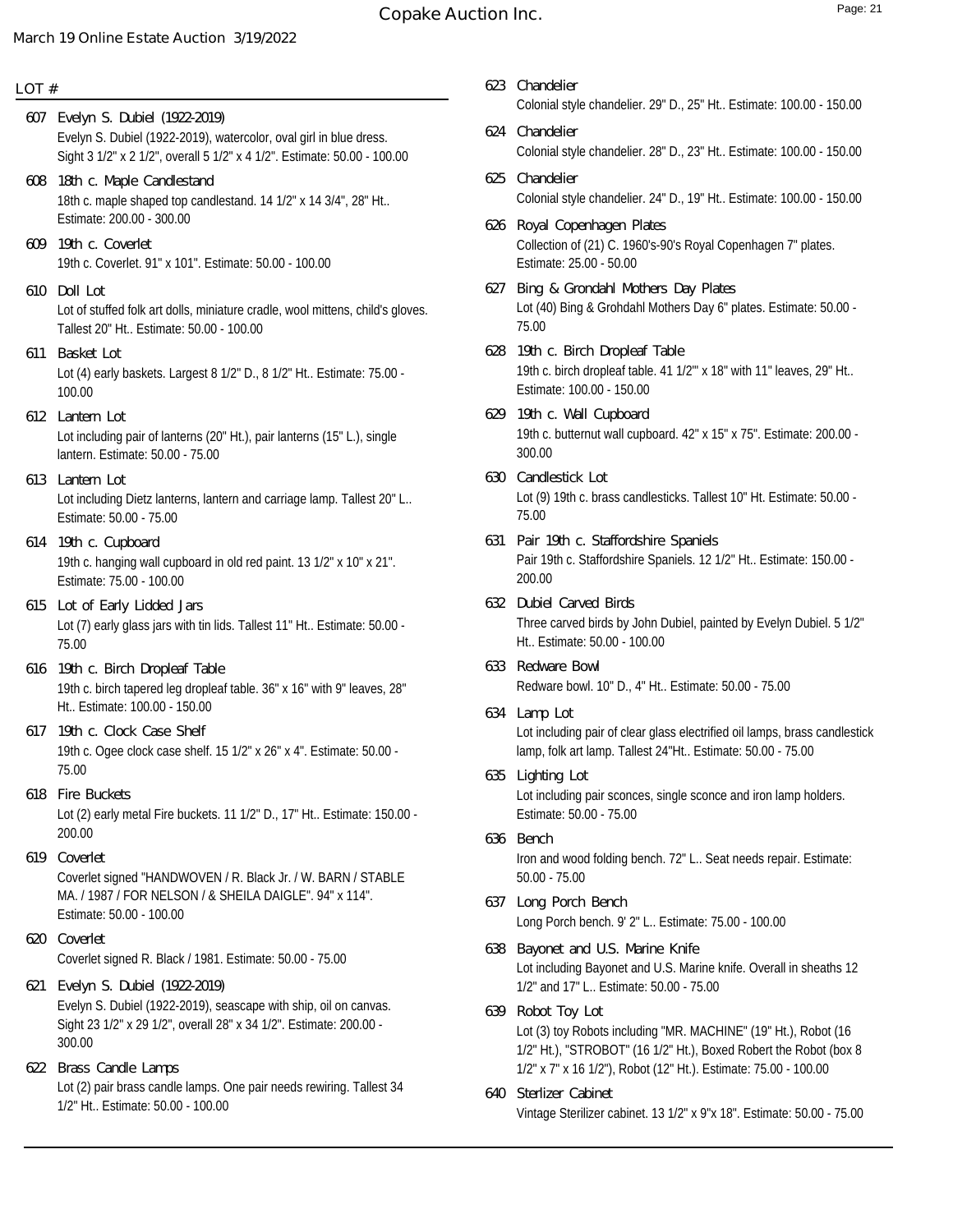LOT #

**607 Evelyn S. Dubiel (1922-2019)**
Evelyn S. Dubiel (1922-2019), watercolor, oval girl in blue dress. Sight 3 1/2" x 2 1/2", overall 5 1/2" x 4 1/2". Estimate: 50.00 - 100.00

**608 18th c. Maple Candlestand**
18th c. maple shaped top candlestand. 14 1/2" x 14 3/4", 28" Ht.. Estimate: 200.00 - 300.00

**609 19th c. Coverlet**
19th c. Coverlet. 91" x 101". Estimate: 50.00 - 100.00

**610 Doll Lot**
Lot of stuffed folk art dolls, miniature cradle, wool mittens, child's gloves. Tallest 20" Ht.. Estimate: 50.00 - 100.00

**611 Basket Lot**
Lot (4) early baskets. Largest 8 1/2" D., 8 1/2" Ht.. Estimate: 75.00 - 100.00

**612 Lantern Lot**
Lot including pair of lanterns (20" Ht.), pair lanterns (15" L.), single lantern. Estimate: 50.00 - 75.00

**613 Lantern Lot**
Lot including Dietz lanterns, lantern and carriage lamp. Tallest 20" L.. Estimate: 50.00 - 75.00

**614 19th c. Cupboard**
19th c. hanging wall cupboard in old red paint. 13 1/2" x 10" x 21". Estimate: 75.00 - 100.00

**615 Lot of Early Lidded Jars**
Lot (7) early glass jars with tin lids. Tallest 11" Ht.. Estimate: 50.00 - 75.00

**616 19th c. Birch Dropleaf Table**
19th c. birch tapered leg dropleaf table. 36" x 16" with 9" leaves, 28" Ht.. Estimate: 100.00 - 150.00

**617 19th c. Clock Case Shelf**
19th c. Ogee clock case shelf. 15 1/2" x 26" x 4". Estimate: 50.00 - 75.00

**618 Fire Buckets**
Lot (2) early metal Fire buckets. 11 1/2" D., 17" Ht.. Estimate: 150.00 - 200.00

**619 Coverlet**
Coverlet signed "HANDWOVEN / R. Black Jr. / W. BARN / STABLE MA. / 1987 / FOR NELSON / & SHEILA DAIGLE". 94" x 114". Estimate: 50.00 - 100.00

**620 Coverlet**
Coverlet signed R. Black / 1981. Estimate: 50.00 - 75.00

**621 Evelyn S. Dubiel (1922-2019)**
Evelyn S. Dubiel (1922-2019), seascape with ship, oil on canvas. Sight 23 1/2" x 29 1/2", overall 28" x 34 1/2". Estimate: 200.00 - 300.00

**622 Brass Candle Lamps**
Lot (2) pair brass candle lamps. One pair needs rewiring. Tallest 34 1/2" Ht.. Estimate: 50.00 - 100.00

**623 Chandelier**
Colonial style chandelier. 29" D., 25" Ht.. Estimate: 100.00 - 150.00

**624 Chandelier**
Colonial style chandelier. 28" D., 23" Ht.. Estimate: 100.00 - 150.00

**625 Chandelier**
Colonial style chandelier. 24" D., 19" Ht.. Estimate: 100.00 - 150.00

**626 Royal Copenhagen Plates**
Collection of (21) C. 1960's-90's Royal Copenhagen 7" plates. Estimate: 25.00 - 50.00

**627 Bing & Grondahl Mothers Day Plates**
Lot (40) Bing & Grohdahl Mothers Day 6" plates. Estimate: 50.00 - 75.00

**628 19th c. Birch Dropleaf Table**
19th c. birch dropleaf table. 41 1/2"' x 18" with 11" leaves, 29" Ht.. Estimate: 100.00 - 150.00

**629 19th c. Wall Cupboard**
19th c. butternut wall cupboard. 42" x 15" x 75". Estimate: 200.00 - 300.00

**630 Candlestick Lot**
Lot (9) 19th c. brass candlesticks. Tallest 10" Ht. Estimate: 50.00 - 75.00

**631 Pair 19th c. Staffordshire Spaniels**
Pair 19th c. Staffordshire Spaniels. 12 1/2" Ht.. Estimate: 150.00 - 200.00

**632 Dubiel Carved Birds**
Three carved birds by John Dubiel, painted by Evelyn Dubiel. 5 1/2" Ht.. Estimate: 50.00 - 100.00

**633 Redware Bowl**
Redware bowl. 10" D., 4" Ht.. Estimate: 50.00 - 75.00

**634 Lamp Lot**
Lot including pair of clear glass electrified oil lamps, brass candlestick lamp, folk art lamp. Tallest 24"Ht.. Estimate: 50.00 - 75.00

**635 Lighting Lot**
Lot including pair sconces, single sconce and iron lamp holders. Estimate: 50.00 - 75.00

**636 Bench**
Iron and wood folding bench. 72" L.. Seat needs repair. Estimate: 50.00 - 75.00

**637 Long Porch Bench**
Long Porch bench. 9' 2" L.. Estimate: 75.00 - 100.00

**638 Bayonet and U.S. Marine Knife**
Lot including Bayonet and U.S. Marine knife. Overall in sheaths 12 1/2" and 17" L.. Estimate: 50.00 - 75.00

**639 Robot Toy Lot**
Lot (3) toy Robots including "MR. MACHINE" (19" Ht.), Robot (16 1/2" Ht.), "STROBOT" (16 1/2" Ht.), Boxed Robert the Robot (box 8 1/2" x 7" x 16 1/2"), Robot (12" Ht.). Estimate: 75.00 - 100.00

**640 Sterlizer Cabinet**
Vintage Sterilizer cabinet. 13 1/2" x 9"x 18". Estimate: 50.00 - 75.00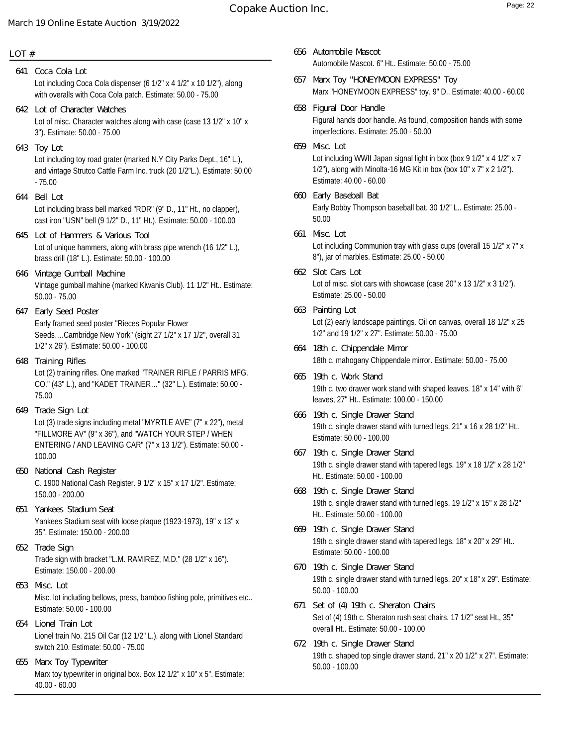March 19 Online Estate Auction 3/19/2022

LOT #

**641 Coca Cola Lot**
Lot including Coca Cola dispenser (6 1/2" x 4 1/2" x 10 1/2"), along with overalls with Coca Cola patch. Estimate: 50.00 - 75.00

**642 Lot of Character Watches**
Lot of misc. Character watches along with case (case 13 1/2" x 10" x 3"). Estimate: 50.00 - 75.00

**643 Toy Lot**
Lot including toy road grater (marked N.Y City Parks Dept., 16" L.), and vintage Strutco Cattle Farm Inc. truck (20 1/2"L.). Estimate: 50.00 - 75.00

**644 Bell Lot**
Lot including brass bell marked "RDR" (9" D., 11" Ht., no clapper), cast iron "USN" bell (9 1/2" D., 11" Ht.). Estimate: 50.00 - 100.00

**645 Lot of Hammers & Various Tool**
Lot of unique hammers, along with brass pipe wrench (16 1/2" L.), brass drill (18" L.). Estimate: 50.00 - 100.00

**646 Vintage Gumball Machine**
Vintage gumball mahine (marked Kiwanis Club). 11 1/2" Ht.. Estimate: 50.00 - 75.00

**647 Early Seed Poster**
Early framed seed poster "Rieces Popular Flower Seeds….Cambridge New York" (sight 27 1/2" x 17 1/2", overall 31 1/2" x 26"). Estimate: 50.00 - 100.00

**648 Training Rifles**
Lot (2) training rifles. One marked "TRAINER RIFLE / PARRIS MFG. CO." (43" L.), and "KADET TRAINER…" (32" L.). Estimate: 50.00 - 75.00

**649 Trade Sign Lot**
Lot (3) trade signs including metal "MYRTLE AVE" (7" x 22"), metal "FILLMORE AV" (9" x 36"), and "WATCH YOUR STEP / WHEN ENTERING / AND LEAVING CAR" (7" x 13 1/2"). Estimate: 50.00 - 100.00

**650 National Cash Register**
C. 1900 National Cash Register. 9 1/2" x 15" x 17 1/2". Estimate: 150.00 - 200.00

**651 Yankees Stadium Seat**
Yankees Stadium seat with loose plaque (1923-1973), 19" x 13" x 35". Estimate: 150.00 - 200.00

**652 Trade Sign**
Trade sign with bracket "L.M. RAMIREZ, M.D." (28 1/2" x 16"). Estimate: 150.00 - 200.00

**653 Misc. Lot**
Misc. lot including bellows, press, bamboo fishing pole, primitives etc.. Estimate: 50.00 - 100.00

**654 Lionel Train Lot**
Lionel train No. 215 Oil Car (12 1/2" L.), along with Lionel Standard switch 210. Estimate: 50.00 - 75.00

**655 Marx Toy Typewriter**
Marx toy typewriter in original box. Box 12 1/2" x 10" x 5". Estimate: 40.00 - 60.00

**656 Automobile Mascot**
Automobile Mascot. 6" Ht.. Estimate: 50.00 - 75.00

**657 Marx Toy "HONEYMOON EXPRESS" Toy**
Marx "HONEYMOON EXPRESS" toy. 9" D.. Estimate: 40.00 - 60.00

**658 Figural Door Handle**
Figural hands door handle. As found, composition hands with some imperfections. Estimate: 25.00 - 50.00

**659 Misc. Lot**
Lot including WWII Japan signal light in box (box 9 1/2" x 4 1/2" x 7 1/2"), along with Minolta-16 MG Kit in box (box 10" x 7" x 2 1/2"). Estimate: 40.00 - 60.00

**660 Early Baseball Bat**
Early Bobby Thompson baseball bat. 30 1/2" L.. Estimate: 25.00 - 50.00

**661 Misc. Lot**
Lot including Communion tray with glass cups (overall 15 1/2" x 7" x 8"), jar of marbles. Estimate: 25.00 - 50.00

**662 Slot Cars Lot**
Lot of misc. slot cars with showcase (case 20" x 13 1/2" x 3 1/2"). Estimate: 25.00 - 50.00

**663 Painting Lot**
Lot (2) early landscape paintings. Oil on canvas, overall 18 1/2" x 25 1/2" and 19 1/2" x 27". Estimate: 50.00 - 75.00

**664 18th c. Chippendale Mirror**
18th c. mahogany Chippendale mirror. Estimate: 50.00 - 75.00

**665 19th c. Work Stand**
19th c. two drawer work stand with shaped leaves. 18" x 14" with 6" leaves, 27" Ht.. Estimate: 100.00 - 150.00

**666 19th c. Single Drawer Stand**
19th c. single drawer stand with turned legs. 21" x 16 x 28 1/2" Ht.. Estimate: 50.00 - 100.00

**667 19th c. Single Drawer Stand**
19th c. single drawer stand with tapered legs. 19" x 18 1/2" x 28 1/2" Ht.. Estimate: 50.00 - 100.00

**668 19th c. Single Drawer Stand**
19th c. single drawer stand with turned legs. 19 1/2" x 15" x 28 1/2" Ht.. Estimate: 50.00 - 100.00

**669 19th c. Single Drawer Stand**
19th c. single drawer stand with tapered legs. 18" x 20" x 29" Ht.. Estimate: 50.00 - 100.00

**670 19th c. Single Drawer Stand**
19th c. single drawer stand with turned legs. 20" x 18" x 29". Estimate: 50.00 - 100.00

**671 Set of (4) 19th c. Sheraton Chairs**
Set of (4) 19th c. Sheraton rush seat chairs. 17 1/2" seat Ht., 35" overall Ht.. Estimate: 50.00 - 100.00

**672 19th c. Single Drawer Stand**
19th c. shaped top single drawer stand. 21" x 20 1/2" x 27". Estimate: 50.00 - 100.00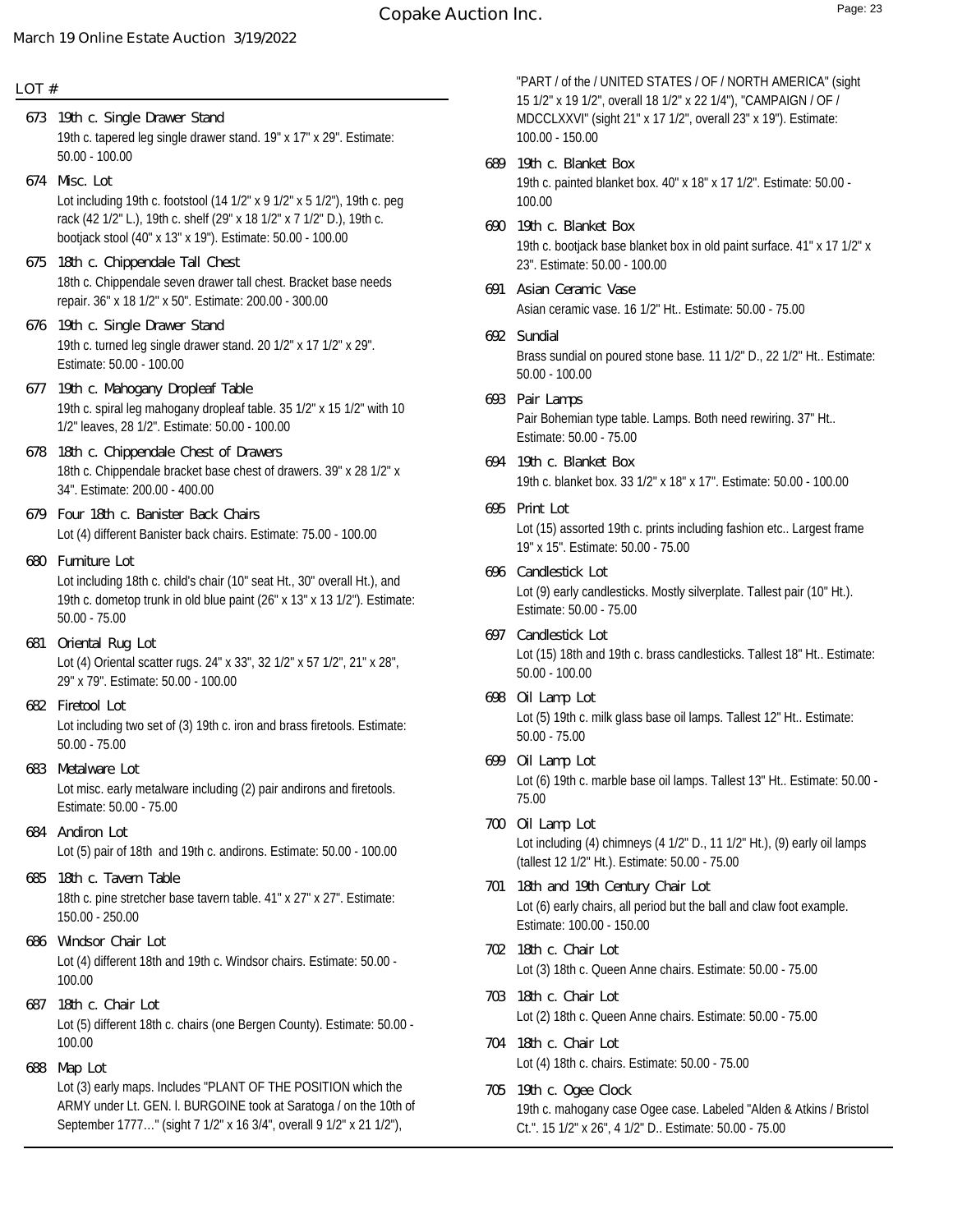LOT #

**673 19th c. Single Drawer Stand**
19th c. tapered leg single drawer stand. 19" x 17" x 29". Estimate: 50.00 - 100.00

**674 Misc. Lot**
Lot including 19th c. footstool (14 1/2" x 9 1/2" x 5 1/2"), 19th c. peg rack (42 1/2" L.), 19th c. shelf (29" x 18 1/2" x 7 1/2" D.), 19th c. bootjack stool (40" x 13" x 19"). Estimate: 50.00 - 100.00

**675 18th c. Chippendale Tall Chest**
18th c. Chippendale seven drawer tall chest. Bracket base needs repair. 36" x 18 1/2" x 50". Estimate: 200.00 - 300.00

**676 19th c. Single Drawer Stand**
19th c. turned leg single drawer stand. 20 1/2" x 17 1/2" x 29". Estimate: 50.00 - 100.00

**677 19th c. Mahogany Dropleaf Table**
19th c. spiral leg mahogany dropleaf table. 35 1/2" x 15 1/2" with 10 1/2" leaves, 28 1/2". Estimate: 50.00 - 100.00

**678 18th c. Chippendale Chest of Drawers**
18th c. Chippendale bracket base chest of drawers. 39" x 28 1/2" x 34". Estimate: 200.00 - 400.00

**679 Four 18th c. Banister Back Chairs**
Lot (4) different Banister back chairs. Estimate: 75.00 - 100.00

**680 Furniture Lot**
Lot including 18th c. child's chair (10" seat Ht., 30" overall Ht.), and 19th c. dometop trunk in old blue paint (26" x 13" x 13 1/2"). Estimate: 50.00 - 75.00

**681 Oriental Rug Lot**
Lot (4) Oriental scatter rugs. 24" x 33", 32 1/2" x 57 1/2", 21" x 28", 29" x 79". Estimate: 50.00 - 100.00

**682 Firetool Lot**
Lot including two set of (3) 19th c. iron and brass firetools. Estimate: 50.00 - 75.00

**683 Metalware Lot**
Lot misc. early metalware including (2) pair andirons and firetools. Estimate: 50.00 - 75.00

**684 Andiron Lot**
Lot (5) pair of 18th and 19th c. andirons. Estimate: 50.00 - 100.00

**685 18th c. Tavern Table**
18th c. pine stretcher base tavern table. 41" x 27" x 27". Estimate: 150.00 - 250.00

**686 Windsor Chair Lot**
Lot (4) different 18th and 19th c. Windsor chairs. Estimate: 50.00 - 100.00

**687 18th c. Chair Lot**
Lot (5) different 18th c. chairs (one Bergen County). Estimate: 50.00 - 100.00

**688 Map Lot**
Lot (3) early maps. Includes "PLANT OF THE POSITION which the ARMY under Lt. GEN. I. BURGOINE took at Saratoga / on the 10th of September 1777…" (sight 7 1/2" x 16 3/4", overall 9 1/2" x 21 1/2"), "PART / of the / UNITED STATES / OF / NORTH AMERICA" (sight 15 1/2" x 19 1/2", overall 18 1/2" x 22 1/4"), "CAMPAIGN / OF / MDCCLXXVI" (sight 21" x 17 1/2", overall 23" x 19"). Estimate: 100.00 - 150.00

**689 19th c. Blanket Box**
19th c. painted blanket box. 40" x 18" x 17 1/2". Estimate: 50.00 - 100.00

**690 19th c. Blanket Box**
19th c. bootjack base blanket box in old paint surface. 41" x 17 1/2" x 23". Estimate: 50.00 - 100.00

**691 Asian Ceramic Vase**
Asian ceramic vase. 16 1/2" Ht.. Estimate: 50.00 - 75.00

**692 Sundial**
Brass sundial on poured stone base. 11 1/2" D., 22 1/2" Ht.. Estimate: 50.00 - 100.00

**693 Pair Lamps**
Pair Bohemian type table. Lamps. Both need rewiring. 37" Ht.. Estimate: 50.00 - 75.00

**694 19th c. Blanket Box**
19th c. blanket box. 33 1/2" x 18" x 17". Estimate: 50.00 - 100.00

**695 Print Lot**
Lot (15) assorted 19th c. prints including fashion etc.. Largest frame 19" x 15". Estimate: 50.00 - 75.00

**696 Candlestick Lot**
Lot (9) early candlesticks. Mostly silverplate. Tallest pair (10" Ht.). Estimate: 50.00 - 75.00

**697 Candlestick Lot**
Lot (15) 18th and 19th c. brass candlesticks. Tallest 18" Ht.. Estimate: 50.00 - 100.00

**698 Oil Lamp Lot**
Lot (5) 19th c. milk glass base oil lamps. Tallest 12" Ht.. Estimate: 50.00 - 75.00

**699 Oil Lamp Lot**
Lot (6) 19th c. marble base oil lamps. Tallest 13" Ht.. Estimate: 50.00 - 75.00

**700 Oil Lamp Lot**
Lot including (4) chimneys (4 1/2" D., 11 1/2" Ht.), (9) early oil lamps (tallest 12 1/2" Ht.). Estimate: 50.00 - 75.00

**701 18th and 19th Century Chair Lot**
Lot (6) early chairs, all period but the ball and claw foot example. Estimate: 100.00 - 150.00

**702 18th c. Chair Lot**
Lot (3) 18th c. Queen Anne chairs. Estimate: 50.00 - 75.00

**703 18th c. Chair Lot**
Lot (2) 18th c. Queen Anne chairs. Estimate: 50.00 - 75.00

**704 18th c. Chair Lot**
Lot (4) 18th c. chairs. Estimate: 50.00 - 75.00

**705 19th c. Ogee Clock**
19th c. mahogany case Ogee case. Labeled "Alden & Atkins / Bristol Ct.". 15 1/2" x 26", 4 1/2" D.. Estimate: 50.00 - 75.00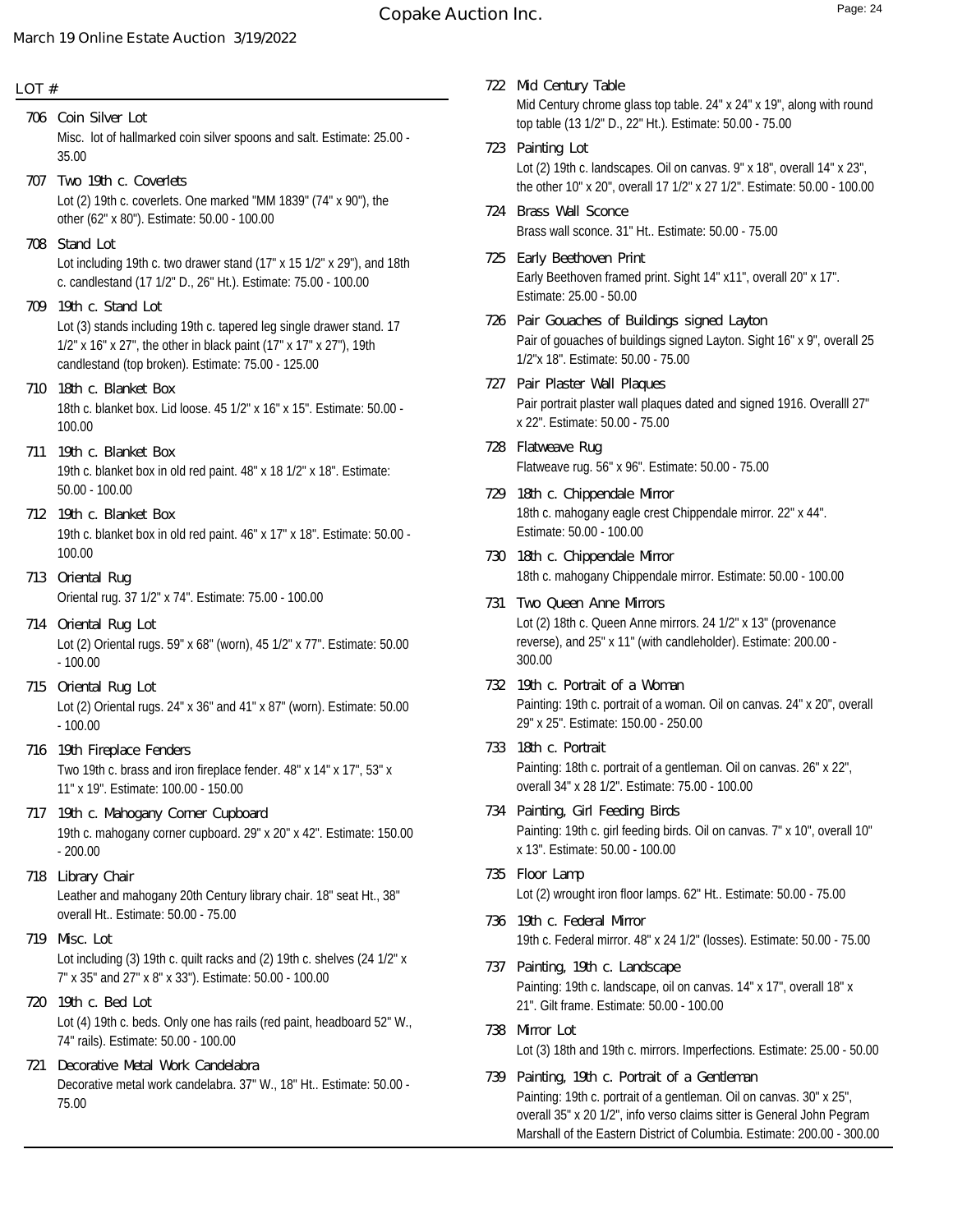LOT #

706 Coin Silver Lot
Misc. lot of hallmarked coin silver spoons and salt. Estimate: 25.00 - 35.00

707 Two 19th c. Coverlets
Lot (2) 19th c. coverlets. One marked "MM 1839" (74" x 90"), the other (62" x 80"). Estimate: 50.00 - 100.00

708 Stand Lot
Lot including 19th c. two drawer stand (17" x 15 1/2" x 29"), and 18th c. candlestand (17 1/2" D., 26" Ht.). Estimate: 75.00 - 100.00

709 19th c. Stand Lot
Lot (3) stands including 19th c. tapered leg single drawer stand. 17 1/2" x 16" x 27", the other in black paint (17" x 17" x 27"), 19th candlestand (top broken). Estimate: 75.00 - 125.00

710 18th c. Blanket Box
18th c. blanket box. Lid loose. 45 1/2" x 16" x 15". Estimate: 50.00 - 100.00

711 19th c. Blanket Box
19th c. blanket box in old red paint. 48" x 18 1/2" x 18". Estimate: 50.00 - 100.00

712 19th c. Blanket Box
19th c. blanket box in old red paint. 46" x 17" x 18". Estimate: 50.00 - 100.00

713 Oriental Rug
Oriental rug. 37 1/2" x 74". Estimate: 75.00 - 100.00

714 Oriental Rug Lot
Lot (2) Oriental rugs. 59" x 68" (worn), 45 1/2" x 77". Estimate: 50.00 - 100.00

715 Oriental Rug Lot
Lot (2) Oriental rugs. 24" x 36" and 41" x 87" (worn). Estimate: 50.00 - 100.00

716 19th Fireplace Fenders
Two 19th c. brass and iron fireplace fender. 48" x 14" x 17", 53" x 11" x 19". Estimate: 100.00 - 150.00

717 19th c. Mahogany Corner Cupboard
19th c. mahogany corner cupboard. 29" x 20" x 42". Estimate: 150.00 - 200.00

718 Library Chair
Leather and mahogany 20th Century library chair. 18" seat Ht., 38" overall Ht.. Estimate: 50.00 - 75.00

719 Misc. Lot
Lot including (3) 19th c. quilt racks and (2) 19th c. shelves (24 1/2" x 7" x 35" and 27" x 8" x 33"). Estimate: 50.00 - 100.00

720 19th c. Bed Lot
Lot (4) 19th c. beds. Only one has rails (red paint, headboard 52" W., 74" rails). Estimate: 50.00 - 100.00

721 Decorative Metal Work Candelabra
Decorative metal work candelabra. 37" W., 18" Ht.. Estimate: 50.00 - 75.00

722 Mid Century Table
Mid Century chrome glass top table. 24" x 24" x 19", along with round top table (13 1/2" D., 22" Ht.). Estimate: 50.00 - 75.00

723 Painting Lot
Lot (2) 19th c. landscapes. Oil on canvas. 9" x 18", overall 14" x 23", the other 10" x 20", overall 17 1/2" x 27 1/2". Estimate: 50.00 - 100.00

724 Brass Wall Sconce
Brass wall sconce. 31" Ht.. Estimate: 50.00 - 75.00

725 Early Beethoven Print
Early Beethoven framed print. Sight 14" x11", overall 20" x 17". Estimate: 25.00 - 50.00

726 Pair Gouaches of Buildings signed Layton
Pair of gouaches of buildings signed Layton. Sight 16" x 9", overall 25 1/2"x 18". Estimate: 50.00 - 75.00

727 Pair Plaster Wall Plaques
Pair portrait plaster wall plaques dated and signed 1916. Overalll 27" x 22". Estimate: 50.00 - 75.00

728 Flatweave Rug
Flatweave rug. 56" x 96". Estimate: 50.00 - 75.00

729 18th c. Chippendale Mirror
18th c. mahogany eagle crest Chippendale mirror. 22" x 44". Estimate: 50.00 - 100.00

730 18th c. Chippendale Mirror
18th c. mahogany Chippendale mirror. Estimate: 50.00 - 100.00

731 Two Queen Anne Mirrors
Lot (2) 18th c. Queen Anne mirrors. 24 1/2" x 13" (provenance reverse), and 25" x 11" (with candleholder). Estimate: 200.00 - 300.00

732 19th c. Portrait of a Woman
Painting: 19th c. portrait of a woman. Oil on canvas. 24" x 20", overall 29" x 25". Estimate: 150.00 - 250.00

733 18th c. Portrait
Painting: 18th c. portrait of a gentleman. Oil on canvas. 26" x 22", overall 34" x 28 1/2". Estimate: 75.00 - 100.00

734 Painting, Girl Feeding Birds
Painting: 19th c. girl feeding birds. Oil on canvas. 7" x 10", overall 10" x 13". Estimate: 50.00 - 100.00

735 Floor Lamp
Lot (2) wrought iron floor lamps. 62" Ht.. Estimate: 50.00 - 75.00

736 19th c. Federal Mirror
19th c. Federal mirror. 48" x 24 1/2" (losses). Estimate: 50.00 - 75.00

737 Painting, 19th c. Landscape
Painting: 19th c. landscape, oil on canvas. 14" x 17", overall 18" x 21". Gilt frame. Estimate: 50.00 - 100.00

738 Mirror Lot
Lot (3) 18th and 19th c. mirrors. Imperfections. Estimate: 25.00 - 50.00

739 Painting, 19th c. Portrait of a Gentleman
Painting: 19th c. portrait of a gentleman. Oil on canvas. 30" x 25", overall 35" x 20 1/2", info verso claims sitter is General John Pegram Marshall of the Eastern District of Columbia. Estimate: 200.00 - 300.00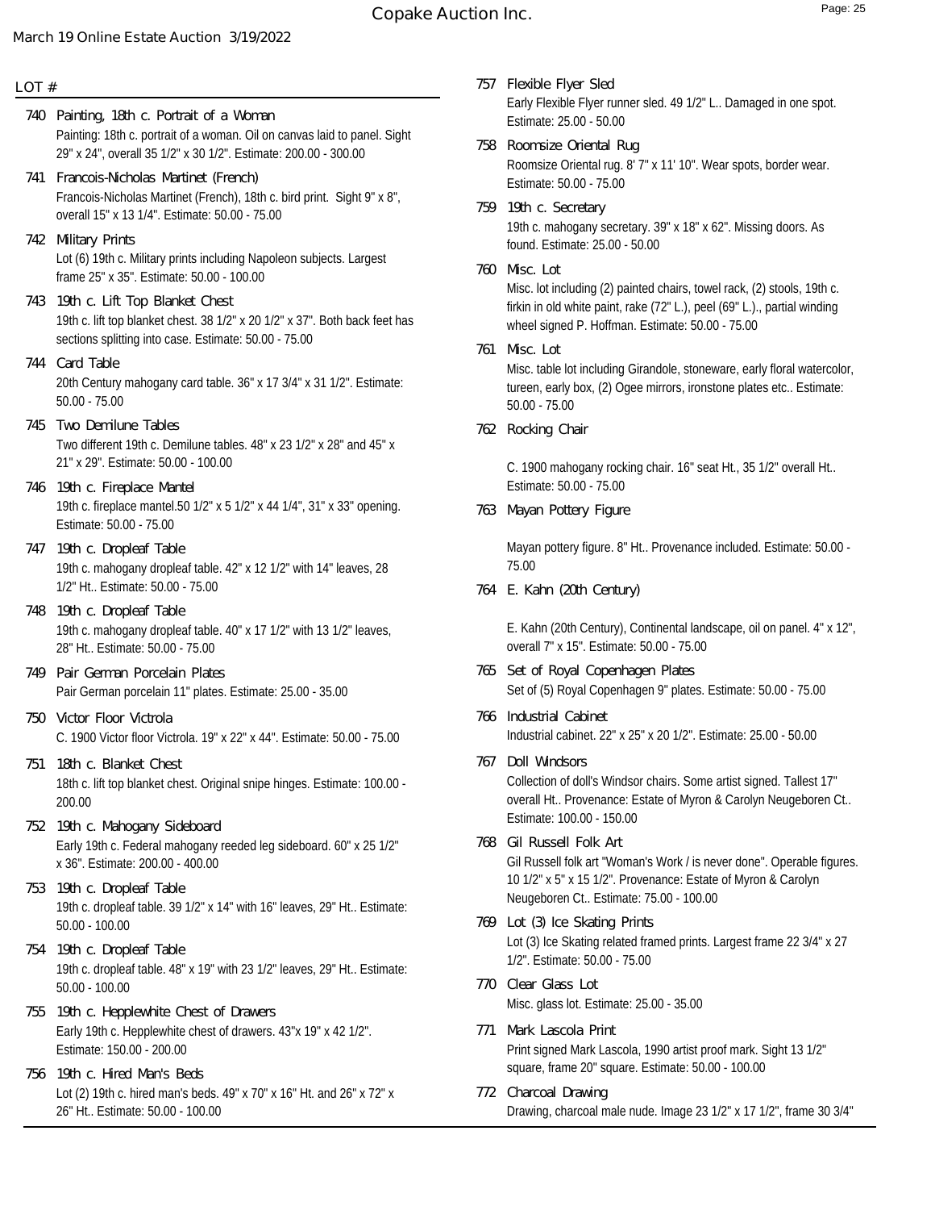LOT #

**740 Painting, 18th c. Portrait of a Woman**
Painting: 18th c. portrait of a woman. Oil on canvas laid to panel. Sight 29" x 24", overall 35 1/2" x 30 1/2". Estimate: 200.00 - 300.00

**741 Francois-Nicholas Martinet (French)**
Francois-Nicholas Martinet (French), 18th c. bird print. Sight 9" x 8", overall 15" x 13 1/4". Estimate: 50.00 - 75.00

**742 Military Prints**
Lot (6) 19th c. Military prints including Napoleon subjects. Largest frame 25" x 35". Estimate: 50.00 - 100.00

**743 19th c. Lift Top Blanket Chest**
19th c. lift top blanket chest. 38 1/2" x 20 1/2" x 37". Both back feet has sections splitting into case. Estimate: 50.00 - 75.00

**744 Card Table**
20th Century mahogany card table. 36" x 17 3/4" x 31 1/2". Estimate: 50.00 - 75.00

**745 Two Demilune Tables**
Two different 19th c. Demilune tables. 48" x 23 1/2" x 28" and 45" x 21" x 29". Estimate: 50.00 - 100.00

**746 19th c. Fireplace Mantel**
19th c. fireplace mantel.50 1/2" x 5 1/2" x 44 1/4", 31" x 33" opening. Estimate: 50.00 - 75.00

**747 19th c. Dropleaf Table**
19th c. mahogany dropleaf table. 42" x 12 1/2" with 14" leaves, 28 1/2" Ht.. Estimate: 50.00 - 75.00

**748 19th c. Dropleaf Table**
19th c. mahogany dropleaf table. 40" x 17 1/2" with 13 1/2" leaves, 28" Ht.. Estimate: 50.00 - 75.00

**749 Pair German Porcelain Plates**
Pair German porcelain 11" plates. Estimate: 25.00 - 35.00

**750 Victor Floor Victrola**
C. 1900 Victor floor Victrola. 19" x 22" x 44". Estimate: 50.00 - 75.00

**751 18th c. Blanket Chest**
18th c. lift top blanket chest. Original snipe hinges. Estimate: 100.00 - 200.00

**752 19th c. Mahogany Sideboard**
Early 19th c. Federal mahogany reeded leg sideboard. 60" x 25 1/2" x 36". Estimate: 200.00 - 400.00

**753 19th c. Dropleaf Table**
19th c. dropleaf table. 39 1/2" x 14" with 16" leaves, 29" Ht.. Estimate: 50.00 - 100.00

**754 19th c. Dropleaf Table**
19th c. dropleaf table. 48" x 19" with 23 1/2" leaves, 29" Ht.. Estimate: 50.00 - 100.00

**755 19th c. Hepplewhite Chest of Drawers**
Early 19th c. Hepplewhite chest of drawers. 43"x 19" x 42 1/2". Estimate: 150.00 - 200.00

**756 19th c. Hired Man's Beds**
Lot (2) 19th c. hired man's beds. 49" x 70" x 16" Ht. and 26" x 72" x 26" Ht.. Estimate: 50.00 - 100.00

**757 Flexible Flyer Sled**
Early Flexible Flyer runner sled. 49 1/2" L.. Damaged in one spot. Estimate: 25.00 - 50.00

**758 Roomsize Oriental Rug**
Roomsize Oriental rug. 8' 7" x 11' 10". Wear spots, border wear. Estimate: 50.00 - 75.00

**759 19th c. Secretary**
19th c. mahogany secretary. 39" x 18" x 62". Missing doors. As found. Estimate: 25.00 - 50.00

**760 Misc. Lot**
Misc. lot including (2) painted chairs, towel rack, (2) stools, 19th c. firkin in old white paint, rake (72" L.), peel (69" L.)., partial winding wheel signed P. Hoffman. Estimate: 50.00 - 75.00

**761 Misc. Lot**
Misc. table lot including Girandole, stoneware, early floral watercolor, tureen, early box, (2) Ogee mirrors, ironstone plates etc.. Estimate: 50.00 - 75.00

**762 Rocking Chair**
C. 1900 mahogany rocking chair. 16" seat Ht., 35 1/2" overall Ht.. Estimate: 50.00 - 75.00

**763 Mayan Pottery Figure**
Mayan pottery figure. 8" Ht.. Provenance included. Estimate: 50.00 - 75.00

**764 E. Kahn (20th Century)**
E. Kahn (20th Century), Continental landscape, oil on panel. 4" x 12", overall 7" x 15". Estimate: 50.00 - 75.00

**765 Set of Royal Copenhagen Plates**
Set of (5) Royal Copenhagen 9" plates. Estimate: 50.00 - 75.00

**766 Industrial Cabinet**
Industrial cabinet. 22" x 25" x 20 1/2". Estimate: 25.00 - 50.00

**767 Doll Windsors**
Collection of doll's Windsor chairs. Some artist signed. Tallest 17" overall Ht.. Provenance: Estate of Myron & Carolyn Neugeboren Ct.. Estimate: 100.00 - 150.00

**768 Gil Russell Folk Art**
Gil Russell folk art "Woman's Work / is never done". Operable figures. 10 1/2" x 5" x 15 1/2". Provenance: Estate of Myron & Carolyn Neugeboren Ct.. Estimate: 75.00 - 100.00

**769 Lot (3) Ice Skating Prints**
Lot (3) Ice Skating related framed prints. Largest frame 22 3/4" x 27 1/2". Estimate: 50.00 - 75.00

**770 Clear Glass Lot**
Misc. glass lot. Estimate: 25.00 - 35.00

**771 Mark Lascola Print**
Print signed Mark Lascola, 1990 artist proof mark. Sight 13 1/2" square, frame 20" square. Estimate: 50.00 - 100.00

**772 Charcoal Drawing**
Drawing, charcoal male nude. Image 23 1/2" x 17 1/2", frame 30 3/4"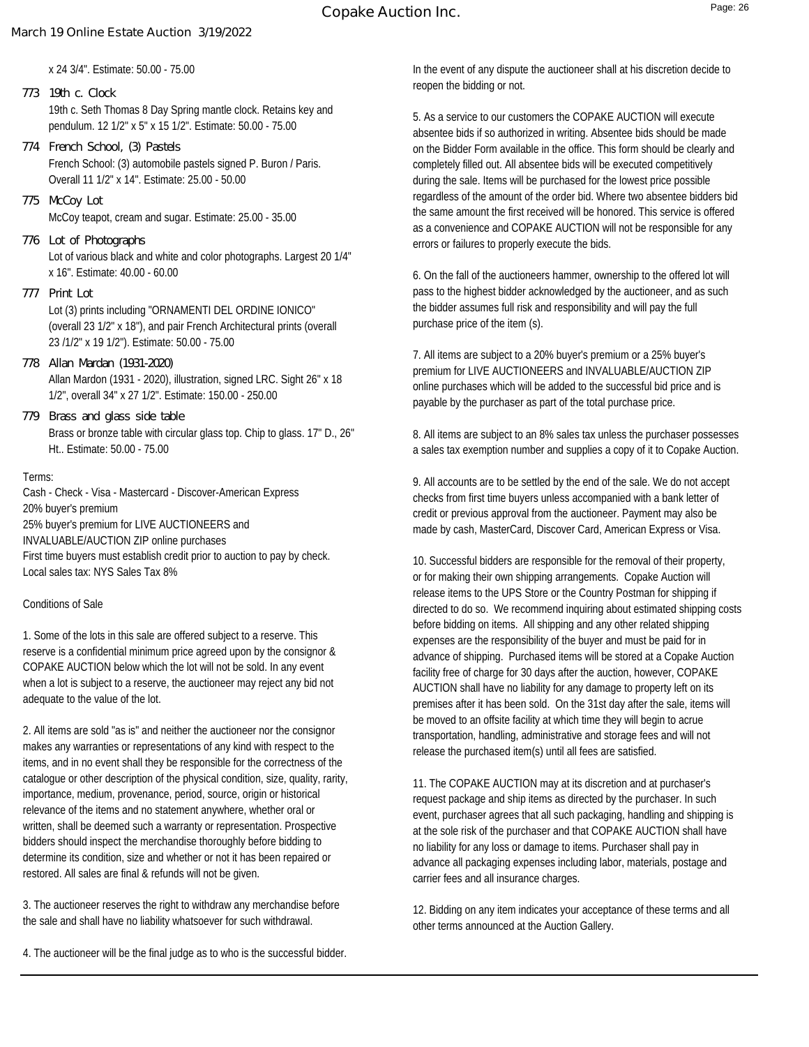x 24 3/4". Estimate: 50.00 - 75.00

**773 19th c. Clock**
19th c. Seth Thomas 8 Day Spring mantle clock. Retains key and pendulum. 12 1/2" x 5" x 15 1/2". Estimate: 50.00 - 75.00

**774 French School, (3) Pastels**
French School: (3) automobile pastels signed P. Buron / Paris. Overall 11 1/2" x 14". Estimate: 25.00 - 50.00

**775 McCoy Lot**
McCoy teapot, cream and sugar. Estimate: 25.00 - 35.00

**776 Lot of Photographs**
Lot of various black and white and color photographs. Largest 20 1/4" x 16". Estimate: 40.00 - 60.00

**777 Print Lot**
Lot (3) prints including "ORNAMENTI DEL ORDINE IONICO" (overall 23 1/2" x 18"), and pair French Architectural prints (overall 23 /1/2" x 19 1/2"). Estimate: 50.00 - 75.00

**778 Allan Mardan (1931-2020)**
Allan Mardon (1931 - 2020), illustration, signed LRC. Sight 26" x 18 1/2", overall 34" x 27 1/2". Estimate: 150.00 - 250.00

**779 Brass and glass side table**
Brass or bronze table with circular glass top. Chip to glass. 17" D., 26" Ht.. Estimate: 50.00 - 75.00

Terms:
Cash - Check - Visa - Mastercard - Discover-American Express
20% buyer's premium
25% buyer's premium for LIVE AUCTIONEERS and INVALUABLE/AUCTION ZIP online purchases
First time buyers must establish credit prior to auction to pay by check.
Local sales tax: NYS Sales Tax 8%

Conditions of Sale

1. Some of the lots in this sale are offered subject to a reserve. This reserve is a confidential minimum price agreed upon by the consignor & COPAKE AUCTION below which the lot will not be sold. In any event when a lot is subject to a reserve, the auctioneer may reject any bid not adequate to the value of the lot.

2. All items are sold "as is" and neither the auctioneer nor the consignor makes any warranties or representations of any kind with respect to the items, and in no event shall they be responsible for the correctness of the catalogue or other description of the physical condition, size, quality, rarity, importance, medium, provenance, period, source, origin or historical relevance of the items and no statement anywhere, whether oral or written, shall be deemed such a warranty or representation. Prospective bidders should inspect the merchandise thoroughly before bidding to determine its condition, size and whether or not it has been repaired or restored. All sales are final & refunds will not be given.

3. The auctioneer reserves the right to withdraw any merchandise before the sale and shall have no liability whatsoever for such withdrawal.

4. The auctioneer will be the final judge as to who is the successful bidder. In the event of any dispute the auctioneer shall at his discretion decide to reopen the bidding or not.

5. As a service to our customers the COPAKE AUCTION will execute absentee bids if so authorized in writing. Absentee bids should be made on the Bidder Form available in the office. This form should be clearly and completely filled out. All absentee bids will be executed competitively during the sale. Items will be purchased for the lowest price possible regardless of the amount of the order bid. Where two absentee bidders bid the same amount the first received will be honored. This service is offered as a convenience and COPAKE AUCTION will not be responsible for any errors or failures to properly execute the bids.

6. On the fall of the auctioneers hammer, ownership to the offered lot will pass to the highest bidder acknowledged by the auctioneer, and as such the bidder assumes full risk and responsibility and will pay the full purchase price of the item (s).

7. All items are subject to a 20% buyer's premium or a 25% buyer's premium for LIVE AUCTIONEERS and INVALUABLE/AUCTION ZIP online purchases which will be added to the successful bid price and is payable by the purchaser as part of the total purchase price.

8. All items are subject to an 8% sales tax unless the purchaser possesses a sales tax exemption number and supplies a copy of it to Copake Auction.

9. All accounts are to be settled by the end of the sale. We do not accept checks from first time buyers unless accompanied with a bank letter of credit or previous approval from the auctioneer. Payment may also be made by cash, MasterCard, Discover Card, American Express or Visa.

10. Successful bidders are responsible for the removal of their property, or for making their own shipping arrangements. Copake Auction will release items to the UPS Store or the Country Postman for shipping if directed to do so. We recommend inquiring about estimated shipping costs before bidding on items. All shipping and any other related shipping expenses are the responsibility of the buyer and must be paid for in advance of shipping. Purchased items will be stored at a Copake Auction facility free of charge for 30 days after the auction, however, COPAKE AUCTION shall have no liability for any damage to property left on its premises after it has been sold. On the 31st day after the sale, items will be moved to an offsite facility at which time they will begin to acrue transportation, handling, administrative and storage fees and will not release the purchased item(s) until all fees are satisfied.

11. The COPAKE AUCTION may at its discretion and at purchaser's request package and ship items as directed by the purchaser. In such event, purchaser agrees that all such packaging, handling and shipping is at the sole risk of the purchaser and that COPAKE AUCTION shall have no liability for any loss or damage to items. Purchaser shall pay in advance all packaging expenses including labor, materials, postage and carrier fees and all insurance charges.

12. Bidding on any item indicates your acceptance of these terms and all other terms announced at the Auction Gallery.